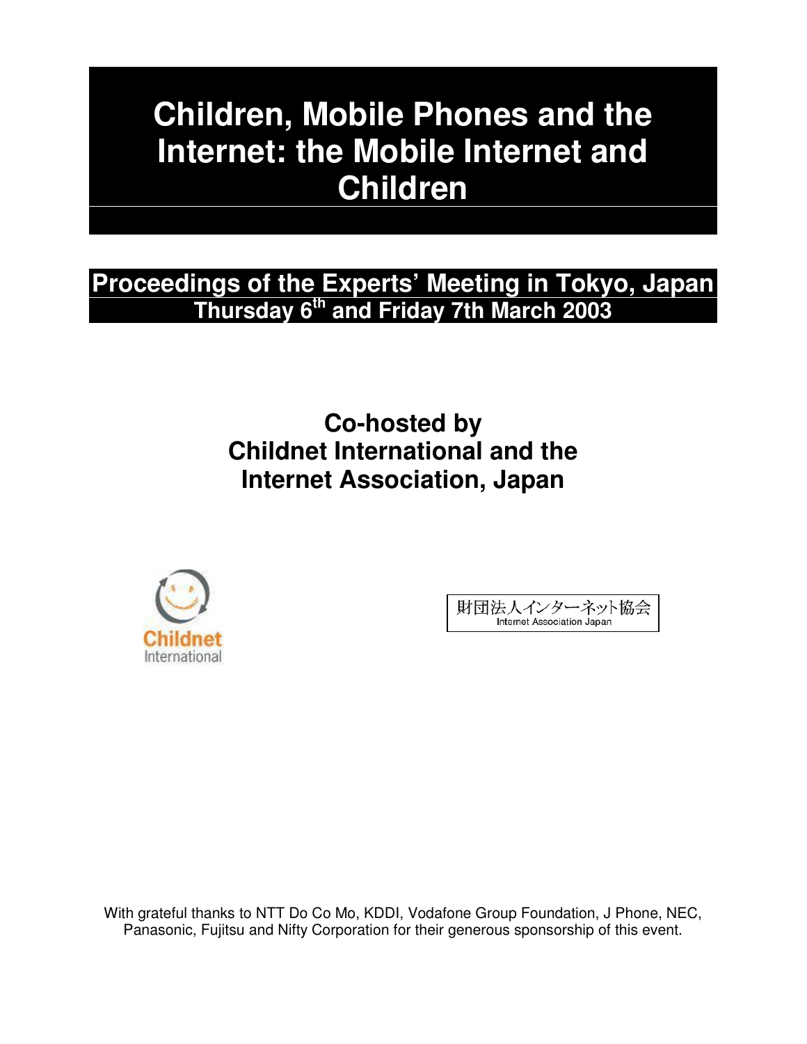# Children, Mobile Phones and the Internet: the Mobile Internet and Children

## Proceedings of the Experts' Meeting in Tokyo, Japan
### Thursday 6th and Friday 7th March 2003

## Co-hosted by Childnet International and the Internet Association, Japan

Childnet International

財団法人インターネット協会
Internet Association Japan

With grateful thanks to NTT Do Co Mo, KDDI, Vodafone Group Foundation, J Phone, NEC, Panasonic, Fujitsu and Nifty Corporation for their generous sponsorship of this event.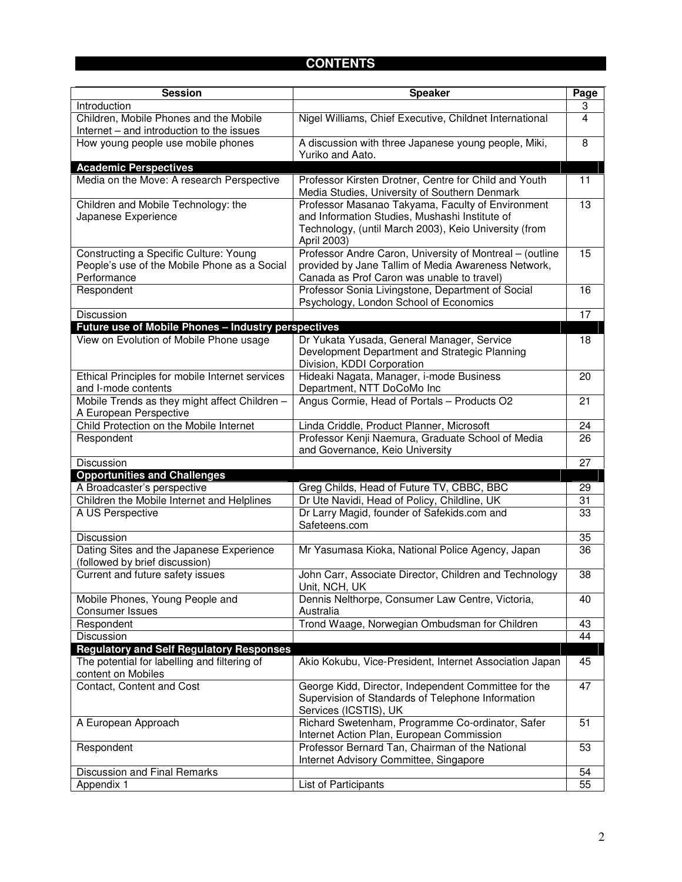# CONTENTS

| Session | Speaker | Page |
|---|---|---|
| Introduction | | 3 |
| Children, Mobile Phones and the Mobile Internet – and introduction to the issues | Nigel Williams, Chief Executive, Childnet International | 4 |
| How young people use mobile phones | A discussion with three Japanese young people, Miki, Yuriko and Aato. | 8 |
| **Academic Perspectives** | | |
| Media on the Move: A research Perspective | Professor Kirsten Drotner, Centre for Child and Youth Media Studies, University of Southern Denmark | 11 |
| Children and Mobile Technology: the Japanese Experience | Professor Masanao Takyama, Faculty of Environment and Information Studies, Mushashi Institute of Technology, (until March 2003), Keio University (from April 2003) | 13 |
| Constructing a Specific Culture: Young People's use of the Mobile Phone as a Social Performance | Professor Andre Caron, University of Montreal – (outline provided by Jane Tallim of Media Awareness Network, Canada as Prof Caron was unable to travel) | 15 |
| Respondent | Professor Sonia Livingstone, Department of Social Psychology, London School of Economics | 16 |
| Discussion | | 17 |
| **Future use of Mobile Phones – Industry perspectives** | | |
| View on Evolution of Mobile Phone usage | Dr Yukata Yusada, General Manager, Service Development Department and Strategic Planning Division, KDDI Corporation | 18 |
| Ethical Principles for mobile Internet services and I-mode contents | Hideaki Nagata, Manager, i-mode Business Department, NTT DoCoMo Inc | 20 |
| Mobile Trends as they might affect Children – A European Perspective | Angus Cormie, Head of Portals – Products O2 | 21 |
| Child Protection on the Mobile Internet | Linda Criddle, Product Planner, Microsoft | 24 |
| Respondent | Professor Kenji Naemura, Graduate School of Media and Governance, Keio University | 26 |
| Discussion | | 27 |
| **Opportunities and Challenges** | | |
| A Broadcaster's perspective | Greg Childs, Head of Future TV, CBBC, BBC | 29 |
| Children the Mobile Internet and Helplines | Dr Ute Navidi, Head of Policy, Childline, UK | 31 |
| A US Perspective | Dr Larry Magid, founder of Safekids.com and Safeteens.com | 33 |
| Discussion | | 35 |
| Dating Sites and the Japanese Experience (followed by brief discussion) | Mr Yasumasa Kioka, National Police Agency, Japan | 36 |
| Current and future safety issues | John Carr, Associate Director, Children and Technology Unit, NCH, UK | 38 |
| Mobile Phones, Young People and Consumer Issues | Dennis Nelthorpe, Consumer Law Centre, Victoria, Australia | 40 |
| Respondent | Trond Waage, Norwegian Ombudsman for Children | 43 |
| Discussion | | 44 |
| **Regulatory and Self Regulatory Responses** | | |
| The potential for labelling and filtering of content on Mobiles | Akio Kokubu, Vice-President, Internet Association Japan | 45 |
| Contact, Content and Cost | George Kidd, Director, Independent Committee for the Supervision of Standards of Telephone Information Services (ICSTIS), UK | 47 |
| A European Approach | Richard Swetenham, Programme Co-ordinator, Safer Internet Action Plan, European Commission | 51 |
| Respondent | Professor Bernard Tan, Chairman of the National Internet Advisory Committee, Singapore | 53 |
| Discussion and Final Remarks | | 54 |
| Appendix 1 | List of Participants | 55 |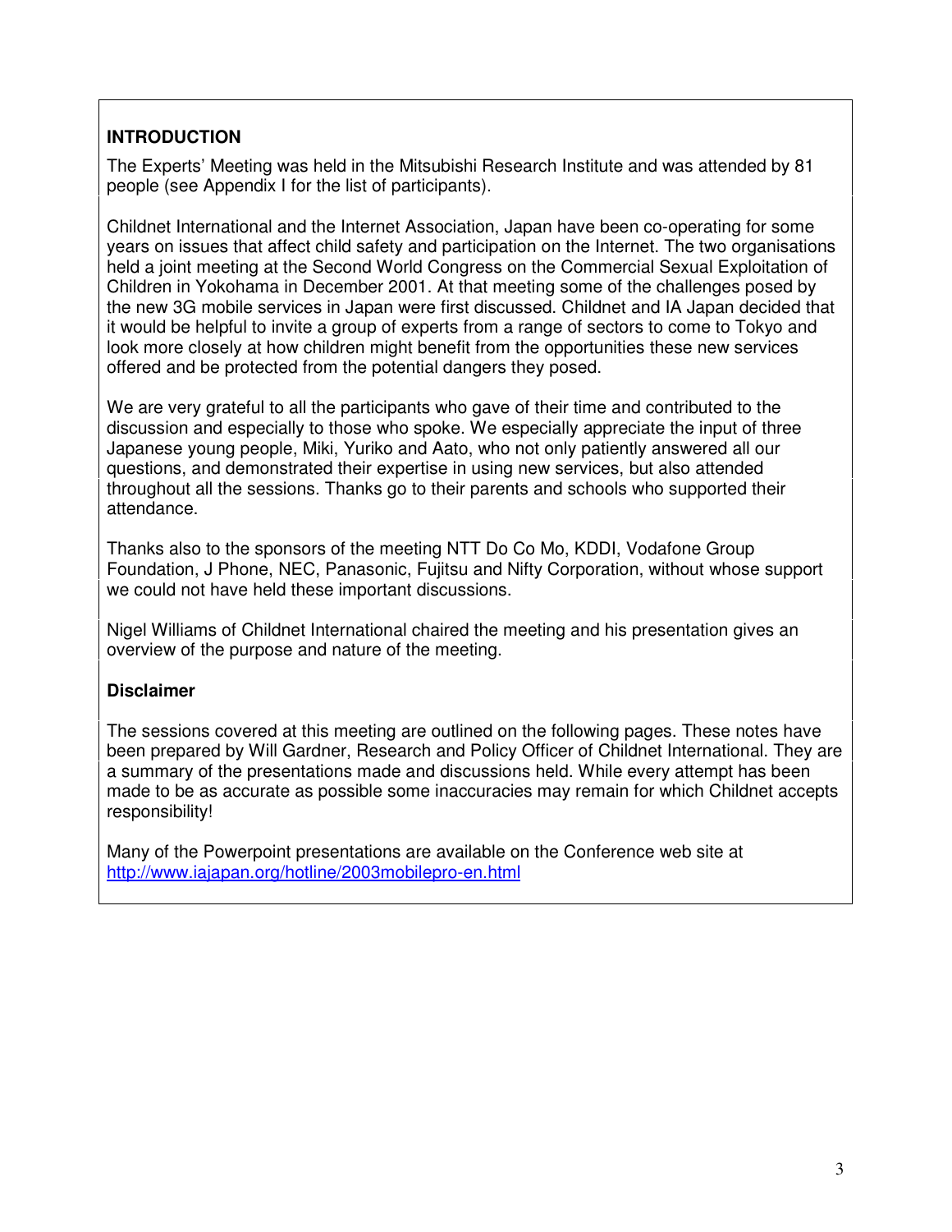## INTRODUCTION

The Experts' Meeting was held in the Mitsubishi Research Institute and was attended by 81 people (see Appendix I for the list of participants).

Childnet International and the Internet Association, Japan have been co-operating for some years on issues that affect child safety and participation on the Internet. The two organisations held a joint meeting at the Second World Congress on the Commercial Sexual Exploitation of Children in Yokohama in December 2001. At that meeting some of the challenges posed by the new 3G mobile services in Japan were first discussed. Childnet and IA Japan decided that it would be helpful to invite a group of experts from a range of sectors to come to Tokyo and look more closely at how children might benefit from the opportunities these new services offered and be protected from the potential dangers they posed.

We are very grateful to all the participants who gave of their time and contributed to the discussion and especially to those who spoke. We especially appreciate the input of three Japanese young people, Miki, Yuriko and Aato, who not only patiently answered all our questions, and demonstrated their expertise in using new services, but also attended throughout all the sessions. Thanks go to their parents and schools who supported their attendance.

Thanks also to the sponsors of the meeting NTT Do Co Mo, KDDI, Vodafone Group Foundation, J Phone, NEC, Panasonic, Fujitsu and Nifty Corporation, without whose support we could not have held these important discussions.

Nigel Williams of Childnet International chaired the meeting and his presentation gives an overview of the purpose and nature of the meeting.

### Disclaimer

The sessions covered at this meeting are outlined on the following pages. These notes have been prepared by Will Gardner, Research and Policy Officer of Childnet International. They are a summary of the presentations made and discussions held. While every attempt has been made to be as accurate as possible some inaccuracies may remain for which Childnet accepts responsibility!

Many of the Powerpoint presentations are available on the Conference web site at http://www.iajapan.org/hotline/2003mobilepro-en.html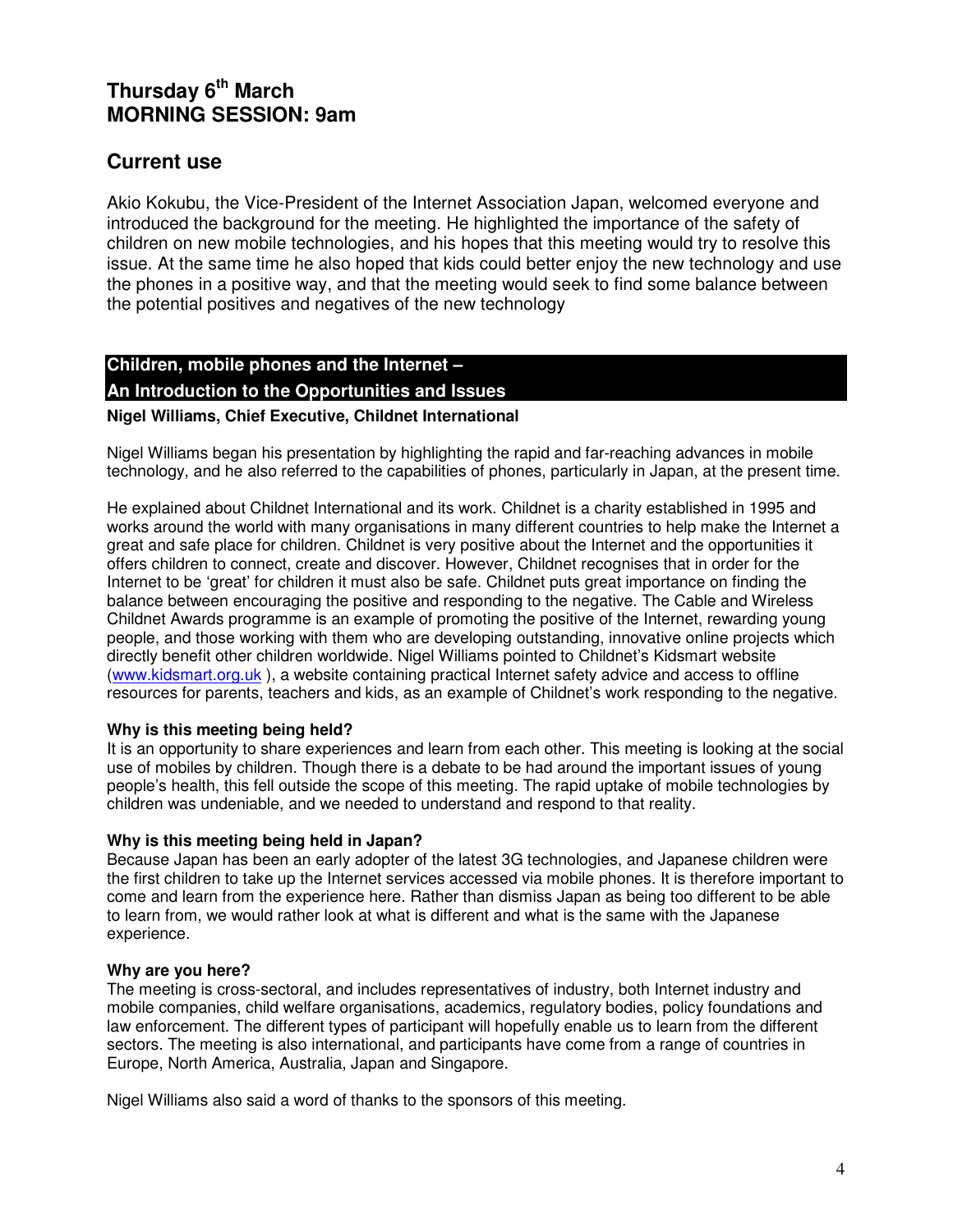# Thursday 6th March
# MORNING SESSION: 9am

## Current use

Akio Kokubu, the Vice-President of the Internet Association Japan, welcomed everyone and introduced the background for the meeting. He highlighted the importance of the safety of children on new mobile technologies, and his hopes that this meeting would try to resolve this issue. At the same time he also hoped that kids could better enjoy the new technology and use the phones in a positive way, and that the meeting would seek to find some balance between the potential positives and negatives of the new technology

### Children, mobile phones and the Internet – An Introduction to the Opportunities and Issues

**Nigel Williams, Chief Executive, Childnet International**

Nigel Williams began his presentation by highlighting the rapid and far-reaching advances in mobile technology, and he also referred to the capabilities of phones, particularly in Japan, at the present time.

He explained about Childnet International and its work. Childnet is a charity established in 1995 and works around the world with many organisations in many different countries to help make the Internet a great and safe place for children. Childnet is very positive about the Internet and the opportunities it offers children to connect, create and discover. However, Childnet recognises that in order for the Internet to be 'great' for children it must also be safe. Childnet puts great importance on finding the balance between encouraging the positive and responding to the negative. The Cable and Wireless Childnet Awards programme is an example of promoting the positive of the Internet, rewarding young people, and those working with them who are developing outstanding, innovative online projects which directly benefit other children worldwide. Nigel Williams pointed to Childnet's Kidsmart website (www.kidsmart.org.uk ), a website containing practical Internet safety advice and access to offline resources for parents, teachers and kids, as an example of Childnet's work responding to the negative.

**Why is this meeting being held?**
It is an opportunity to share experiences and learn from each other. This meeting is looking at the social use of mobiles by children. Though there is a debate to be had around the important issues of young people's health, this fell outside the scope of this meeting. The rapid uptake of mobile technologies by children was undeniable, and we needed to understand and respond to that reality.

**Why is this meeting being held in Japan?**
Because Japan has been an early adopter of the latest 3G technologies, and Japanese children were the first children to take up the Internet services accessed via mobile phones. It is therefore important to come and learn from the experience here. Rather than dismiss Japan as being too different to be able to learn from, we would rather look at what is different and what is the same with the Japanese experience.

**Why are you here?**
The meeting is cross-sectoral, and includes representatives of industry, both Internet industry and mobile companies, child welfare organisations, academics, regulatory bodies, policy foundations and law enforcement. The different types of participant will hopefully enable us to learn from the different sectors. The meeting is also international, and participants have come from a range of countries in Europe, North America, Australia, Japan and Singapore.

Nigel Williams also said a word of thanks to the sponsors of this meeting.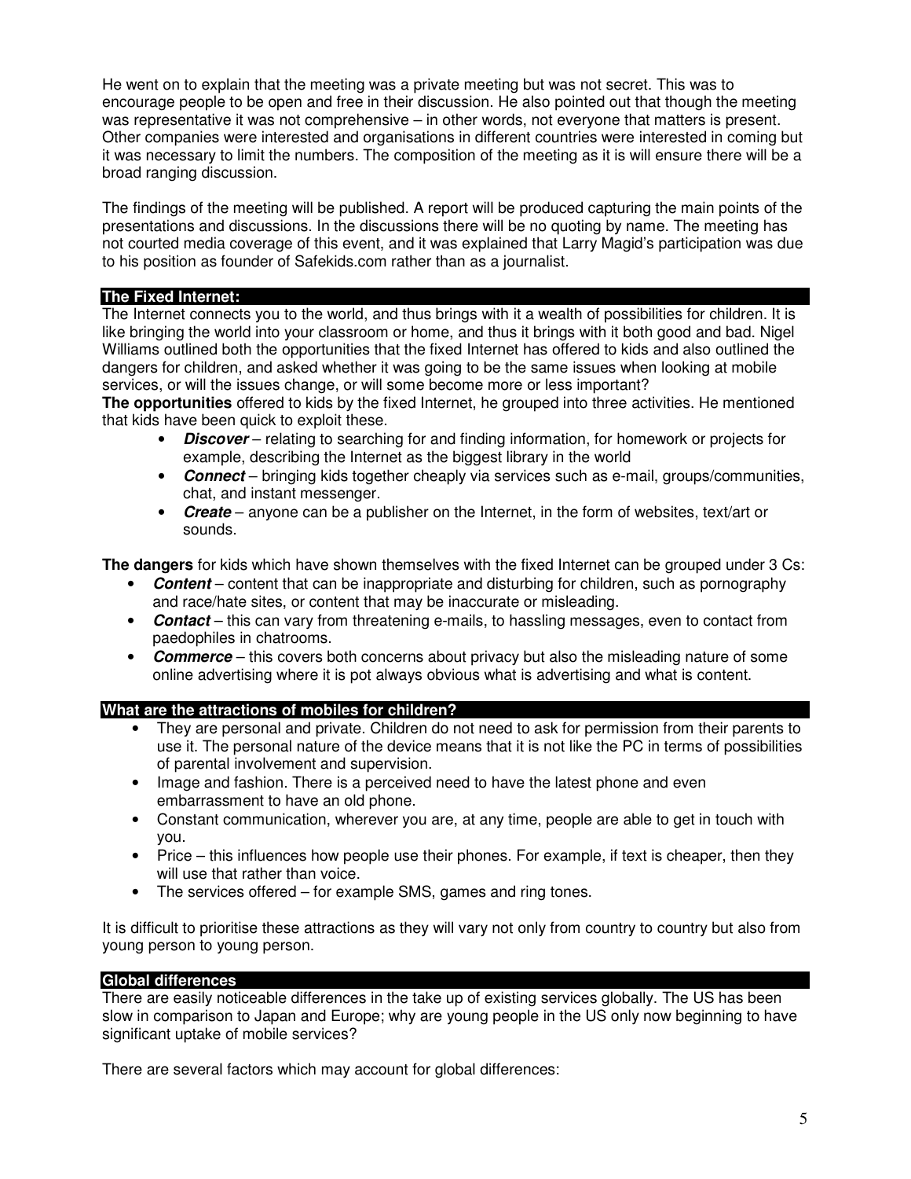He went on to explain that the meeting was a private meeting but was not secret. This was to encourage people to be open and free in their discussion. He also pointed out that though the meeting was representative it was not comprehensive – in other words, not everyone that matters is present. Other companies were interested and organisations in different countries were interested in coming but it was necessary to limit the numbers. The composition of the meeting as it is will ensure there will be a broad ranging discussion.

The findings of the meeting will be published. A report will be produced capturing the main points of the presentations and discussions. In the discussions there will be no quoting by name. The meeting has not courted media coverage of this event, and it was explained that Larry Magid's participation was due to his position as founder of Safekids.com rather than as a journalist.

## The Fixed Internet:

The Internet connects you to the world, and thus brings with it a wealth of possibilities for children. It is like bringing the world into your classroom or home, and thus it brings with it both good and bad. Nigel Williams outlined both the opportunities that the fixed Internet has offered to kids and also outlined the dangers for children, and asked whether it was going to be the same issues when looking at mobile services, or will the issues change, or will some become more or less important?

**The opportunities** offered to kids by the fixed Internet, he grouped into three activities. He mentioned that kids have been quick to exploit these.

- ***Discover*** – relating to searching for and finding information, for homework or projects for example, describing the Internet as the biggest library in the world
- ***Connect*** – bringing kids together cheaply via services such as e-mail, groups/communities, chat, and instant messenger.
- ***Create*** – anyone can be a publisher on the Internet, in the form of websites, text/art or sounds.

**The dangers** for kids which have shown themselves with the fixed Internet can be grouped under 3 Cs:

- ***Content*** – content that can be inappropriate and disturbing for children, such as pornography and race/hate sites, or content that may be inaccurate or misleading.
- ***Contact*** – this can vary from threatening e-mails, to hassling messages, even to contact from paedophiles in chatrooms.
- ***Commerce*** – this covers both concerns about privacy but also the misleading nature of some online advertising where it is pot always obvious what is advertising and what is content.

## What are the attractions of mobiles for children?

- They are personal and private. Children do not need to ask for permission from their parents to use it. The personal nature of the device means that it is not like the PC in terms of possibilities of parental involvement and supervision.
- Image and fashion. There is a perceived need to have the latest phone and even embarrassment to have an old phone.
- Constant communication, wherever you are, at any time, people are able to get in touch with you.
- Price – this influences how people use their phones. For example, if text is cheaper, then they will use that rather than voice.
- The services offered – for example SMS, games and ring tones.

It is difficult to prioritise these attractions as they will vary not only from country to country but also from young person to young person.

## Global differences

There are easily noticeable differences in the take up of existing services globally. The US has been slow in comparison to Japan and Europe; why are young people in the US only now beginning to have significant uptake of mobile services?

There are several factors which may account for global differences: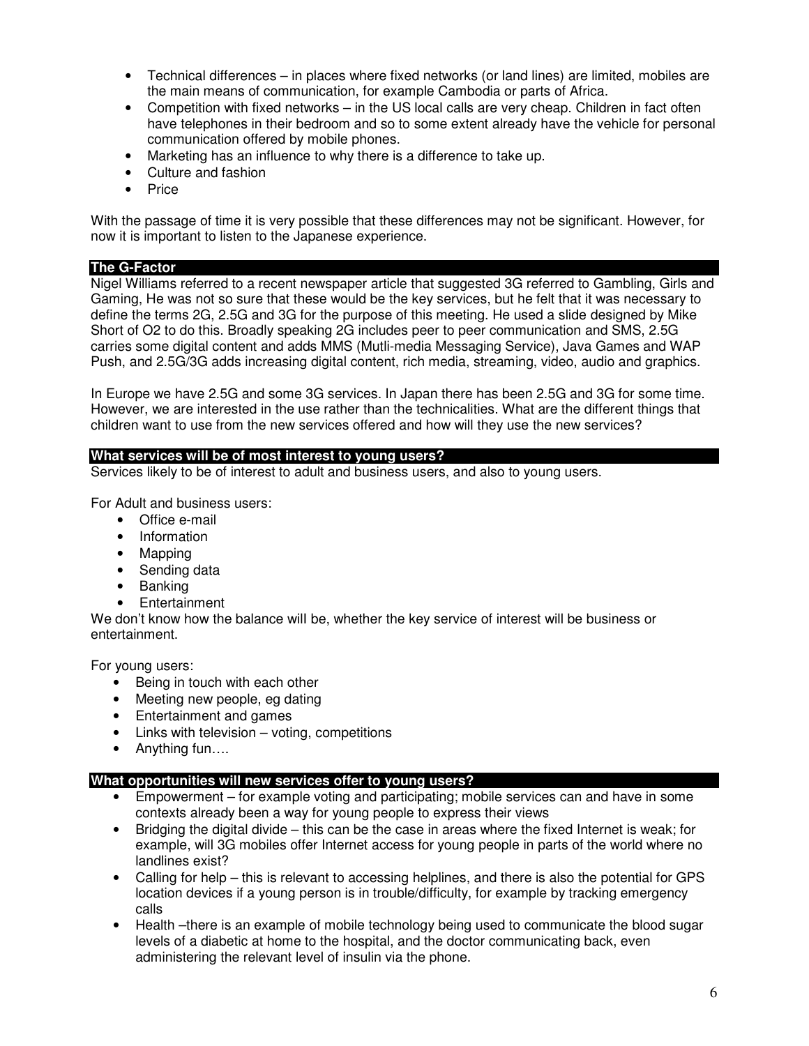- Technical differences – in places where fixed networks (or land lines) are limited, mobiles are the main means of communication, for example Cambodia or parts of Africa.
- Competition with fixed networks – in the US local calls are very cheap. Children in fact often have telephones in their bedroom and so to some extent already have the vehicle for personal communication offered by mobile phones.
- Marketing has an influence to why there is a difference to take up.
- Culture and fashion
- Price

With the passage of time it is very possible that these differences may not be significant. However, for now it is important to listen to the Japanese experience.

## The G-Factor

Nigel Williams referred to a recent newspaper article that suggested 3G referred to Gambling, Girls and Gaming, He was not so sure that these would be the key services, but he felt that it was necessary to define the terms 2G, 2.5G and 3G for the purpose of this meeting. He used a slide designed by Mike Short of O2 to do this. Broadly speaking 2G includes peer to peer communication and SMS, 2.5G carries some digital content and adds MMS (Mutli-media Messaging Service), Java Games and WAP Push, and 2.5G/3G adds increasing digital content, rich media, streaming, video, audio and graphics.

In Europe we have 2.5G and some 3G services. In Japan there has been 2.5G and 3G for some time. However, we are interested in the use rather than the technicalities. What are the different things that children want to use from the new services offered and how will they use the new services?

## What services will be of most interest to young users?

Services likely to be of interest to adult and business users, and also to young users.

For Adult and business users:

- Office e-mail
- Information
- Mapping
- Sending data
- Banking
- Entertainment

We don't know how the balance will be, whether the key service of interest will be business or entertainment.

For young users:

- Being in touch with each other
- Meeting new people, eg dating
- Entertainment and games
- Links with television – voting, competitions
- Anything fun….

## What opportunities will new services offer to young users?

- Empowerment – for example voting and participating; mobile services can and have in some contexts already been a way for young people to express their views
- Bridging the digital divide – this can be the case in areas where the fixed Internet is weak; for example, will 3G mobiles offer Internet access for young people in parts of the world where no landlines exist?
- Calling for help – this is relevant to accessing helplines, and there is also the potential for GPS location devices if a young person is in trouble/difficulty, for example by tracking emergency calls
- Health –there is an example of mobile technology being used to communicate the blood sugar levels of a diabetic at home to the hospital, and the doctor communicating back, even administering the relevant level of insulin via the phone.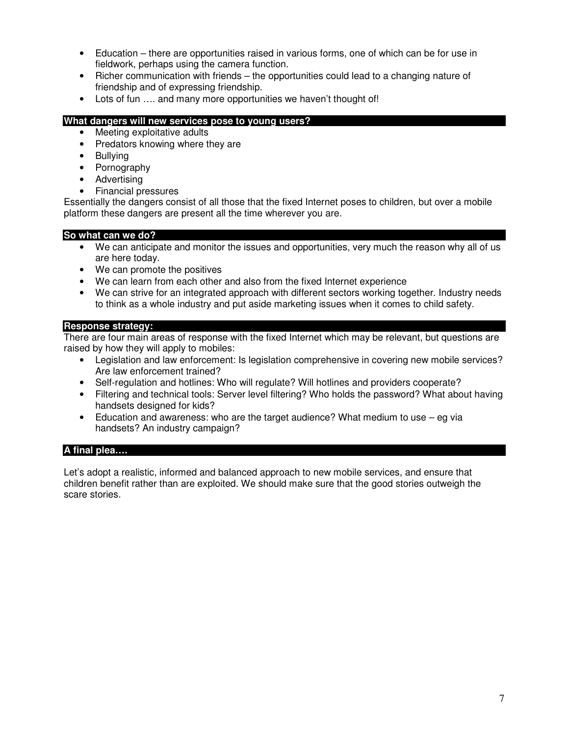- Education – there are opportunities raised in various forms, one of which can be for use in fieldwork, perhaps using the camera function.
- Richer communication with friends – the opportunities could lead to a changing nature of friendship and of expressing friendship.
- Lots of fun …. and many more opportunities we haven't thought of!

**What dangers will new services pose to young users?**

- Meeting exploitative adults
- Predators knowing where they are
- Bullying
- Pornography
- Advertising
- Financial pressures

Essentially the dangers consist of all those that the fixed Internet poses to children, but over a mobile platform these dangers are present all the time wherever you are.

**So what can we do?**

- We can anticipate and monitor the issues and opportunities, very much the reason why all of us are here today.
- We can promote the positives
- We can learn from each other and also from the fixed Internet experience
- We can strive for an integrated approach with different sectors working together. Industry needs to think as a whole industry and put aside marketing issues when it comes to child safety.

**Response strategy:**

There are four main areas of response with the fixed Internet which may be relevant, but questions are raised by how they will apply to mobiles:

- Legislation and law enforcement: Is legislation comprehensive in covering new mobile services? Are law enforcement trained?
- Self-regulation and hotlines: Who will regulate? Will hotlines and providers cooperate?
- Filtering and technical tools: Server level filtering? Who holds the password? What about having handsets designed for kids?
- Education and awareness: who are the target audience? What medium to use – eg via handsets? An industry campaign?

**A final plea….**

Let's adopt a realistic, informed and balanced approach to new mobile services, and ensure that children benefit rather than are exploited. We should make sure that the good stories outweigh the scare stories.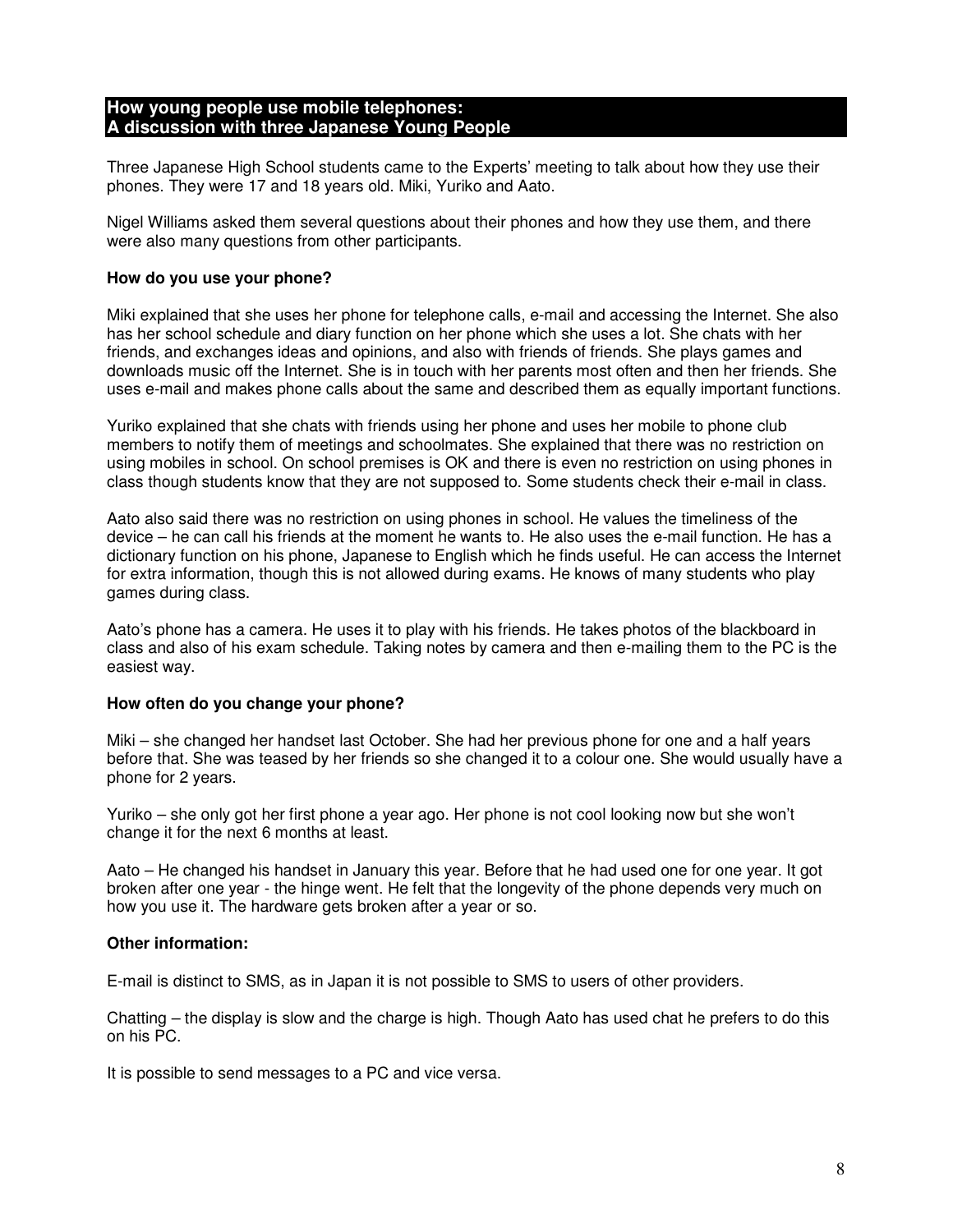## How young people use mobile telephones: A discussion with three Japanese Young People

Three Japanese High School students came to the Experts' meeting to talk about how they use their phones. They were 17 and 18 years old. Miki, Yuriko and Aato.

Nigel Williams asked them several questions about their phones and how they use them, and there were also many questions from other participants.

### How do you use your phone?

Miki explained that she uses her phone for telephone calls, e-mail and accessing the Internet. She also has her school schedule and diary function on her phone which she uses a lot. She chats with her friends, and exchanges ideas and opinions, and also with friends of friends. She plays games and downloads music off the Internet. She is in touch with her parents most often and then her friends. She uses e-mail and makes phone calls about the same and described them as equally important functions.

Yuriko explained that she chats with friends using her phone and uses her mobile to phone club members to notify them of meetings and schoolmates. She explained that there was no restriction on using mobiles in school. On school premises is OK and there is even no restriction on using phones in class though students know that they are not supposed to. Some students check their e-mail in class.

Aato also said there was no restriction on using phones in school. He values the timeliness of the device – he can call his friends at the moment he wants to. He also uses the e-mail function. He has a dictionary function on his phone, Japanese to English which he finds useful. He can access the Internet for extra information, though this is not allowed during exams. He knows of many students who play games during class.

Aato's phone has a camera. He uses it to play with his friends. He takes photos of the blackboard in class and also of his exam schedule. Taking notes by camera and then e-mailing them to the PC is the easiest way.

### How often do you change your phone?

Miki – she changed her handset last October. She had her previous phone for one and a half years before that. She was teased by her friends so she changed it to a colour one. She would usually have a phone for 2 years.

Yuriko – she only got her first phone a year ago. Her phone is not cool looking now but she won't change it for the next 6 months at least.

Aato – He changed his handset in January this year. Before that he had used one for one year. It got broken after one year - the hinge went. He felt that the longevity of the phone depends very much on how you use it. The hardware gets broken after a year or so.

### Other information:

E-mail is distinct to SMS, as in Japan it is not possible to SMS to users of other providers.

Chatting – the display is slow and the charge is high. Though Aato has used chat he prefers to do this on his PC.

It is possible to send messages to a PC and vice versa.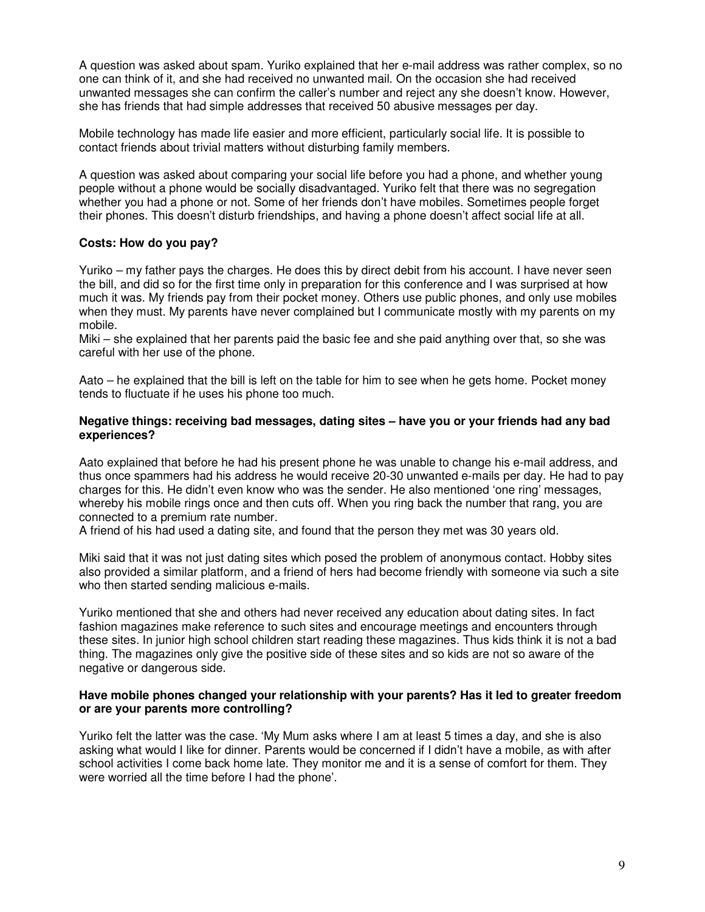A question was asked about spam. Yuriko explained that her e-mail address was rather complex, so no one can think of it, and she had received no unwanted mail. On the occasion she had received unwanted messages she can confirm the caller's number and reject any she doesn't know. However, she has friends that had simple addresses that received 50 abusive messages per day.

Mobile technology has made life easier and more efficient, particularly social life. It is possible to contact friends about trivial matters without disturbing family members.

A question was asked about comparing your social life before you had a phone, and whether young people without a phone would be socially disadvantaged. Yuriko felt that there was no segregation whether you had a phone or not. Some of her friends don't have mobiles. Sometimes people forget their phones. This doesn't disturb friendships, and having a phone doesn't affect social life at all.

**Costs: How do you pay?**

Yuriko – my father pays the charges. He does this by direct debit from his account. I have never seen the bill, and did so for the first time only in preparation for this conference and I was surprised at how much it was. My friends pay from their pocket money. Others use public phones, and only use mobiles when they must. My parents have never complained but I communicate mostly with my parents on my mobile.
Miki – she explained that her parents paid the basic fee and she paid anything over that, so she was careful with her use of the phone.

Aato – he explained that the bill is left on the table for him to see when he gets home. Pocket money tends to fluctuate if he uses his phone too much.

**Negative things: receiving bad messages, dating sites – have you or your friends had any bad experiences?**

Aato explained that before he had his present phone he was unable to change his e-mail address, and thus once spammers had his address he would receive 20-30 unwanted e-mails per day. He had to pay charges for this. He didn't even know who was the sender. He also mentioned 'one ring' messages, whereby his mobile rings once and then cuts off. When you ring back the number that rang, you are connected to a premium rate number.
A friend of his had used a dating site, and found that the person they met was 30 years old.

Miki said that it was not just dating sites which posed the problem of anonymous contact. Hobby sites also provided a similar platform, and a friend of hers had become friendly with someone via such a site who then started sending malicious e-mails.

Yuriko mentioned that she and others had never received any education about dating sites. In fact fashion magazines make reference to such sites and encourage meetings and encounters through these sites. In junior high school children start reading these magazines. Thus kids think it is not a bad thing. The magazines only give the positive side of these sites and so kids are not so aware of the negative or dangerous side.

**Have mobile phones changed your relationship with your parents? Has it led to greater freedom or are your parents more controlling?**

Yuriko felt the latter was the case. 'My Mum asks where I am at least 5 times a day, and she is also asking what would I like for dinner. Parents would be concerned if I didn't have a mobile, as with after school activities I come back home late. They monitor me and it is a sense of comfort for them. They were worried all the time before I had the phone'.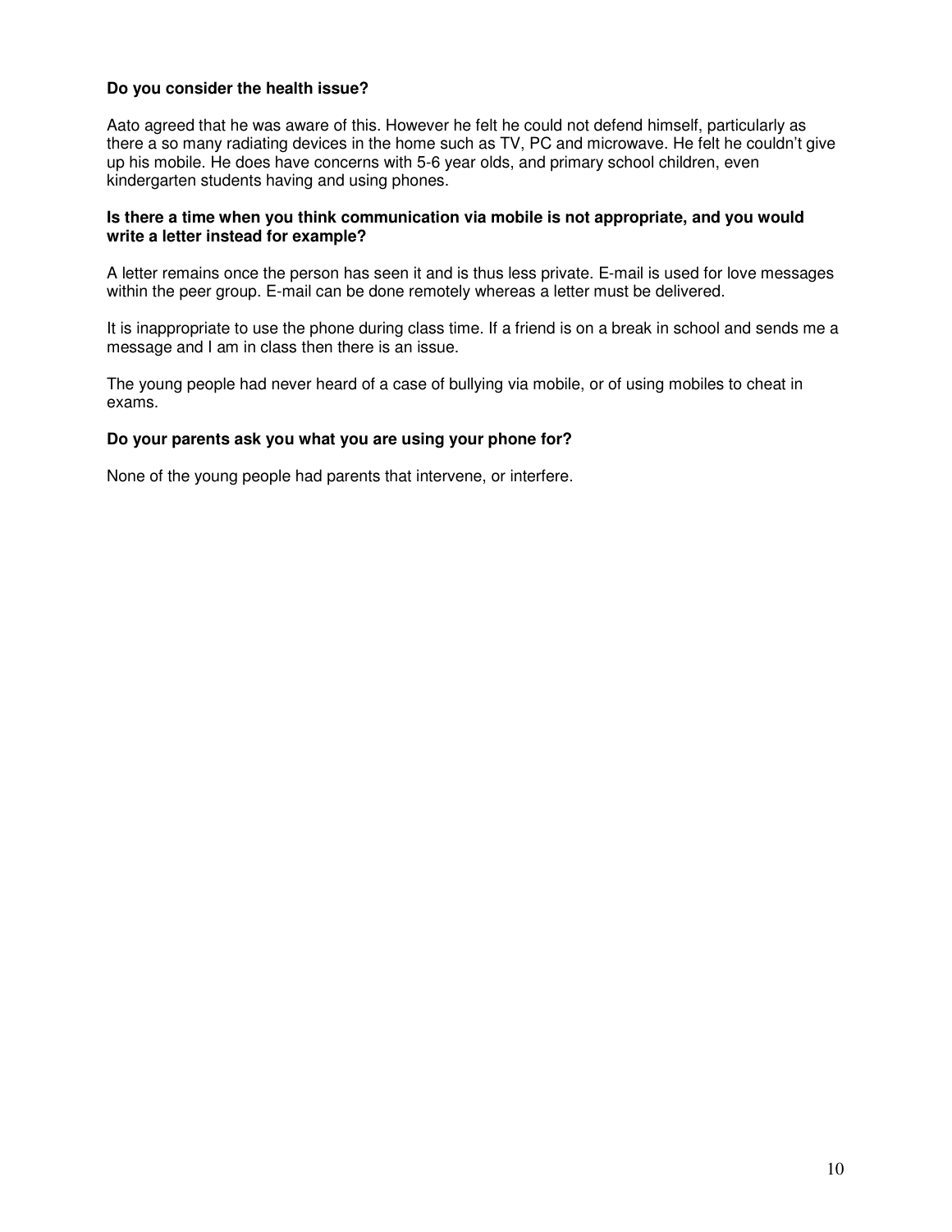**Do you consider the health issue?**

Aato agreed that he was aware of this. However he felt he could not defend himself, particularly as there a so many radiating devices in the home such as TV, PC and microwave. He felt he couldn't give up his mobile. He does have concerns with 5-6 year olds, and primary school children, even kindergarten students having and using phones.

**Is there a time when you think communication via mobile is not appropriate, and you would write a letter instead for example?**

A letter remains once the person has seen it and is thus less private. E-mail is used for love messages within the peer group. E-mail can be done remotely whereas a letter must be delivered.

It is inappropriate to use the phone during class time. If a friend is on a break in school and sends me a message and I am in class then there is an issue.

The young people had never heard of a case of bullying via mobile, or of using mobiles to cheat in exams.

**Do your parents ask you what you are using your phone for?**

None of the young people had parents that intervene, or interfere.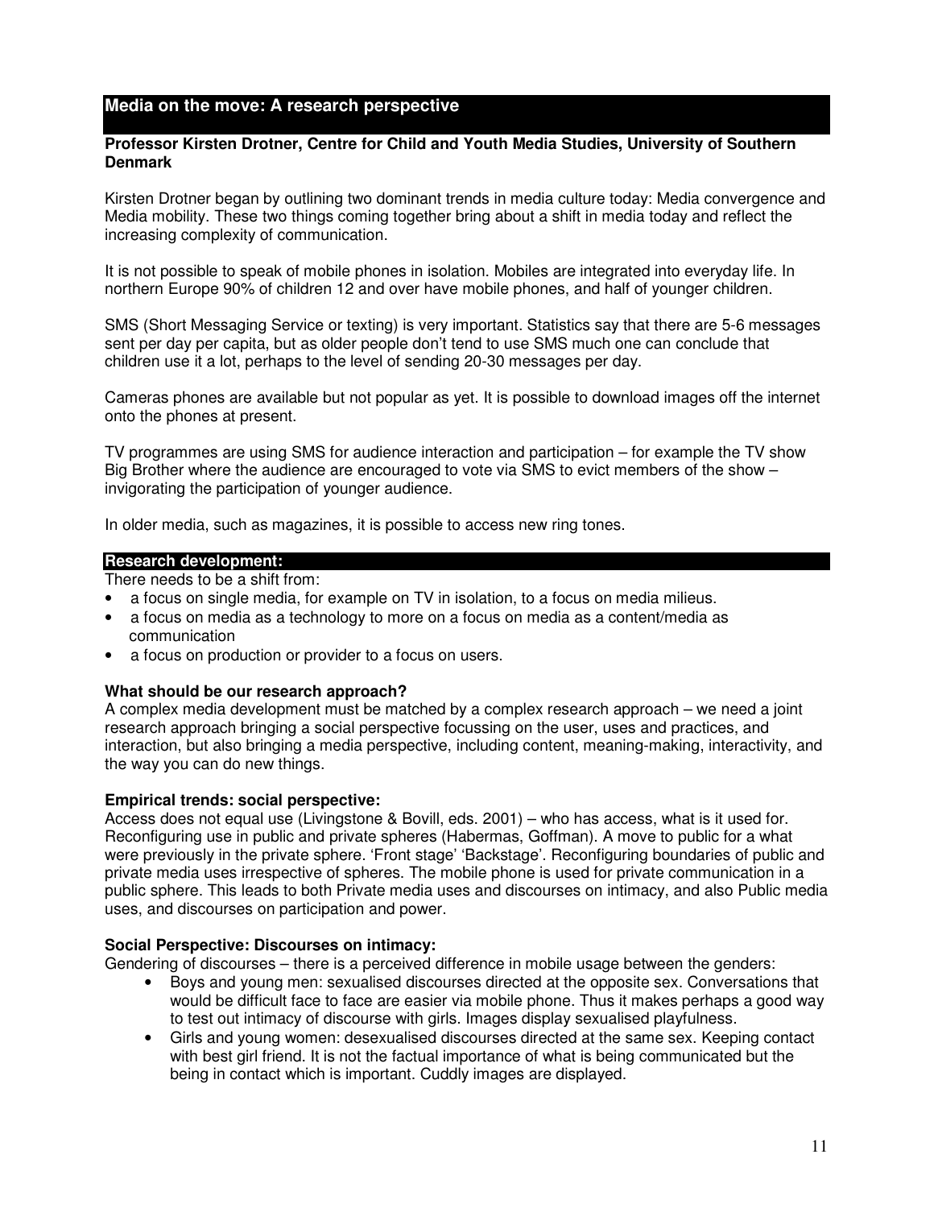## Media on the move: A research perspective

**Professor Kirsten Drotner, Centre for Child and Youth Media Studies, University of Southern Denmark**

Kirsten Drotner began by outlining two dominant trends in media culture today: Media convergence and Media mobility. These two things coming together bring about a shift in media today and reflect the increasing complexity of communication.

It is not possible to speak of mobile phones in isolation. Mobiles are integrated into everyday life. In northern Europe 90% of children 12 and over have mobile phones, and half of younger children.

SMS (Short Messaging Service or texting) is very important. Statistics say that there are 5-6 messages sent per day per capita, but as older people don't tend to use SMS much one can conclude that children use it a lot, perhaps to the level of sending 20-30 messages per day.

Cameras phones are available but not popular as yet. It is possible to download images off the internet onto the phones at present.

TV programmes are using SMS for audience interaction and participation – for example the TV show Big Brother where the audience are encouraged to vote via SMS to evict members of the show – invigorating the participation of younger audience.

In older media, such as magazines, it is possible to access new ring tones.

### Research development:

There needs to be a shift from:

- a focus on single media, for example on TV in isolation, to a focus on media milieus.
- a focus on media as a technology to more on a focus on media as a content/media as communication
- a focus on production or provider to a focus on users.

**What should be our research approach?**

A complex media development must be matched by a complex research approach – we need a joint research approach bringing a social perspective focussing on the user, uses and practices, and interaction, but also bringing a media perspective, including content, meaning-making, interactivity, and the way you can do new things.

**Empirical trends: social perspective:**

Access does not equal use (Livingstone & Bovill, eds. 2001) – who has access, what is it used for. Reconfiguring use in public and private spheres (Habermas, Goffman). A move to public for a what were previously in the private sphere. 'Front stage' 'Backstage'. Reconfiguring boundaries of public and private media uses irrespective of spheres. The mobile phone is used for private communication in a public sphere. This leads to both Private media uses and discourses on intimacy, and also Public media uses, and discourses on participation and power.

**Social Perspective: Discourses on intimacy:**

Gendering of discourses – there is a perceived difference in mobile usage between the genders:

- Boys and young men: sexualised discourses directed at the opposite sex. Conversations that would be difficult face to face are easier via mobile phone. Thus it makes perhaps a good way to test out intimacy of discourse with girls. Images display sexualised playfulness.
- Girls and young women: desexualised discourses directed at the same sex. Keeping contact with best girl friend. It is not the factual importance of what is being communicated but the being in contact which is important. Cuddly images are displayed.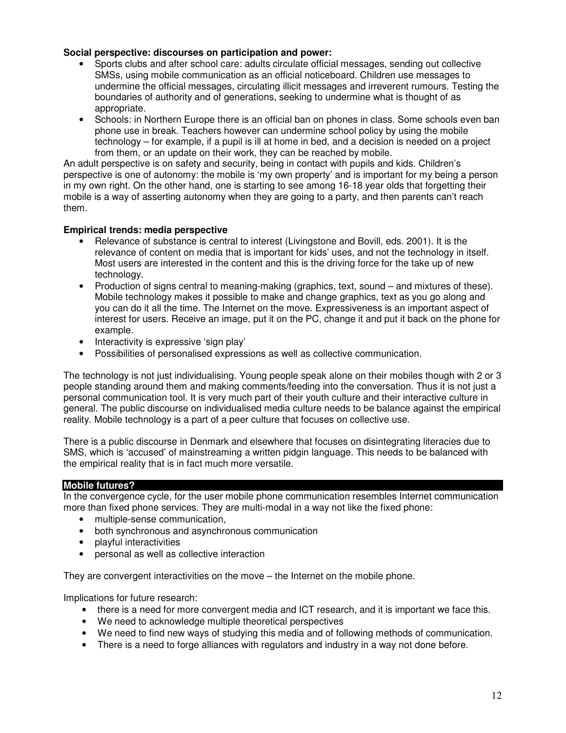**Social perspective: discourses on participation and power:**

- Sports clubs and after school care: adults circulate official messages, sending out collective SMSs, using mobile communication as an official noticeboard. Children use messages to undermine the official messages, circulating illicit messages and irreverent rumours. Testing the boundaries of authority and of generations, seeking to undermine what is thought of as appropriate.
- Schools: in Northern Europe there is an official ban on phones in class. Some schools even ban phone use in break. Teachers however can undermine school policy by using the mobile technology – for example, if a pupil is ill at home in bed, and a decision is needed on a project from them, or an update on their work, they can be reached by mobile.

An adult perspective is on safety and security, being in contact with pupils and kids. Children's perspective is one of autonomy: the mobile is 'my own property' and is important for my being a person in my own right. On the other hand, one is starting to see among 16-18 year olds that forgetting their mobile is a way of asserting autonomy when they are going to a party, and then parents can't reach them.

**Empirical trends: media perspective**

- Relevance of substance is central to interest (Livingstone and Bovill, eds. 2001). It is the relevance of content on media that is important for kids' uses, and not the technology in itself. Most users are interested in the content and this is the driving force for the take up of new technology.
- Production of signs central to meaning-making (graphics, text, sound – and mixtures of these). Mobile technology makes it possible to make and change graphics, text as you go along and you can do it all the time. The Internet on the move. Expressiveness is an important aspect of interest for users. Receive an image, put it on the PC, change it and put it back on the phone for example.
- Interactivity is expressive 'sign play'
- Possibilities of personalised expressions as well as collective communication.

The technology is not just individualising. Young people speak alone on their mobiles though with 2 or 3 people standing around them and making comments/feeding into the conversation. Thus it is not just a personal communication tool. It is very much part of their youth culture and their interactive culture in general. The public discourse on individualised media culture needs to be balance against the empirical reality. Mobile technology is a part of a peer culture that focuses on collective use.

There is a public discourse in Denmark and elsewhere that focuses on disintegrating literacies due to SMS, which is 'accused' of mainstreaming a written pidgin language. This needs to be balanced with the empirical reality that is in fact much more versatile.

## Mobile futures?

In the convergence cycle, for the user mobile phone communication resembles Internet communication more than fixed phone services. They are multi-modal in a way not like the fixed phone:

- multiple-sense communication,
- both synchronous and asynchronous communication
- playful interactivities
- personal as well as collective interaction

They are convergent interactivities on the move – the Internet on the mobile phone.

Implications for future research:

- there is a need for more convergent media and ICT research, and it is important we face this.
- We need to acknowledge multiple theoretical perspectives
- We need to find new ways of studying this media and of following methods of communication.
- There is a need to forge alliances with regulators and industry in a way not done before.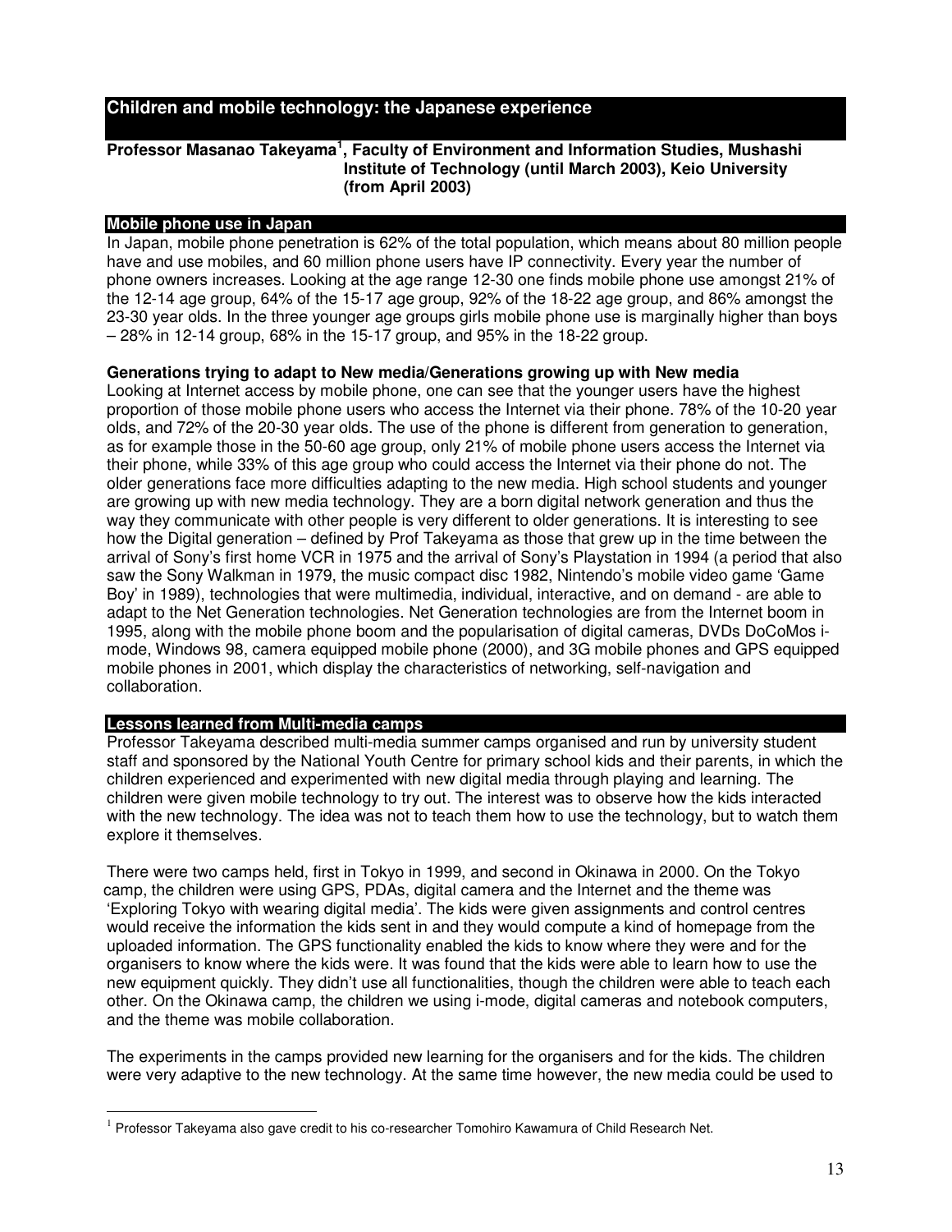## Children and mobile technology: the Japanese experience

**Professor Masanao Takeyama[1], Faculty of Environment and Information Studies, Mushashi Institute of Technology (until March 2003), Keio University (from April 2003)**

### Mobile phone use in Japan

In Japan, mobile phone penetration is 62% of the total population, which means about 80 million people have and use mobiles, and 60 million phone users have IP connectivity. Every year the number of phone owners increases. Looking at the age range 12-30 one finds mobile phone use amongst 21% of the 12-14 age group, 64% of the 15-17 age group, 92% of the 18-22 age group, and 86% amongst the 23-30 year olds. In the three younger age groups girls mobile phone use is marginally higher than boys – 28% in 12-14 group, 68% in the 15-17 group, and 95% in the 18-22 group.

#### Generations trying to adapt to New media/Generations growing up with New media

Looking at Internet access by mobile phone, one can see that the younger users have the highest proportion of those mobile phone users who access the Internet via their phone. 78% of the 10-20 year olds, and 72% of the 20-30 year olds. The use of the phone is different from generation to generation, as for example those in the 50-60 age group, only 21% of mobile phone users access the Internet via their phone, while 33% of this age group who could access the Internet via their phone do not. The older generations face more difficulties adapting to the new media. High school students and younger are growing up with new media technology. They are a born digital network generation and thus the way they communicate with other people is very different to older generations. It is interesting to see how the Digital generation – defined by Prof Takeyama as those that grew up in the time between the arrival of Sony's first home VCR in 1975 and the arrival of Sony's Playstation in 1994 (a period that also saw the Sony Walkman in 1979, the music compact disc 1982, Nintendo's mobile video game 'Game Boy' in 1989), technologies that were multimedia, individual, interactive, and on demand - are able to adapt to the Net Generation technologies. Net Generation technologies are from the Internet boom in 1995, along with the mobile phone boom and the popularisation of digital cameras, DVDs DoCoMos i-mode, Windows 98, camera equipped mobile phone (2000), and 3G mobile phones and GPS equipped mobile phones in 2001, which display the characteristics of networking, self-navigation and collaboration.

### Lessons learned from Multi-media camps

Professor Takeyama described multi-media summer camps organised and run by university student staff and sponsored by the National Youth Centre for primary school kids and their parents, in which the children experienced and experimented with new digital media through playing and learning. The children were given mobile technology to try out. The interest was to observe how the kids interacted with the new technology. The idea was not to teach them how to use the technology, but to watch them explore it themselves.

There were two camps held, first in Tokyo in 1999, and second in Okinawa in 2000. On the Tokyo camp, the children were using GPS, PDAs, digital camera and the Internet and the theme was 'Exploring Tokyo with wearing digital media'. The kids were given assignments and control centres would receive the information the kids sent in and they would compute a kind of homepage from the uploaded information. The GPS functionality enabled the kids to know where they were and for the organisers to know where the kids were. It was found that the kids were able to learn how to use the new equipment quickly. They didn't use all functionalities, though the children were able to teach each other. On the Okinawa camp, the children we using i-mode, digital cameras and notebook computers, and the theme was mobile collaboration.

The experiments in the camps provided new learning for the organisers and for the kids. The children were very adaptive to the new technology. At the same time however, the new media could be used to

---

[1] Professor Takeyama also gave credit to his co-researcher Tomohiro Kawamura of Child Research Net.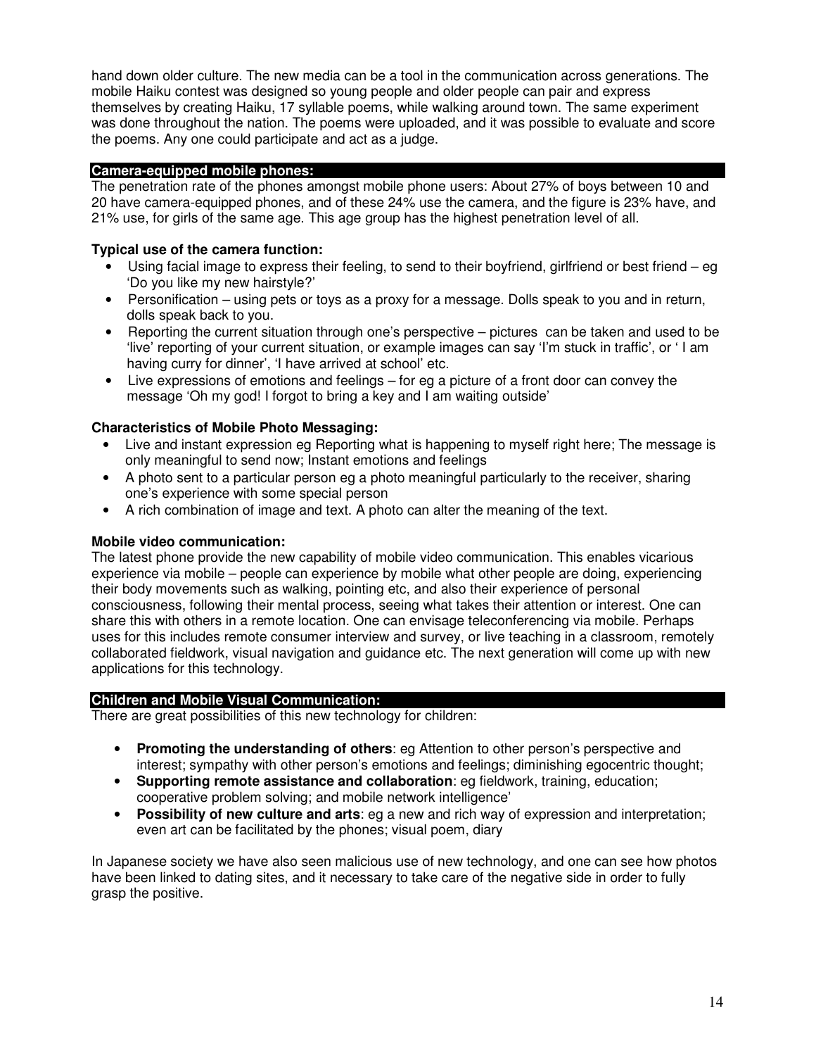hand down older culture. The new media can be a tool in the communication across generations. The mobile Haiku contest was designed so young people and older people can pair and express themselves by creating Haiku, 17 syllable poems, while walking around town. The same experiment was done throughout the nation. The poems were uploaded, and it was possible to evaluate and score the poems. Any one could participate and act as a judge.

## Camera-equipped mobile phones:

The penetration rate of the phones amongst mobile phone users: About 27% of boys between 10 and 20 have camera-equipped phones, and of these 24% use the camera, and the figure is 23% have, and 21% use, for girls of the same age. This age group has the highest penetration level of all.

**Typical use of the camera function:**

- Using facial image to express their feeling, to send to their boyfriend, girlfriend or best friend – eg 'Do you like my new hairstyle?'
- Personification – using pets or toys as a proxy for a message. Dolls speak to you and in return, dolls speak back to you.
- Reporting the current situation through one's perspective – pictures can be taken and used to be 'live' reporting of your current situation, or example images can say 'I'm stuck in traffic', or ' I am having curry for dinner', 'I have arrived at school' etc.
- Live expressions of emotions and feelings – for eg a picture of a front door can convey the message 'Oh my god! I forgot to bring a key and I am waiting outside'

**Characteristics of Mobile Photo Messaging:**

- Live and instant expression eg Reporting what is happening to myself right here; The message is only meaningful to send now; Instant emotions and feelings
- A photo sent to a particular person eg a photo meaningful particularly to the receiver, sharing one's experience with some special person
- A rich combination of image and text. A photo can alter the meaning of the text.

**Mobile video communication:**

The latest phone provide the new capability of mobile video communication. This enables vicarious experience via mobile – people can experience by mobile what other people are doing, experiencing their body movements such as walking, pointing etc, and also their experience of personal consciousness, following their mental process, seeing what takes their attention or interest. One can share this with others in a remote location. One can envisage teleconferencing via mobile. Perhaps uses for this includes remote consumer interview and survey, or live teaching in a classroom, remotely collaborated fieldwork, visual navigation and guidance etc. The next generation will come up with new applications for this technology.

## Children and Mobile Visual Communication:

There are great possibilities of this new technology for children:

- **Promoting the understanding of others**: eg Attention to other person's perspective and interest; sympathy with other person's emotions and feelings; diminishing egocentric thought;
- **Supporting remote assistance and collaboration**: eg fieldwork, training, education; cooperative problem solving; and mobile network intelligence'
- **Possibility of new culture and arts**: eg a new and rich way of expression and interpretation; even art can be facilitated by the phones; visual poem, diary

In Japanese society we have also seen malicious use of new technology, and one can see how photos have been linked to dating sites, and it necessary to take care of the negative side in order to fully grasp the positive.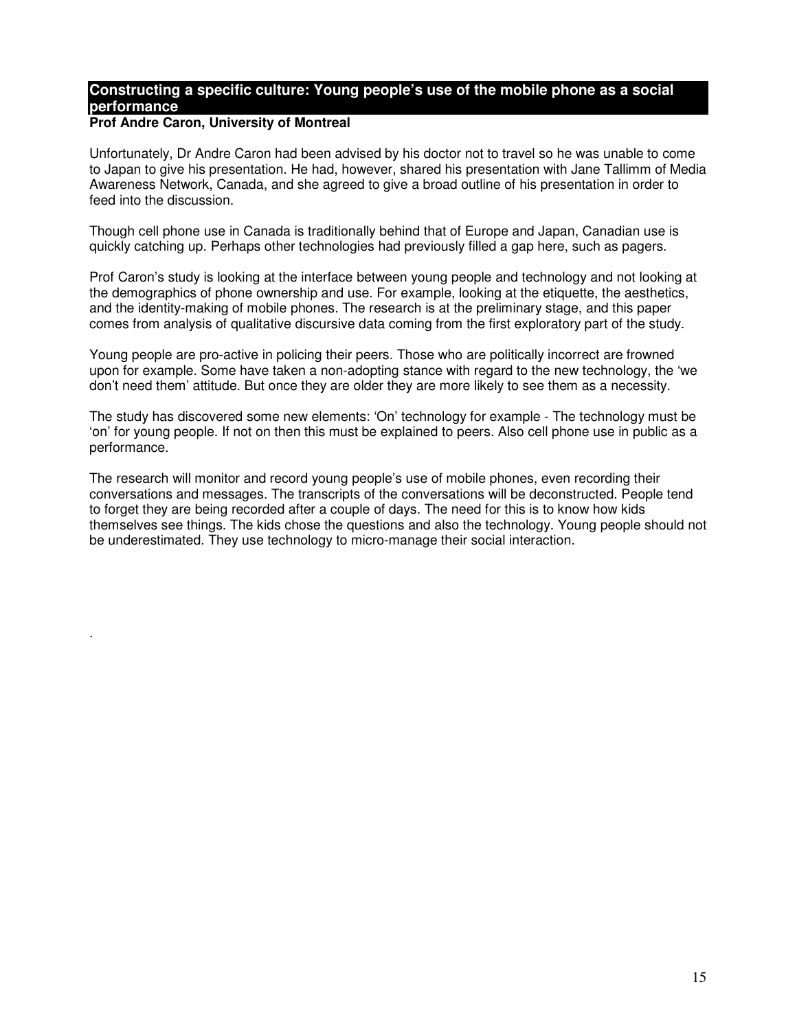## Constructing a specific culture: Young people's use of the mobile phone as a social performance

**Prof Andre Caron, University of Montreal**

Unfortunately, Dr Andre Caron had been advised by his doctor not to travel so he was unable to come to Japan to give his presentation. He had, however, shared his presentation with Jane Tallimm of Media Awareness Network, Canada, and she agreed to give a broad outline of his presentation in order to feed into the discussion.

Though cell phone use in Canada is traditionally behind that of Europe and Japan, Canadian use is quickly catching up. Perhaps other technologies had previously filled a gap here, such as pagers.

Prof Caron's study is looking at the interface between young people and technology and not looking at the demographics of phone ownership and use. For example, looking at the etiquette, the aesthetics, and the identity-making of mobile phones. The research is at the preliminary stage, and this paper comes from analysis of qualitative discursive data coming from the first exploratory part of the study.

Young people are pro-active in policing their peers. Those who are politically incorrect are frowned upon for example. Some have taken a non-adopting stance with regard to the new technology, the 'we don't need them' attitude. But once they are older they are more likely to see them as a necessity.

The study has discovered some new elements: 'On' technology for example - The technology must be 'on' for young people. If not on then this must be explained to peers. Also cell phone use in public as a performance.

The research will monitor and record young people's use of mobile phones, even recording their conversations and messages. The transcripts of the conversations will be deconstructed. People tend to forget they are being recorded after a couple of days. The need for this is to know how kids themselves see things. The kids chose the questions and also the technology. Young people should not be underestimated. They use technology to micro-manage their social interaction.

.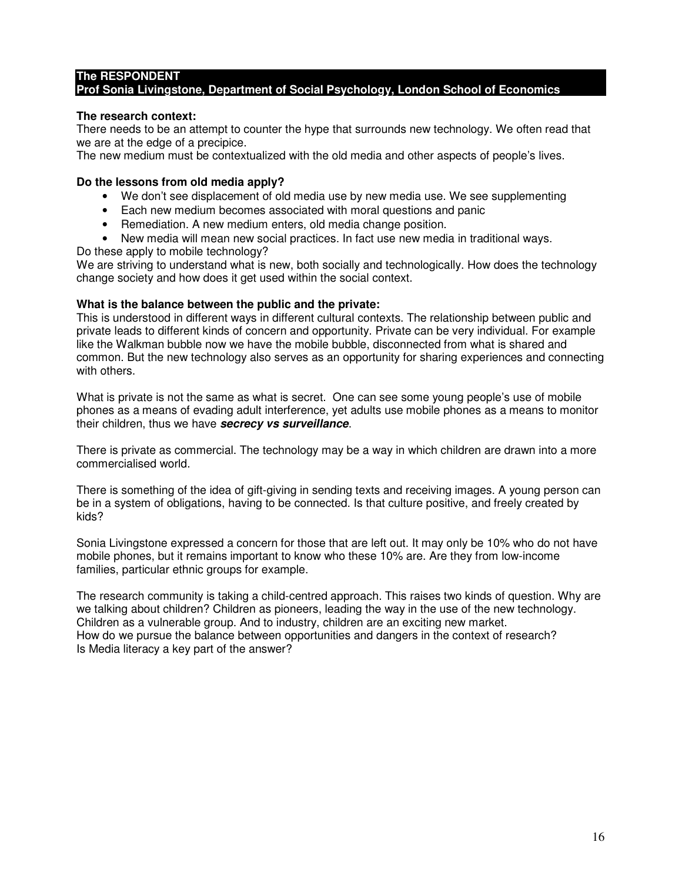## The RESPONDENT
## Prof Sonia Livingstone, Department of Social Psychology, London School of Economics

**The research context:**
There needs to be an attempt to counter the hype that surrounds new technology. We often read that we are at the edge of a precipice.
The new medium must be contextualized with the old media and other aspects of people's lives.

**Do the lessons from old media apply?**

- We don't see displacement of old media use by new media use. We see supplementing
- Each new medium becomes associated with moral questions and panic
- Remediation. A new medium enters, old media change position.
- New media will mean new social practices. In fact use new media in traditional ways.

Do these apply to mobile technology?
We are striving to understand what is new, both socially and technologically. How does the technology change society and how does it get used within the social context.

**What is the balance between the public and the private:**
This is understood in different ways in different cultural contexts. The relationship between public and private leads to different kinds of concern and opportunity. Private can be very individual. For example like the Walkman bubble now we have the mobile bubble, disconnected from what is shared and common. But the new technology also serves as an opportunity for sharing experiences and connecting with others.

What is private is not the same as what is secret. One can see some young people's use of mobile phones as a means of evading adult interference, yet adults use mobile phones as a means to monitor their children, thus we have ***secrecy vs surveillance***.

There is private as commercial. The technology may be a way in which children are drawn into a more commercialised world.

There is something of the idea of gift-giving in sending texts and receiving images. A young person can be in a system of obligations, having to be connected. Is that culture positive, and freely created by kids?

Sonia Livingstone expressed a concern for those that are left out. It may only be 10% who do not have mobile phones, but it remains important to know who these 10% are. Are they from low-income families, particular ethnic groups for example.

The research community is taking a child-centred approach. This raises two kinds of question. Why are we talking about children? Children as pioneers, leading the way in the use of the new technology. Children as a vulnerable group. And to industry, children are an exciting new market.
How do we pursue the balance between opportunities and dangers in the context of research?
Is Media literacy a key part of the answer?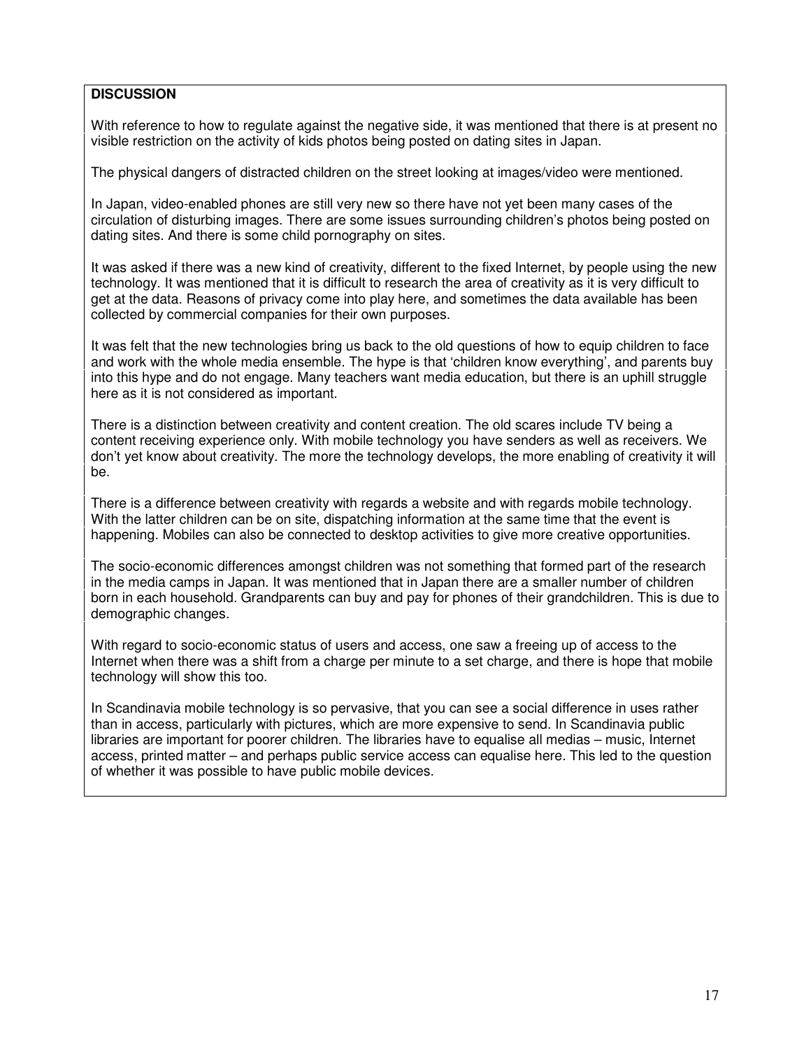**DISCUSSION**

With reference to how to regulate against the negative side, it was mentioned that there is at present no visible restriction on the activity of kids photos being posted on dating sites in Japan.

The physical dangers of distracted children on the street looking at images/video were mentioned.

In Japan, video-enabled phones are still very new so there have not yet been many cases of the circulation of disturbing images. There are some issues surrounding children's photos being posted on dating sites. And there is some child pornography on sites.

It was asked if there was a new kind of creativity, different to the fixed Internet, by people using the new technology. It was mentioned that it is difficult to research the area of creativity as it is very difficult to get at the data. Reasons of privacy come into play here, and sometimes the data available has been collected by commercial companies for their own purposes.

It was felt that the new technologies bring us back to the old questions of how to equip children to face and work with the whole media ensemble. The hype is that 'children know everything', and parents buy into this hype and do not engage. Many teachers want media education, but there is an uphill struggle here as it is not considered as important.

There is a distinction between creativity and content creation. The old scares include TV being a content receiving experience only. With mobile technology you have senders as well as receivers. We don't yet know about creativity. The more the technology develops, the more enabling of creativity it will be.

There is a difference between creativity with regards a website and with regards mobile technology. With the latter children can be on site, dispatching information at the same time that the event is happening. Mobiles can also be connected to desktop activities to give more creative opportunities.

The socio-economic differences amongst children was not something that formed part of the research in the media camps in Japan. It was mentioned that in Japan there are a smaller number of children born in each household. Grandparents can buy and pay for phones of their grandchildren. This is due to demographic changes.

With regard to socio-economic status of users and access, one saw a freeing up of access to the Internet when there was a shift from a charge per minute to a set charge, and there is hope that mobile technology will show this too.

In Scandinavia mobile technology is so pervasive, that you can see a social difference in uses rather than in access, particularly with pictures, which are more expensive to send. In Scandinavia public libraries are important for poorer children. The libraries have to equalise all medias – music, Internet access, printed matter – and perhaps public service access can equalise here. This led to the question of whether it was possible to have public mobile devices.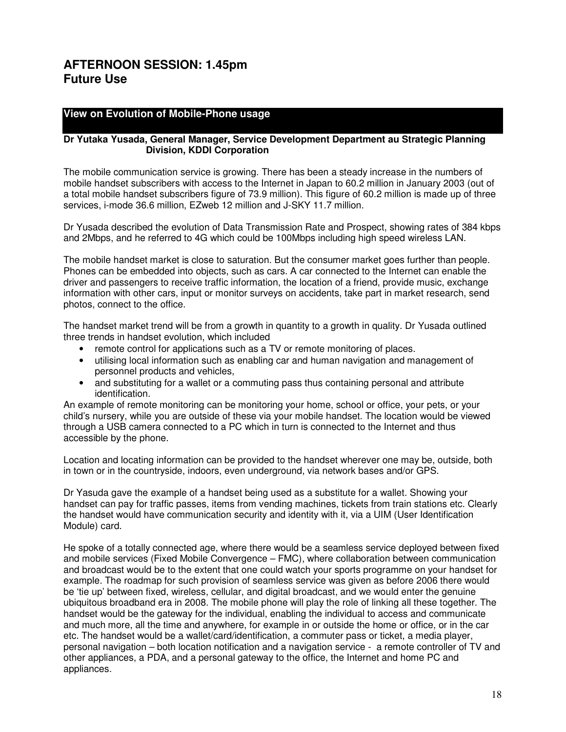## AFTERNOON SESSION: 1.45pm
## Future Use

### View on Evolution of Mobile-Phone usage

**Dr Yutaka Yusada, General Manager, Service Development Department au Strategic Planning Division, KDDI Corporation**

The mobile communication service is growing. There has been a steady increase in the numbers of mobile handset subscribers with access to the Internet in Japan to 60.2 million in January 2003 (out of a total mobile handset subscribers figure of 73.9 million). This figure of 60.2 million is made up of three services, i-mode 36.6 million, EZweb 12 million and J-SKY 11.7 million.

Dr Yusada described the evolution of Data Transmission Rate and Prospect, showing rates of 384 kbps and 2Mbps, and he referred to 4G which could be 100Mbps including high speed wireless LAN.

The mobile handset market is close to saturation. But the consumer market goes further than people. Phones can be embedded into objects, such as cars. A car connected to the Internet can enable the driver and passengers to receive traffic information, the location of a friend, provide music, exchange information with other cars, input or monitor surveys on accidents, take part in market research, send photos, connect to the office.

The handset market trend will be from a growth in quantity to a growth in quality. Dr Yusada outlined three trends in handset evolution, which included

- remote control for applications such as a TV or remote monitoring of places.
- utilising local information such as enabling car and human navigation and management of personnel products and vehicles,
- and substituting for a wallet or a commuting pass thus containing personal and attribute identification.

An example of remote monitoring can be monitoring your home, school or office, your pets, or your child's nursery, while you are outside of these via your mobile handset. The location would be viewed through a USB camera connected to a PC which in turn is connected to the Internet and thus accessible by the phone.

Location and locating information can be provided to the handset wherever one may be, outside, both in town or in the countryside, indoors, even underground, via network bases and/or GPS.

Dr Yasuda gave the example of a handset being used as a substitute for a wallet. Showing your handset can pay for traffic passes, items from vending machines, tickets from train stations etc. Clearly the handset would have communication security and identity with it, via a UIM (User Identification Module) card.

He spoke of a totally connected age, where there would be a seamless service deployed between fixed and mobile services (Fixed Mobile Convergence – FMC), where collaboration between communication and broadcast would be to the extent that one could watch your sports programme on your handset for example. The roadmap for such provision of seamless service was given as before 2006 there would be 'tie up' between fixed, wireless, cellular, and digital broadcast, and we would enter the genuine ubiquitous broadband era in 2008. The mobile phone will play the role of linking all these together. The handset would be the gateway for the individual, enabling the individual to access and communicate and much more, all the time and anywhere, for example in or outside the home or office, or in the car etc. The handset would be a wallet/card/identification, a commuter pass or ticket, a media player, personal navigation – both location notification and a navigation service - a remote controller of TV and other appliances, a PDA, and a personal gateway to the office, the Internet and home PC and appliances.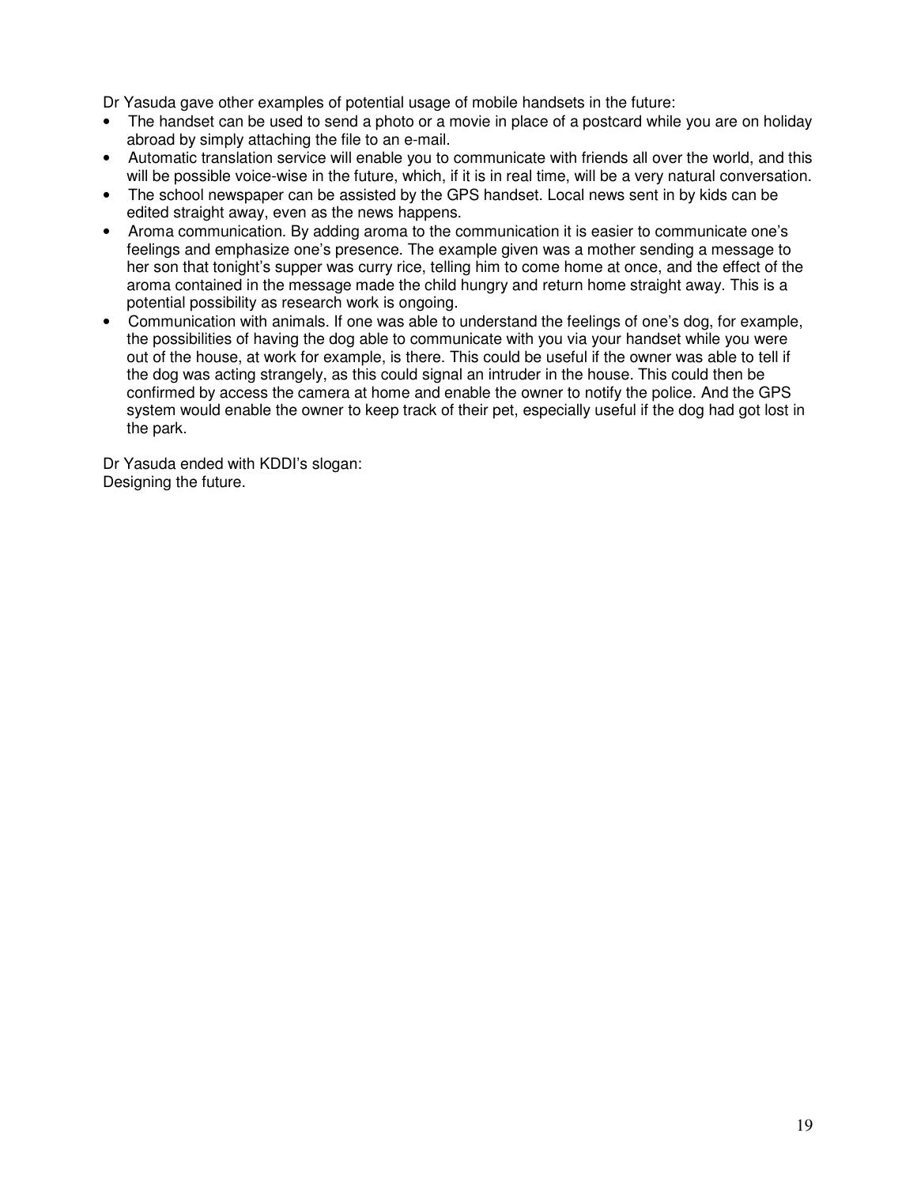Dr Yasuda gave other examples of potential usage of mobile handsets in the future:

- The handset can be used to send a photo or a movie in place of a postcard while you are on holiday abroad by simply attaching the file to an e-mail.
- Automatic translation service will enable you to communicate with friends all over the world, and this will be possible voice-wise in the future, which, if it is in real time, will be a very natural conversation.
- The school newspaper can be assisted by the GPS handset. Local news sent in by kids can be edited straight away, even as the news happens.
- Aroma communication. By adding aroma to the communication it is easier to communicate one's feelings and emphasize one's presence. The example given was a mother sending a message to her son that tonight's supper was curry rice, telling him to come home at once, and the effect of the aroma contained in the message made the child hungry and return home straight away. This is a potential possibility as research work is ongoing.
- Communication with animals. If one was able to understand the feelings of one's dog, for example, the possibilities of having the dog able to communicate with you via your handset while you were out of the house, at work for example, is there. This could be useful if the owner was able to tell if the dog was acting strangely, as this could signal an intruder in the house. This could then be confirmed by access the camera at home and enable the owner to notify the police. And the GPS system would enable the owner to keep track of their pet, especially useful if the dog had got lost in the park.

Dr Yasuda ended with KDDI's slogan:
Designing the future.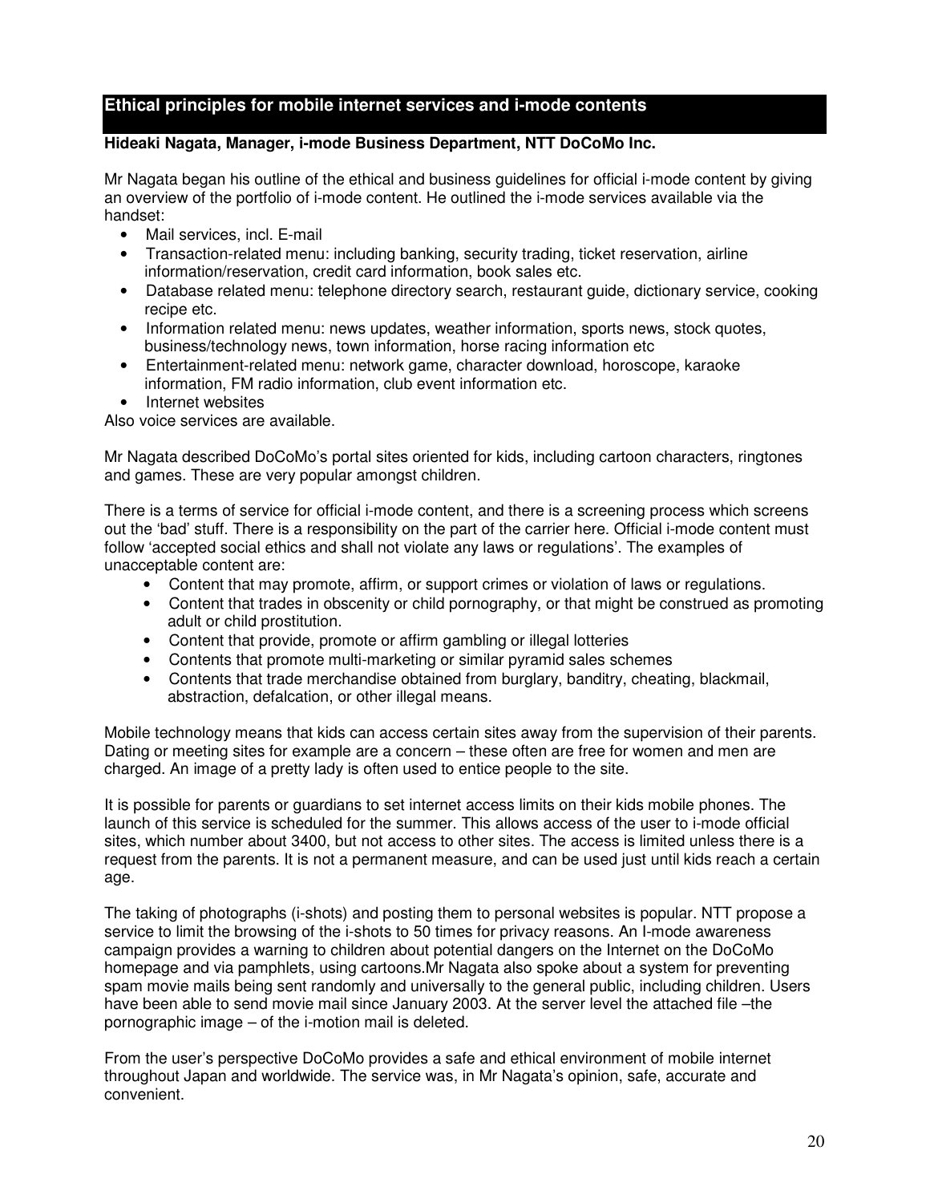## Ethical principles for mobile internet services and i-mode contents

**Hideaki Nagata, Manager, i-mode Business Department, NTT DoCoMo Inc.**

Mr Nagata began his outline of the ethical and business guidelines for official i-mode content by giving an overview of the portfolio of i-mode content. He outlined the i-mode services available via the handset:

- Mail services, incl. E-mail
- Transaction-related menu: including banking, security trading, ticket reservation, airline information/reservation, credit card information, book sales etc.
- Database related menu: telephone directory search, restaurant guide, dictionary service, cooking recipe etc.
- Information related menu: news updates, weather information, sports news, stock quotes, business/technology news, town information, horse racing information etc
- Entertainment-related menu: network game, character download, horoscope, karaoke information, FM radio information, club event information etc.
- Internet websites

Also voice services are available.

Mr Nagata described DoCoMo's portal sites oriented for kids, including cartoon characters, ringtones and games. These are very popular amongst children.

There is a terms of service for official i-mode content, and there is a screening process which screens out the 'bad' stuff. There is a responsibility on the part of the carrier here. Official i-mode content must follow 'accepted social ethics and shall not violate any laws or regulations'. The examples of unacceptable content are:

- Content that may promote, affirm, or support crimes or violation of laws or regulations.
- Content that trades in obscenity or child pornography, or that might be construed as promoting adult or child prostitution.
- Content that provide, promote or affirm gambling or illegal lotteries
- Contents that promote multi-marketing or similar pyramid sales schemes
- Contents that trade merchandise obtained from burglary, banditry, cheating, blackmail, abstraction, defalcation, or other illegal means.

Mobile technology means that kids can access certain sites away from the supervision of their parents. Dating or meeting sites for example are a concern – these often are free for women and men are charged. An image of a pretty lady is often used to entice people to the site.

It is possible for parents or guardians to set internet access limits on their kids mobile phones. The launch of this service is scheduled for the summer. This allows access of the user to i-mode official sites, which number about 3400, but not access to other sites. The access is limited unless there is a request from the parents. It is not a permanent measure, and can be used just until kids reach a certain age.

The taking of photographs (i-shots) and posting them to personal websites is popular. NTT propose a service to limit the browsing of the i-shots to 50 times for privacy reasons. An I-mode awareness campaign provides a warning to children about potential dangers on the Internet on the DoCoMo homepage and via pamphlets, using cartoons.Mr Nagata also spoke about a system for preventing spam movie mails being sent randomly and universally to the general public, including children. Users have been able to send movie mail since January 2003. At the server level the attached file –the pornographic image – of the i-motion mail is deleted.

From the user's perspective DoCoMo provides a safe and ethical environment of mobile internet throughout Japan and worldwide. The service was, in Mr Nagata's opinion, safe, accurate and convenient.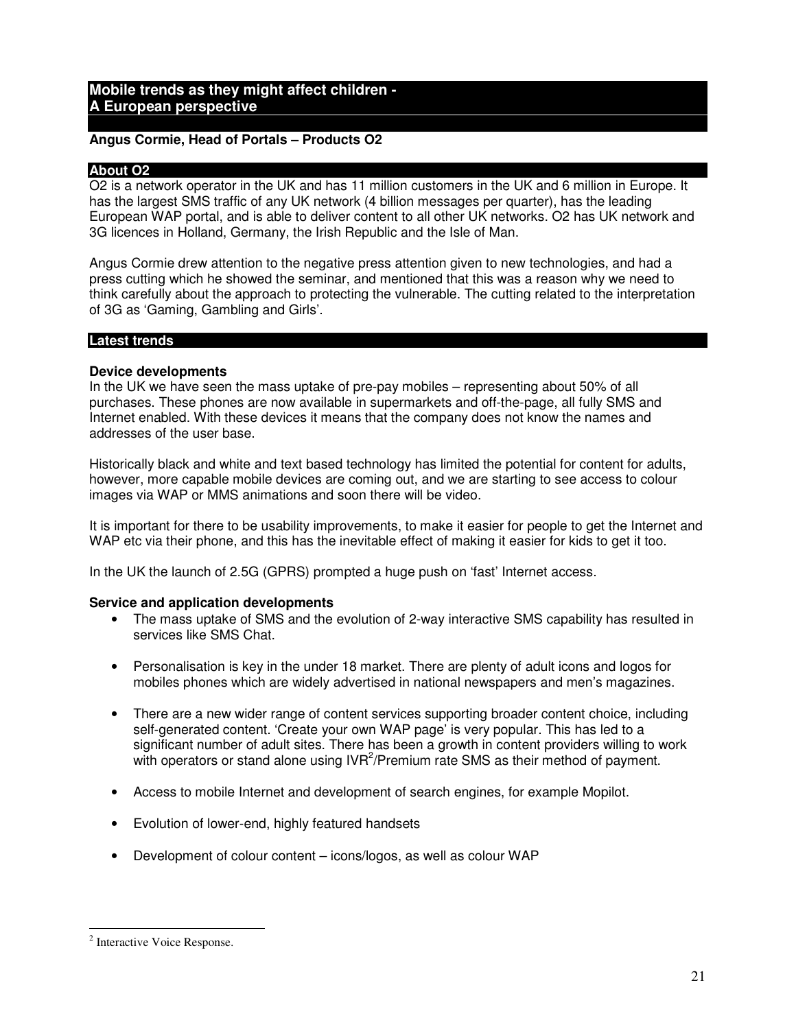## Mobile trends as they might affect children - A European perspective

**Angus Cormie, Head of Portals – Products O2**

### About O2

O2 is a network operator in the UK and has 11 million customers in the UK and 6 million in Europe. It has the largest SMS traffic of any UK network (4 billion messages per quarter), has the leading European WAP portal, and is able to deliver content to all other UK networks. O2 has UK network and 3G licences in Holland, Germany, the Irish Republic and the Isle of Man.

Angus Cormie drew attention to the negative press attention given to new technologies, and had a press cutting which he showed the seminar, and mentioned that this was a reason why we need to think carefully about the approach to protecting the vulnerable. The cutting related to the interpretation of 3G as 'Gaming, Gambling and Girls'.

### Latest trends

**Device developments**

In the UK we have seen the mass uptake of pre-pay mobiles – representing about 50% of all purchases. These phones are now available in supermarkets and off-the-page, all fully SMS and Internet enabled. With these devices it means that the company does not know the names and addresses of the user base.

Historically black and white and text based technology has limited the potential for content for adults, however, more capable mobile devices are coming out, and we are starting to see access to colour images via WAP or MMS animations and soon there will be video.

It is important for there to be usability improvements, to make it easier for people to get the Internet and WAP etc via their phone, and this has the inevitable effect of making it easier for kids to get it too.

In the UK the launch of 2.5G (GPRS) prompted a huge push on 'fast' Internet access.

**Service and application developments**

- The mass uptake of SMS and the evolution of 2-way interactive SMS capability has resulted in services like SMS Chat.
- Personalisation is key in the under 18 market. There are plenty of adult icons and logos for mobiles phones which are widely advertised in national newspapers and men's magazines.
- There are a new wider range of content services supporting broader content choice, including self-generated content. 'Create your own WAP page' is very popular. This has led to a significant number of adult sites. There has been a growth in content providers willing to work with operators or stand alone using IVR[2]/Premium rate SMS as their method of payment.
- Access to mobile Internet and development of search engines, for example Mopilot.
- Evolution of lower-end, highly featured handsets
- Development of colour content – icons/logos, as well as colour WAP

---

[2] Interactive Voice Response.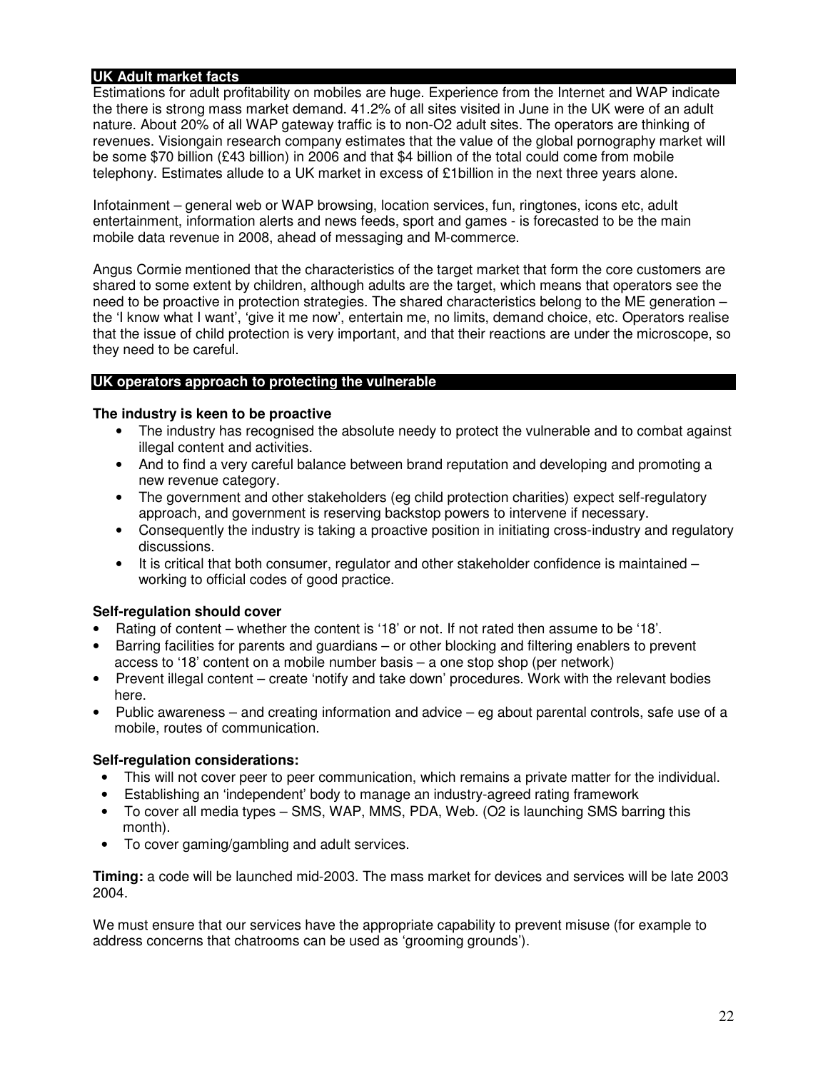## UK Adult market facts

Estimations for adult profitability on mobiles are huge. Experience from the Internet and WAP indicate the there is strong mass market demand. 41.2% of all sites visited in June in the UK were of an adult nature. About 20% of all WAP gateway traffic is to non-O2 adult sites. The operators are thinking of revenues. Visiongain research company estimates that the value of the global pornography market will be some $70 billion (£43 billion) in 2006 and that $4 billion of the total could come from mobile telephony. Estimates allude to a UK market in excess of £1billion in the next three years alone.

Infotainment – general web or WAP browsing, location services, fun, ringtones, icons etc, adult entertainment, information alerts and news feeds, sport and games - is forecasted to be the main mobile data revenue in 2008, ahead of messaging and M-commerce.

Angus Cormie mentioned that the characteristics of the target market that form the core customers are shared to some extent by children, although adults are the target, which means that operators see the need to be proactive in protection strategies. The shared characteristics belong to the ME generation – the 'I know what I want', 'give it me now', entertain me, no limits, demand choice, etc. Operators realise that the issue of child protection is very important, and that their reactions are under the microscope, so they need to be careful.

## UK operators approach to protecting the vulnerable

**The industry is keen to be proactive**

- The industry has recognised the absolute needy to protect the vulnerable and to combat against illegal content and activities.
- And to find a very careful balance between brand reputation and developing and promoting a new revenue category.
- The government and other stakeholders (eg child protection charities) expect self-regulatory approach, and government is reserving backstop powers to intervene if necessary.
- Consequently the industry is taking a proactive position in initiating cross-industry and regulatory discussions.
- It is critical that both consumer, regulator and other stakeholder confidence is maintained – working to official codes of good practice.

**Self-regulation should cover**

- Rating of content – whether the content is '18' or not. If not rated then assume to be '18'.
- Barring facilities for parents and guardians – or other blocking and filtering enablers to prevent access to '18' content on a mobile number basis – a one stop shop (per network)
- Prevent illegal content – create 'notify and take down' procedures. Work with the relevant bodies here.
- Public awareness – and creating information and advice – eg about parental controls, safe use of a mobile, routes of communication.

**Self-regulation considerations:**

- This will not cover peer to peer communication, which remains a private matter for the individual.
- Establishing an 'independent' body to manage an industry-agreed rating framework
- To cover all media types – SMS, WAP, MMS, PDA, Web. (O2 is launching SMS barring this month).
- To cover gaming/gambling and adult services.

**Timing:** a code will be launched mid-2003. The mass market for devices and services will be late 2003 2004.

We must ensure that our services have the appropriate capability to prevent misuse (for example to address concerns that chatrooms can be used as 'grooming grounds').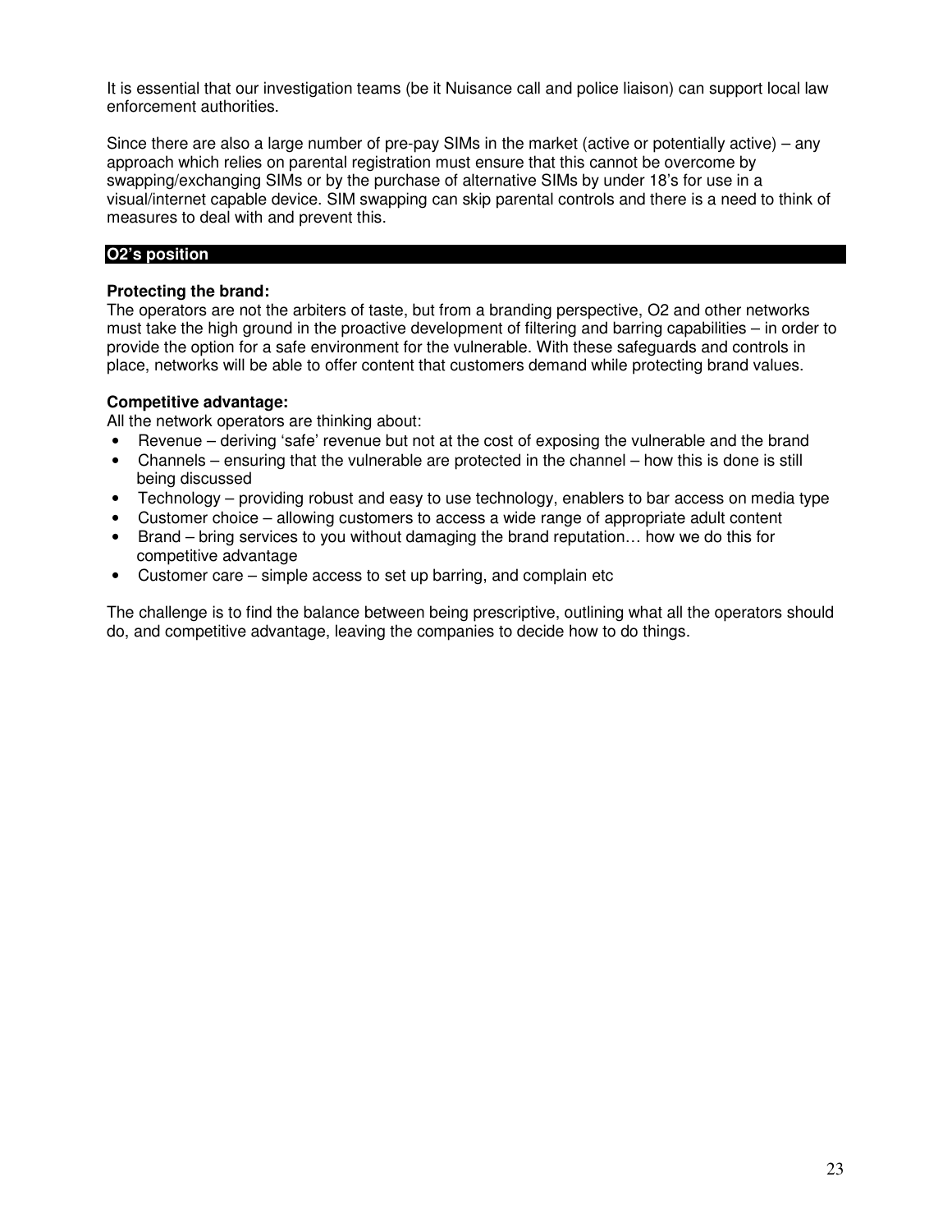It is essential that our investigation teams (be it Nuisance call and police liaison) can support local law enforcement authorities.

Since there are also a large number of pre-pay SIMs in the market (active or potentially active) – any approach which relies on parental registration must ensure that this cannot be overcome by swapping/exchanging SIMs or by the purchase of alternative SIMs by under 18's for use in a visual/internet capable device. SIM swapping can skip parental controls and there is a need to think of measures to deal with and prevent this.

## O2's position

**Protecting the brand:**
The operators are not the arbiters of taste, but from a branding perspective, O2 and other networks must take the high ground in the proactive development of filtering and barring capabilities – in order to provide the option for a safe environment for the vulnerable. With these safeguards and controls in place, networks will be able to offer content that customers demand while protecting brand values.

**Competitive advantage:**
All the network operators are thinking about:

- Revenue – deriving 'safe' revenue but not at the cost of exposing the vulnerable and the brand
- Channels – ensuring that the vulnerable are protected in the channel – how this is done is still being discussed
- Technology – providing robust and easy to use technology, enablers to bar access on media type
- Customer choice – allowing customers to access a wide range of appropriate adult content
- Brand – bring services to you without damaging the brand reputation… how we do this for competitive advantage
- Customer care – simple access to set up barring, and complain etc

The challenge is to find the balance between being prescriptive, outlining what all the operators should do, and competitive advantage, leaving the companies to decide how to do things.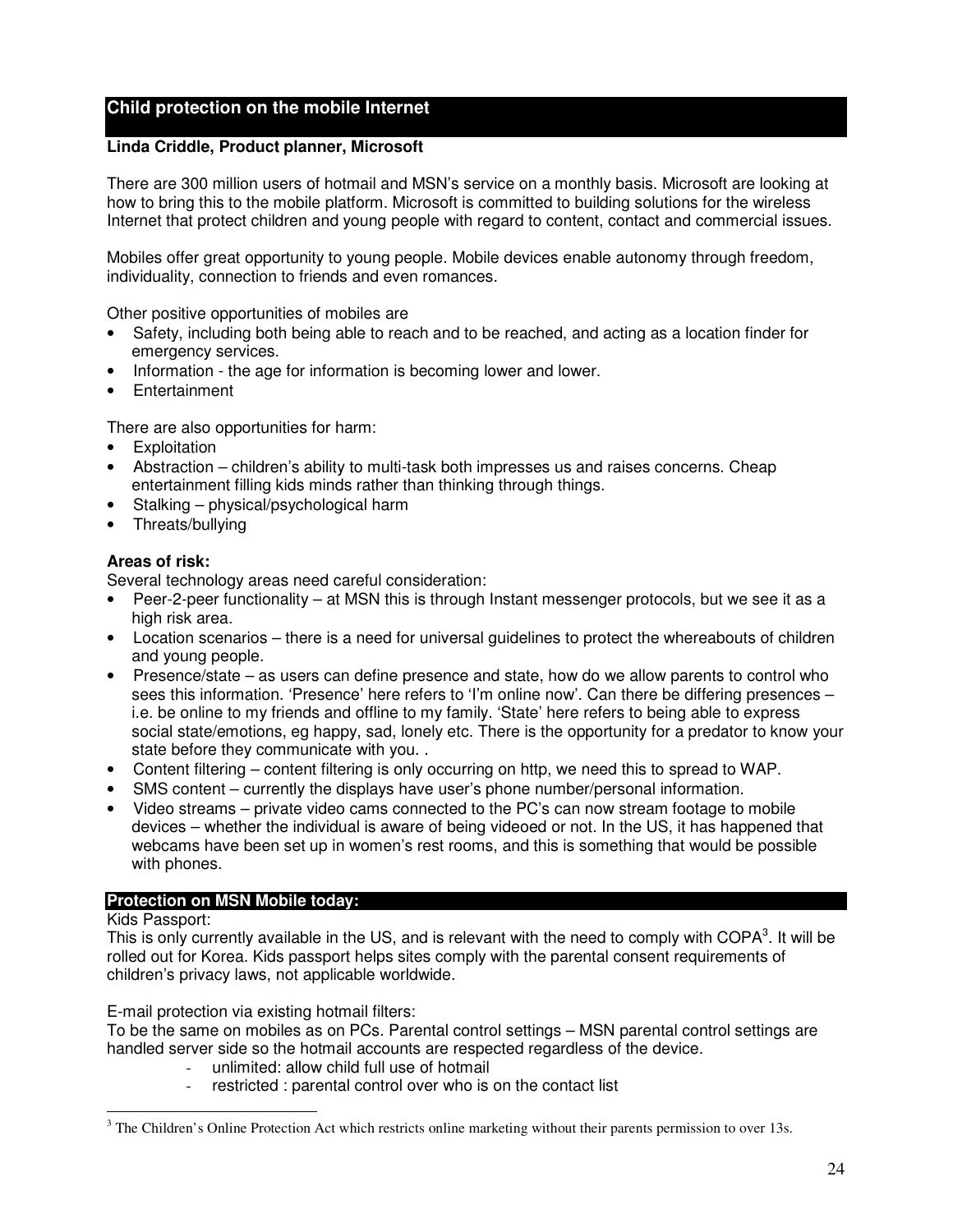## Child protection on the mobile Internet

**Linda Criddle, Product planner, Microsoft**

There are 300 million users of hotmail and MSN's service on a monthly basis. Microsoft are looking at how to bring this to the mobile platform. Microsoft is committed to building solutions for the wireless Internet that protect children and young people with regard to content, contact and commercial issues.

Mobiles offer great opportunity to young people. Mobile devices enable autonomy through freedom, individuality, connection to friends and even romances.

Other positive opportunities of mobiles are

- Safety, including both being able to reach and to be reached, and acting as a location finder for emergency services.
- Information - the age for information is becoming lower and lower.
- Entertainment

There are also opportunities for harm:

- Exploitation
- Abstraction – children's ability to multi-task both impresses us and raises concerns. Cheap entertainment filling kids minds rather than thinking through things.
- Stalking – physical/psychological harm
- Threats/bullying

**Areas of risk:**

Several technology areas need careful consideration:

- Peer-2-peer functionality – at MSN this is through Instant messenger protocols, but we see it as a high risk area.
- Location scenarios – there is a need for universal guidelines to protect the whereabouts of children and young people.
- Presence/state – as users can define presence and state, how do we allow parents to control who sees this information. 'Presence' here refers to 'I'm online now'. Can there be differing presences – i.e. be online to my friends and offline to my family. 'State' here refers to being able to express social state/emotions, eg happy, sad, lonely etc. There is the opportunity for a predator to know your state before they communicate with you. .
- Content filtering – content filtering is only occurring on http, we need this to spread to WAP.
- SMS content – currently the displays have user's phone number/personal information.
- Video streams – private video cams connected to the PC's can now stream footage to mobile devices – whether the individual is aware of being videoed or not. In the US, it has happened that webcams have been set up in women's rest rooms, and this is something that would be possible with phones.

### Protection on MSN Mobile today:

Kids Passport:
This is only currently available in the US, and is relevant with the need to comply with COPA[3]. It will be rolled out for Korea. Kids passport helps sites comply with the parental consent requirements of children's privacy laws, not applicable worldwide.

E-mail protection via existing hotmail filters:
To be the same on mobiles as on PCs. Parental control settings – MSN parental control settings are handled server side so the hotmail accounts are respected regardless of the device.

- unlimited: allow child full use of hotmail
- restricted : parental control over who is on the contact list

[3] The Children's Online Protection Act which restricts online marketing without their parents permission to over 13s.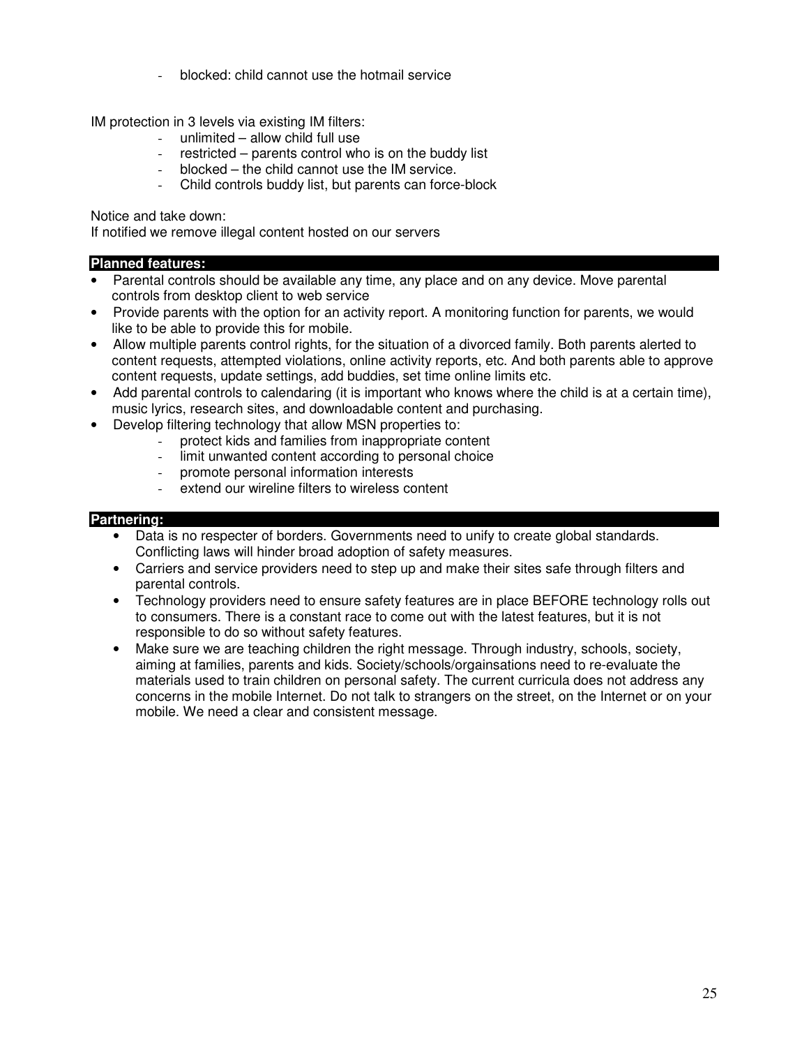- blocked: child cannot use the hotmail service

IM protection in 3 levels via existing IM filters:

- unlimited – allow child full use
- restricted – parents control who is on the buddy list
- blocked – the child cannot use the IM service.
- Child controls buddy list, but parents can force-block

Notice and take down:
If notified we remove illegal content hosted on our servers

**Planned features:**

- Parental controls should be available any time, any place and on any device. Move parental controls from desktop client to web service
- Provide parents with the option for an activity report. A monitoring function for parents, we would like to be able to provide this for mobile.
- Allow multiple parents control rights, for the situation of a divorced family. Both parents alerted to content requests, attempted violations, online activity reports, etc. And both parents able to approve content requests, update settings, add buddies, set time online limits etc.
- Add parental controls to calendaring (it is important who knows where the child is at a certain time), music lyrics, research sites, and downloadable content and purchasing.
- Develop filtering technology that allow MSN properties to:
    - protect kids and families from inappropriate content
    - limit unwanted content according to personal choice
    - promote personal information interests
    - extend our wireline filters to wireless content

**Partnering:**

- Data is no respecter of borders. Governments need to unify to create global standards. Conflicting laws will hinder broad adoption of safety measures.
- Carriers and service providers need to step up and make their sites safe through filters and parental controls.
- Technology providers need to ensure safety features are in place BEFORE technology rolls out to consumers. There is a constant race to come out with the latest features, but it is not responsible to do so without safety features.
- Make sure we are teaching children the right message. Through industry, schools, society, aiming at families, parents and kids. Society/schools/orgainsations need to re-evaluate the materials used to train children on personal safety. The current curricula does not address any concerns in the mobile Internet. Do not talk to strangers on the street, on the Internet or on your mobile. We need a clear and consistent message.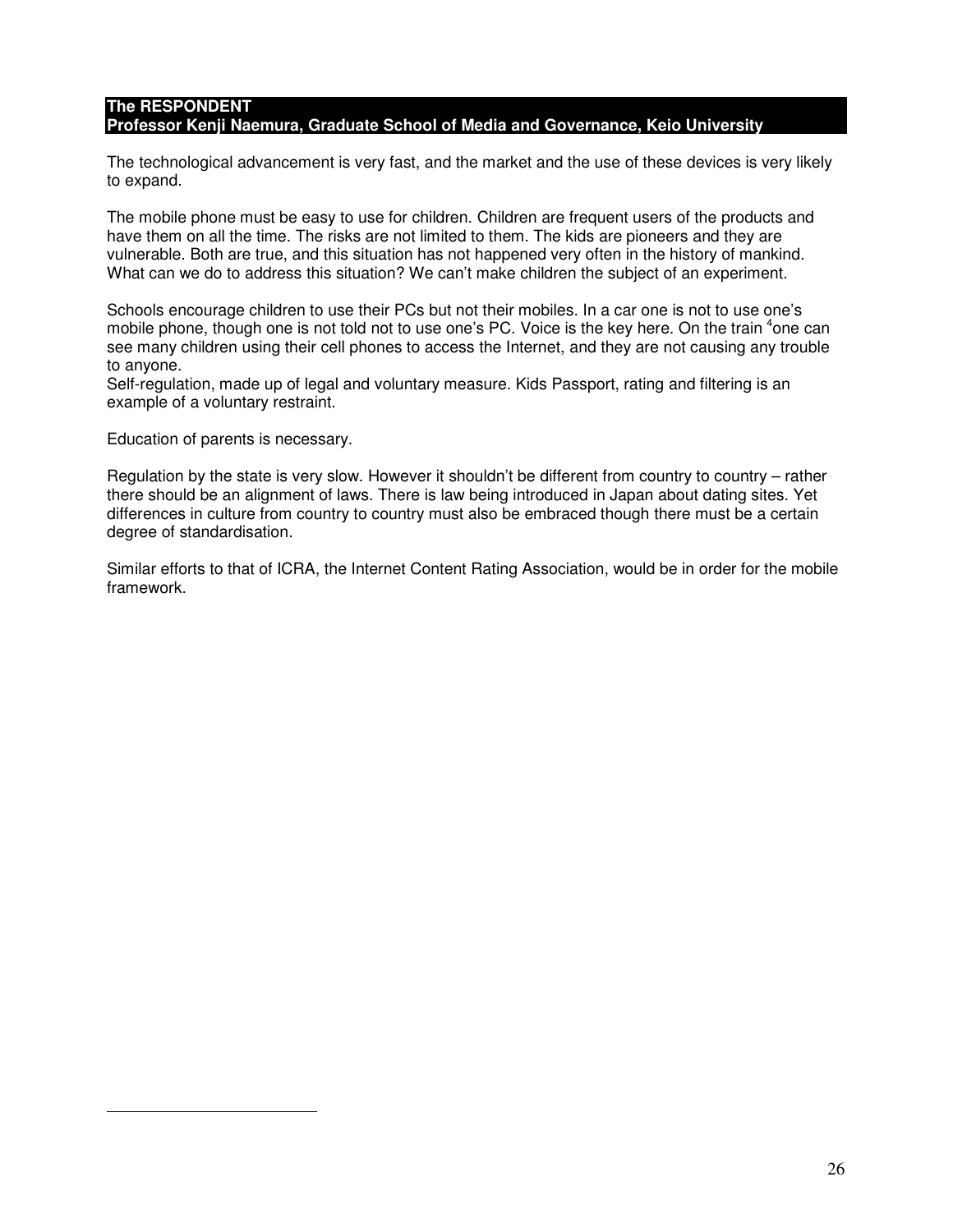**The RESPONDENT**
**Professor Kenji Naemura, Graduate School of Media and Governance, Keio University**

The technological advancement is very fast, and the market and the use of these devices is very likely to expand.

The mobile phone must be easy to use for children. Children are frequent users of the products and have them on all the time. The risks are not limited to them. The kids are pioneers and they are vulnerable. Both are true, and this situation has not happened very often in the history of mankind. What can we do to address this situation? We can't make children the subject of an experiment.

Schools encourage children to use their PCs but not their mobiles. In a car one is not to use one's mobile phone, though one is not told not to use one's PC. Voice is the key here. On the train [4]one can see many children using their cell phones to access the Internet, and they are not causing any trouble to anyone.
Self-regulation, made up of legal and voluntary measure. Kids Passport, rating and filtering is an example of a voluntary restraint.

Education of parents is necessary.

Regulation by the state is very slow. However it shouldn't be different from country to country – rather there should be an alignment of laws. There is law being introduced in Japan about dating sites. Yet differences in culture from country to country must also be embraced though there must be a certain degree of standardisation.

Similar efforts to that of ICRA, the Internet Content Rating Association, would be in order for the mobile framework.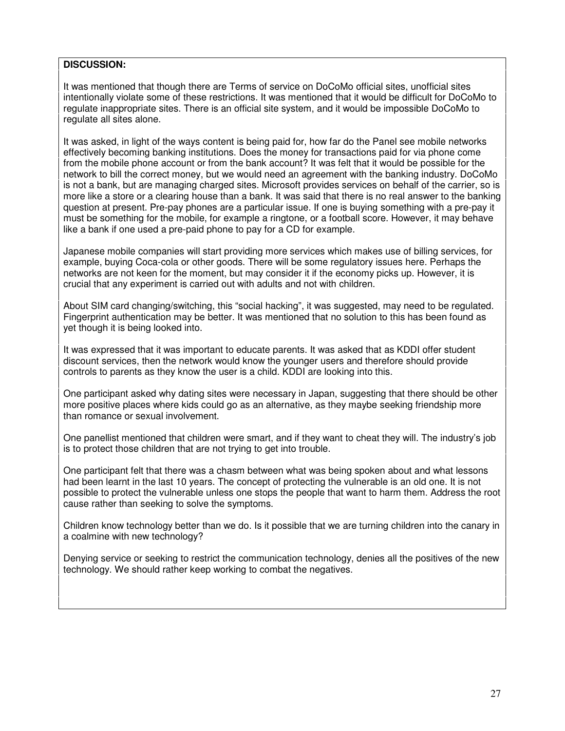**DISCUSSION:**

It was mentioned that though there are Terms of service on DoCoMo official sites, unofficial sites intentionally violate some of these restrictions. It was mentioned that it would be difficult for DoCoMo to regulate inappropriate sites. There is an official site system, and it would be impossible DoCoMo to regulate all sites alone.

It was asked, in light of the ways content is being paid for, how far do the Panel see mobile networks effectively becoming banking institutions. Does the money for transactions paid for via phone come from the mobile phone account or from the bank account? It was felt that it would be possible for the network to bill the correct money, but we would need an agreement with the banking industry. DoCoMo is not a bank, but are managing charged sites. Microsoft provides services on behalf of the carrier, so is more like a store or a clearing house than a bank. It was said that there is no real answer to the banking question at present. Pre-pay phones are a particular issue. If one is buying something with a pre-pay it must be something for the mobile, for example a ringtone, or a football score. However, it may behave like a bank if one used a pre-paid phone to pay for a CD for example.

Japanese mobile companies will start providing more services which makes use of billing services, for example, buying Coca-cola or other goods. There will be some regulatory issues here. Perhaps the networks are not keen for the moment, but may consider it if the economy picks up. However, it is crucial that any experiment is carried out with adults and not with children.

About SIM card changing/switching, this “social hacking”, it was suggested, may need to be regulated. Fingerprint authentication may be better. It was mentioned that no solution to this has been found as yet though it is being looked into.

It was expressed that it was important to educate parents. It was asked that as KDDI offer student discount services, then the network would know the younger users and therefore should provide controls to parents as they know the user is a child. KDDI are looking into this.

One participant asked why dating sites were necessary in Japan, suggesting that there should be other more positive places where kids could go as an alternative, as they maybe seeking friendship more than romance or sexual involvement.

One panellist mentioned that children were smart, and if they want to cheat they will. The industry’s job is to protect those children that are not trying to get into trouble.

One participant felt that there was a chasm between what was being spoken about and what lessons had been learnt in the last 10 years. The concept of protecting the vulnerable is an old one. It is not possible to protect the vulnerable unless one stops the people that want to harm them. Address the root cause rather than seeking to solve the symptoms.

Children know technology better than we do. Is it possible that we are turning children into the canary in a coalmine with new technology?

Denying service or seeking to restrict the communication technology, denies all the positives of the new technology. We should rather keep working to combat the negatives.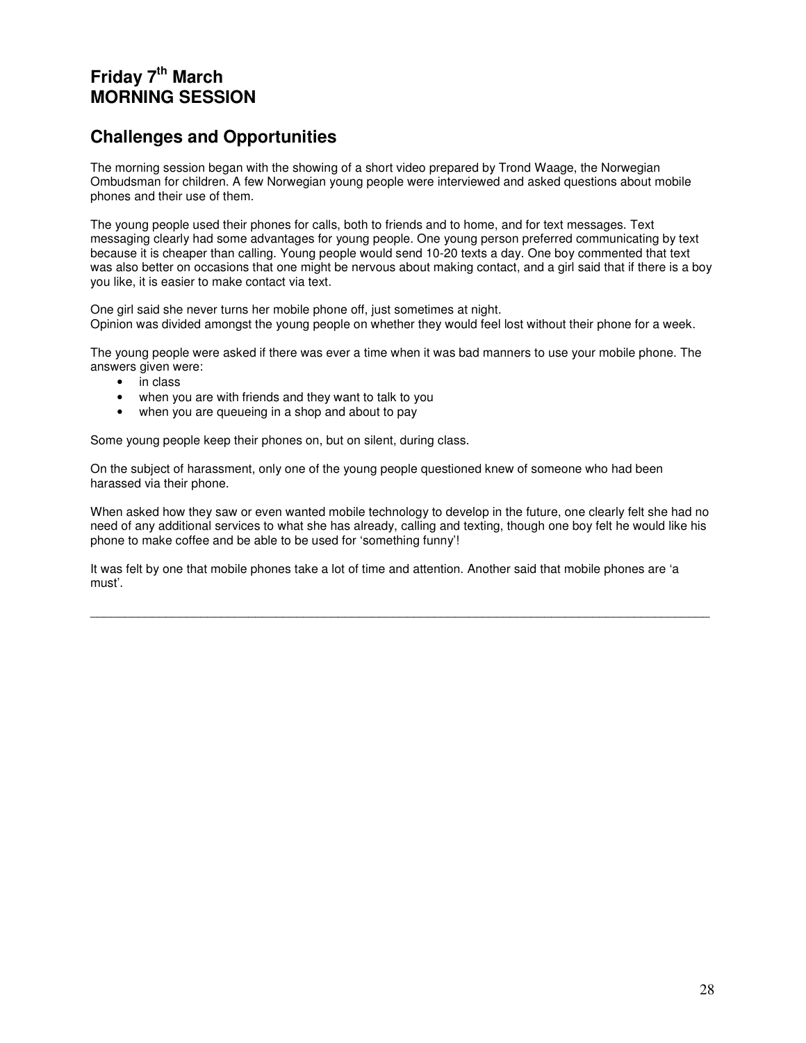## Friday 7th March
## MORNING SESSION

## Challenges and Opportunities

The morning session began with the showing of a short video prepared by Trond Waage, the Norwegian Ombudsman for children. A few Norwegian young people were interviewed and asked questions about mobile phones and their use of them.

The young people used their phones for calls, both to friends and to home, and for text messages. Text messaging clearly had some advantages for young people. One young person preferred communicating by text because it is cheaper than calling. Young people would send 10-20 texts a day. One boy commented that text was also better on occasions that one might be nervous about making contact, and a girl said that if there is a boy you like, it is easier to make contact via text.

One girl said she never turns her mobile phone off, just sometimes at night.
Opinion was divided amongst the young people on whether they would feel lost without their phone for a week.

The young people were asked if there was ever a time when it was bad manners to use your mobile phone. The answers given were:

- in class
- when you are with friends and they want to talk to you
- when you are queueing in a shop and about to pay

Some young people keep their phones on, but on silent, during class.

On the subject of harassment, only one of the young people questioned knew of someone who had been harassed via their phone.

When asked how they saw or even wanted mobile technology to develop in the future, one clearly felt she had no need of any additional services to what she has already, calling and texting, though one boy felt he would like his phone to make coffee and be able to be used for 'something funny'!

It was felt by one that mobile phones take a lot of time and attention. Another said that mobile phones are 'a must'.

---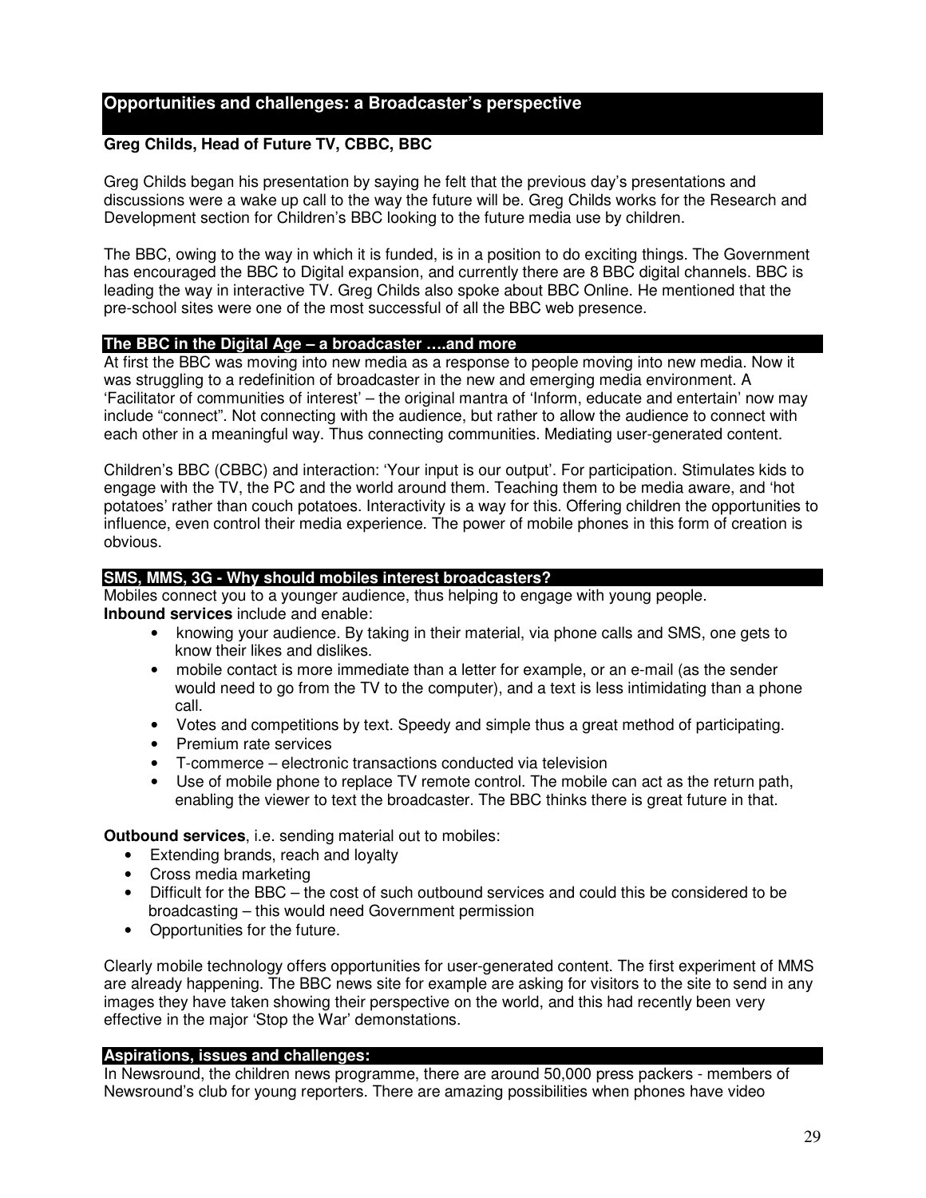## Opportunities and challenges: a Broadcaster's perspective

**Greg Childs, Head of Future TV, CBBC, BBC**

Greg Childs began his presentation by saying he felt that the previous day's presentations and discussions were a wake up call to the way the future will be. Greg Childs works for the Research and Development section for Children's BBC looking to the future media use by children.

The BBC, owing to the way in which it is funded, is in a position to do exciting things. The Government has encouraged the BBC to Digital expansion, and currently there are 8 BBC digital channels. BBC is leading the way in interactive TV. Greg Childs also spoke about BBC Online. He mentioned that the pre-school sites were one of the most successful of all the BBC web presence.

### The BBC in the Digital Age – a broadcaster ….and more

At first the BBC was moving into new media as a response to people moving into new media. Now it was struggling to a redefinition of broadcaster in the new and emerging media environment. A 'Facilitator of communities of interest' – the original mantra of 'Inform, educate and entertain' now may include "connect". Not connecting with the audience, but rather to allow the audience to connect with each other in a meaningful way. Thus connecting communities. Mediating user-generated content.

Children's BBC (CBBC) and interaction: 'Your input is our output'. For participation. Stimulates kids to engage with the TV, the PC and the world around them. Teaching them to be media aware, and 'hot potatoes' rather than couch potatoes. Interactivity is a way for this. Offering children the opportunities to influence, even control their media experience. The power of mobile phones in this form of creation is obvious.

### SMS, MMS, 3G - Why should mobiles interest broadcasters?

Mobiles connect you to a younger audience, thus helping to engage with young people.
**Inbound services** include and enable:

- knowing your audience. By taking in their material, via phone calls and SMS, one gets to know their likes and dislikes.
- mobile contact is more immediate than a letter for example, or an e-mail (as the sender would need to go from the TV to the computer), and a text is less intimidating than a phone call.
- Votes and competitions by text. Speedy and simple thus a great method of participating.
- Premium rate services
- T-commerce – electronic transactions conducted via television
- Use of mobile phone to replace TV remote control. The mobile can act as the return path, enabling the viewer to text the broadcaster. The BBC thinks there is great future in that.

**Outbound services**, i.e. sending material out to mobiles:

- Extending brands, reach and loyalty
- Cross media marketing
- Difficult for the BBC – the cost of such outbound services and could this be considered to be broadcasting – this would need Government permission
- Opportunities for the future.

Clearly mobile technology offers opportunities for user-generated content. The first experiment of MMS are already happening. The BBC news site for example are asking for visitors to the site to send in any images they have taken showing their perspective on the world, and this had recently been very effective in the major 'Stop the War' demonstations.

### Aspirations, issues and challenges:

In Newsround, the children news programme, there are around 50,000 press packers - members of Newsround's club for young reporters. There are amazing possibilities when phones have video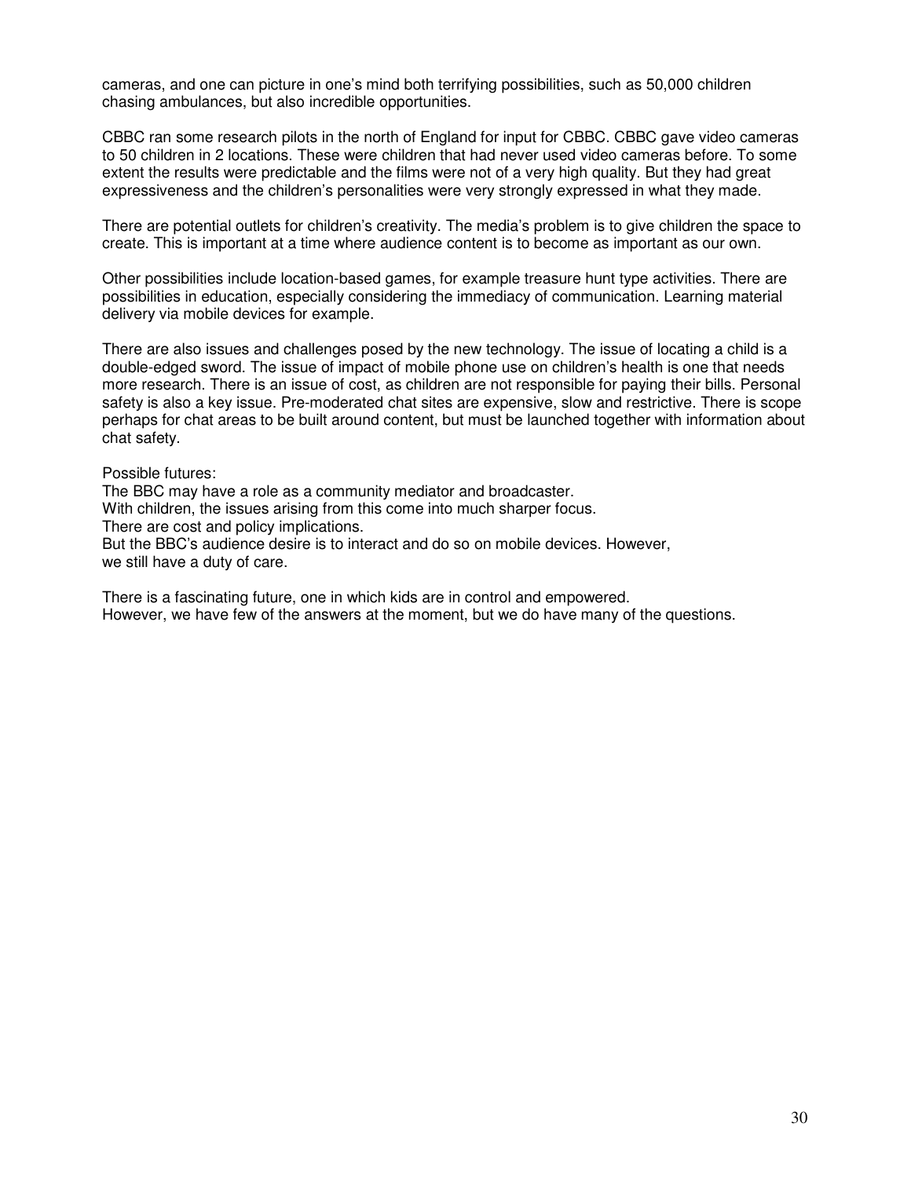cameras, and one can picture in one's mind both terrifying possibilities, such as 50,000 children chasing ambulances, but also incredible opportunities.

CBBC ran some research pilots in the north of England for input for CBBC. CBBC gave video cameras to 50 children in 2 locations. These were children that had never used video cameras before. To some extent the results were predictable and the films were not of a very high quality. But they had great expressiveness and the children's personalities were very strongly expressed in what they made.

There are potential outlets for children's creativity. The media's problem is to give children the space to create. This is important at a time where audience content is to become as important as our own.

Other possibilities include location-based games, for example treasure hunt type activities. There are possibilities in education, especially considering the immediacy of communication. Learning material delivery via mobile devices for example.

There are also issues and challenges posed by the new technology. The issue of locating a child is a double-edged sword. The issue of impact of mobile phone use on children's health is one that needs more research. There is an issue of cost, as children are not responsible for paying their bills. Personal safety is also a key issue. Pre-moderated chat sites are expensive, slow and restrictive. There is scope perhaps for chat areas to be built around content, but must be launched together with information about chat safety.

Possible futures:
The BBC may have a role as a community mediator and broadcaster.
With children, the issues arising from this come into much sharper focus.
There are cost and policy implications.
But the BBC's audience desire is to interact and do so on mobile devices. However, we still have a duty of care.

There is a fascinating future, one in which kids are in control and empowered.
However, we have few of the answers at the moment, but we do have many of the questions.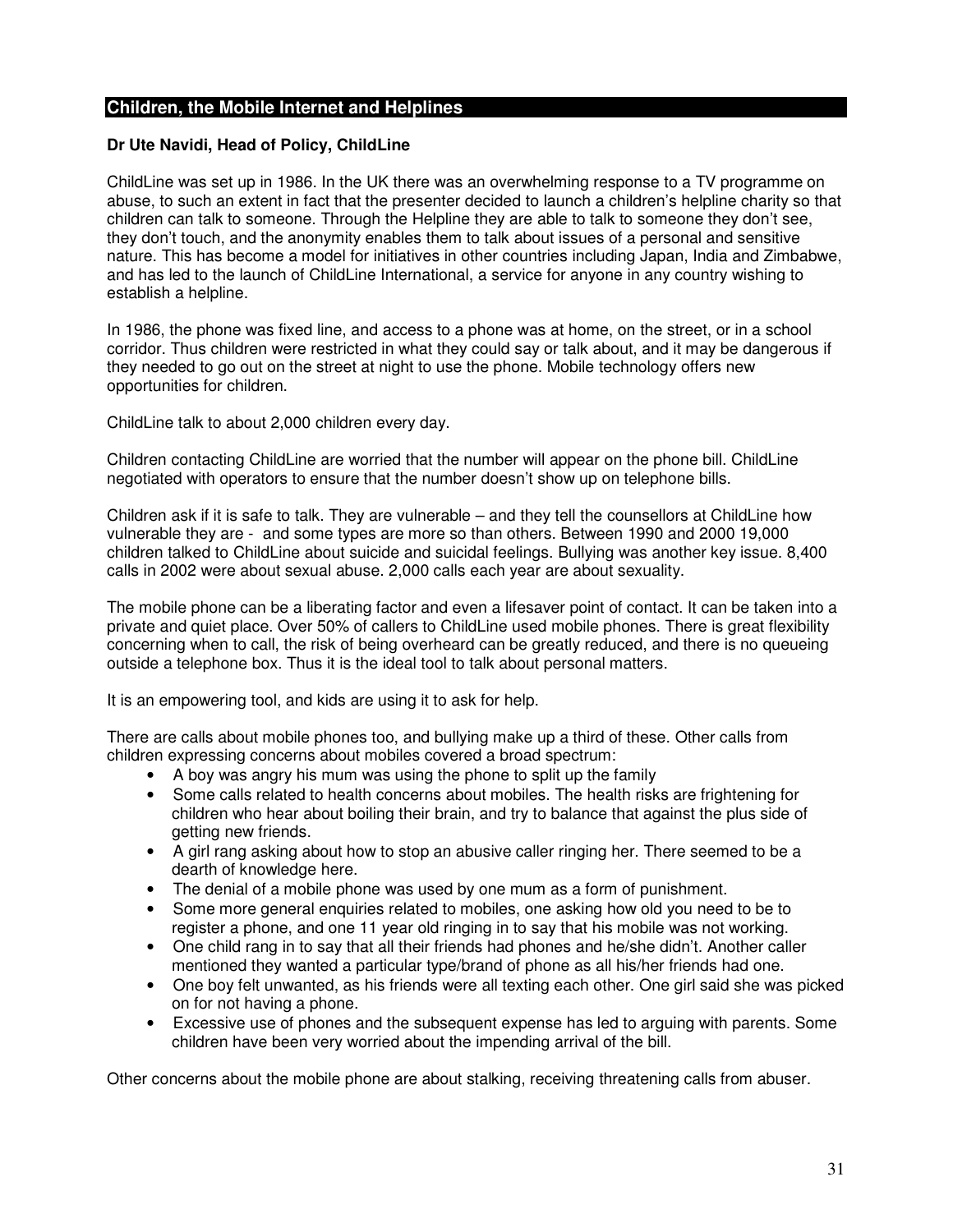## Children, the Mobile Internet and Helplines

**Dr Ute Navidi, Head of Policy, ChildLine**

ChildLine was set up in 1986. In the UK there was an overwhelming response to a TV programme on abuse, to such an extent in fact that the presenter decided to launch a children's helpline charity so that children can talk to someone. Through the Helpline they are able to talk to someone they don't see, they don't touch, and the anonymity enables them to talk about issues of a personal and sensitive nature. This has become a model for initiatives in other countries including Japan, India and Zimbabwe, and has led to the launch of ChildLine International, a service for anyone in any country wishing to establish a helpline.

In 1986, the phone was fixed line, and access to a phone was at home, on the street, or in a school corridor. Thus children were restricted in what they could say or talk about, and it may be dangerous if they needed to go out on the street at night to use the phone. Mobile technology offers new opportunities for children.

ChildLine talk to about 2,000 children every day.

Children contacting ChildLine are worried that the number will appear on the phone bill. ChildLine negotiated with operators to ensure that the number doesn't show up on telephone bills.

Children ask if it is safe to talk. They are vulnerable – and they tell the counsellors at ChildLine how vulnerable they are - and some types are more so than others. Between 1990 and 2000 19,000 children talked to ChildLine about suicide and suicidal feelings. Bullying was another key issue. 8,400 calls in 2002 were about sexual abuse. 2,000 calls each year are about sexuality.

The mobile phone can be a liberating factor and even a lifesaver point of contact. It can be taken into a private and quiet place. Over 50% of callers to ChildLine used mobile phones. There is great flexibility concerning when to call, the risk of being overheard can be greatly reduced, and there is no queueing outside a telephone box. Thus it is the ideal tool to talk about personal matters.

It is an empowering tool, and kids are using it to ask for help.

There are calls about mobile phones too, and bullying make up a third of these. Other calls from children expressing concerns about mobiles covered a broad spectrum:

- A boy was angry his mum was using the phone to split up the family
- Some calls related to health concerns about mobiles. The health risks are frightening for children who hear about boiling their brain, and try to balance that against the plus side of getting new friends.
- A girl rang asking about how to stop an abusive caller ringing her. There seemed to be a dearth of knowledge here.
- The denial of a mobile phone was used by one mum as a form of punishment.
- Some more general enquiries related to mobiles, one asking how old you need to be to register a phone, and one 11 year old ringing in to say that his mobile was not working.
- One child rang in to say that all their friends had phones and he/she didn't. Another caller mentioned they wanted a particular type/brand of phone as all his/her friends had one.
- One boy felt unwanted, as his friends were all texting each other. One girl said she was picked on for not having a phone.
- Excessive use of phones and the subsequent expense has led to arguing with parents. Some children have been very worried about the impending arrival of the bill.

Other concerns about the mobile phone are about stalking, receiving threatening calls from abuser.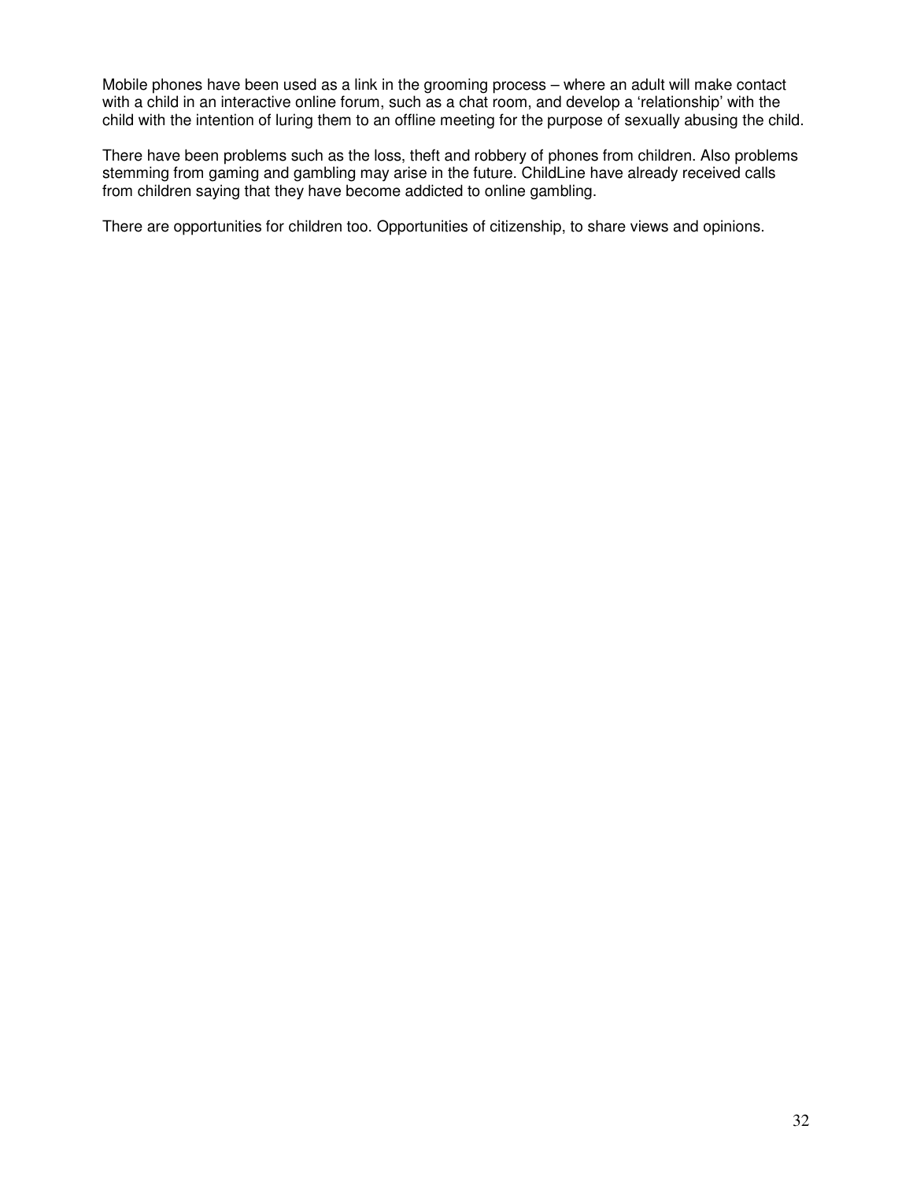Mobile phones have been used as a link in the grooming process – where an adult will make contact with a child in an interactive online forum, such as a chat room, and develop a 'relationship' with the child with the intention of luring them to an offline meeting for the purpose of sexually abusing the child.

There have been problems such as the loss, theft and robbery of phones from children. Also problems stemming from gaming and gambling may arise in the future. ChildLine have already received calls from children saying that they have become addicted to online gambling.

There are opportunities for children too. Opportunities of citizenship, to share views and opinions.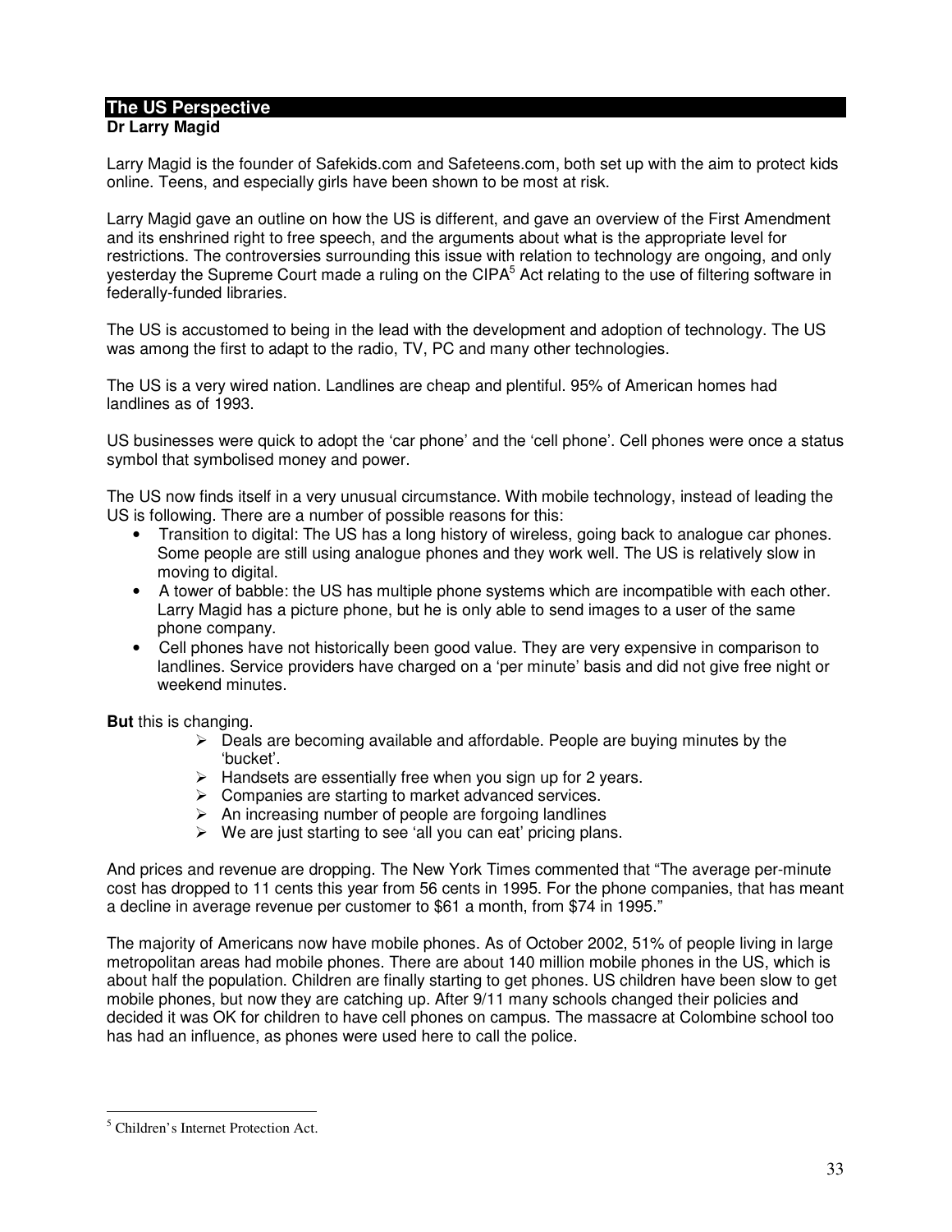## The US Perspective

**Dr Larry Magid**

Larry Magid is the founder of Safekids.com and Safeteens.com, both set up with the aim to protect kids online. Teens, and especially girls have been shown to be most at risk.

Larry Magid gave an outline on how the US is different, and gave an overview of the First Amendment and its enshrined right to free speech, and the arguments about what is the appropriate level for restrictions. The controversies surrounding this issue with relation to technology are ongoing, and only yesterday the Supreme Court made a ruling on the CIPA[5] Act relating to the use of filtering software in federally-funded libraries.

The US is accustomed to being in the lead with the development and adoption of technology. The US was among the first to adapt to the radio, TV, PC and many other technologies.

The US is a very wired nation. Landlines are cheap and plentiful. 95% of American homes had landlines as of 1993.

US businesses were quick to adopt the 'car phone' and the 'cell phone'. Cell phones were once a status symbol that symbolised money and power.

The US now finds itself in a very unusual circumstance. With mobile technology, instead of leading the US is following. There are a number of possible reasons for this:

- Transition to digital: The US has a long history of wireless, going back to analogue car phones. Some people are still using analogue phones and they work well. The US is relatively slow in moving to digital.
- A tower of babble: the US has multiple phone systems which are incompatible with each other. Larry Magid has a picture phone, but he is only able to send images to a user of the same phone company.
- Cell phones have not historically been good value. They are very expensive in comparison to landlines. Service providers have charged on a 'per minute' basis and did not give free night or weekend minutes.

**But** this is changing.

- Deals are becoming available and affordable. People are buying minutes by the 'bucket'.
- Handsets are essentially free when you sign up for 2 years.
- Companies are starting to market advanced services.
- An increasing number of people are forgoing landlines
- We are just starting to see 'all you can eat' pricing plans.

And prices and revenue are dropping. The New York Times commented that "The average per-minute cost has dropped to 11 cents this year from 56 cents in 1995. For the phone companies, that has meant a decline in average revenue per customer to $61 a month, from $74 in 1995."

The majority of Americans now have mobile phones. As of October 2002, 51% of people living in large metropolitan areas had mobile phones. There are about 140 million mobile phones in the US, which is about half the population. Children are finally starting to get phones. US children have been slow to get mobile phones, but now they are catching up. After 9/11 many schools changed their policies and decided it was OK for children to have cell phones on campus. The massacre at Colombine school too has had an influence, as phones were used here to call the police.

[5] Children's Internet Protection Act.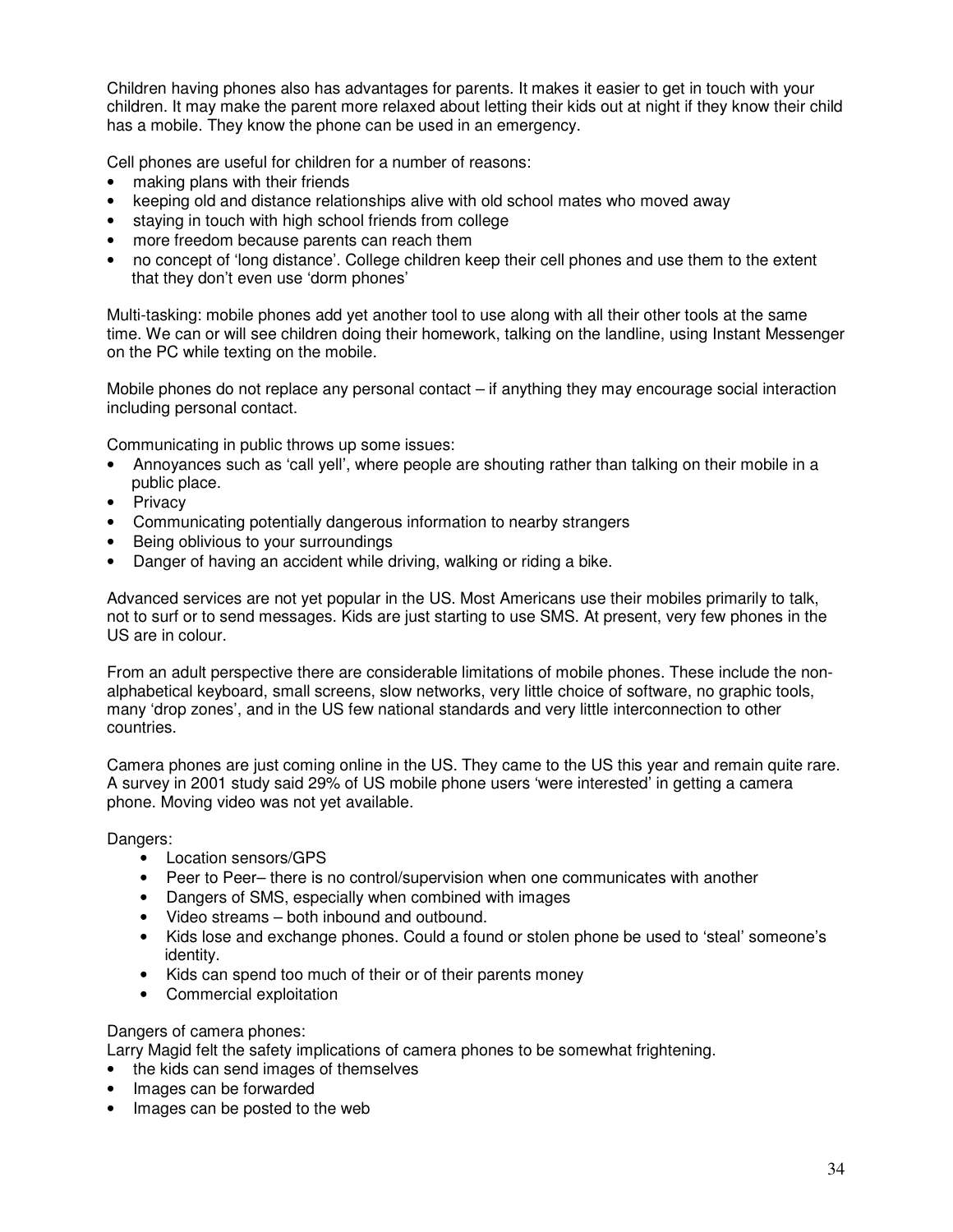Children having phones also has advantages for parents. It makes it easier to get in touch with your children. It may make the parent more relaxed about letting their kids out at night if they know their child has a mobile. They know the phone can be used in an emergency.

Cell phones are useful for children for a number of reasons:

- making plans with their friends
- keeping old and distance relationships alive with old school mates who moved away
- staying in touch with high school friends from college
- more freedom because parents can reach them
- no concept of 'long distance'. College children keep their cell phones and use them to the extent that they don't even use 'dorm phones'

Multi-tasking: mobile phones add yet another tool to use along with all their other tools at the same time. We can or will see children doing their homework, talking on the landline, using Instant Messenger on the PC while texting on the mobile.

Mobile phones do not replace any personal contact – if anything they may encourage social interaction including personal contact.

Communicating in public throws up some issues:

- Annoyances such as 'call yell', where people are shouting rather than talking on their mobile in a public place.
- Privacy
- Communicating potentially dangerous information to nearby strangers
- Being oblivious to your surroundings
- Danger of having an accident while driving, walking or riding a bike.

Advanced services are not yet popular in the US. Most Americans use their mobiles primarily to talk, not to surf or to send messages. Kids are just starting to use SMS. At present, very few phones in the US are in colour.

From an adult perspective there are considerable limitations of mobile phones. These include the non-alphabetical keyboard, small screens, slow networks, very little choice of software, no graphic tools, many 'drop zones', and in the US few national standards and very little interconnection to other countries.

Camera phones are just coming online in the US. They came to the US this year and remain quite rare. A survey in 2001 study said 29% of US mobile phone users 'were interested' in getting a camera phone. Moving video was not yet available.

Dangers:

- Location sensors/GPS
- Peer to Peer– there is no control/supervision when one communicates with another
- Dangers of SMS, especially when combined with images
- Video streams – both inbound and outbound.
- Kids lose and exchange phones. Could a found or stolen phone be used to 'steal' someone's identity.
- Kids can spend too much of their or of their parents money
- Commercial exploitation

Dangers of camera phones:
Larry Magid felt the safety implications of camera phones to be somewhat frightening.

- the kids can send images of themselves
- Images can be forwarded
- Images can be posted to the web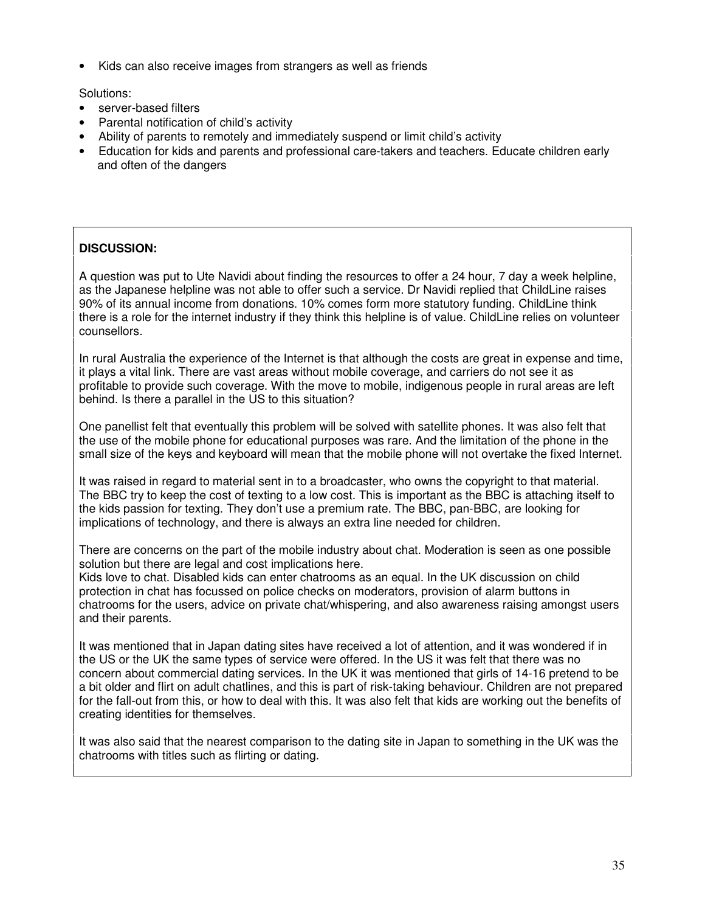- Kids can also receive images from strangers as well as friends

Solutions:

- server-based filters
- Parental notification of child's activity
- Ability of parents to remotely and immediately suspend or limit child's activity
- Education for kids and parents and professional care-takers and teachers. Educate children early and often of the dangers

**DISCUSSION:**

A question was put to Ute Navidi about finding the resources to offer a 24 hour, 7 day a week helpline, as the Japanese helpline was not able to offer such a service. Dr Navidi replied that ChildLine raises 90% of its annual income from donations. 10% comes form more statutory funding. ChildLine think there is a role for the internet industry if they think this helpline is of value. ChildLine relies on volunteer counsellors.

In rural Australia the experience of the Internet is that although the costs are great in expense and time, it plays a vital link. There are vast areas without mobile coverage, and carriers do not see it as profitable to provide such coverage. With the move to mobile, indigenous people in rural areas are left behind. Is there a parallel in the US to this situation?

One panellist felt that eventually this problem will be solved with satellite phones. It was also felt that the use of the mobile phone for educational purposes was rare. And the limitation of the phone in the small size of the keys and keyboard will mean that the mobile phone will not overtake the fixed Internet.

It was raised in regard to material sent in to a broadcaster, who owns the copyright to that material. The BBC try to keep the cost of texting to a low cost. This is important as the BBC is attaching itself to the kids passion for texting. They don't use a premium rate. The BBC, pan-BBC, are looking for implications of technology, and there is always an extra line needed for children.

There are concerns on the part of the mobile industry about chat. Moderation is seen as one possible solution but there are legal and cost implications here.
Kids love to chat. Disabled kids can enter chatrooms as an equal. In the UK discussion on child protection in chat has focussed on police checks on moderators, provision of alarm buttons in chatrooms for the users, advice on private chat/whispering, and also awareness raising amongst users and their parents.

It was mentioned that in Japan dating sites have received a lot of attention, and it was wondered if in the US or the UK the same types of service were offered. In the US it was felt that there was no concern about commercial dating services. In the UK it was mentioned that girls of 14-16 pretend to be a bit older and flirt on adult chatlines, and this is part of risk-taking behaviour. Children are not prepared for the fall-out from this, or how to deal with this. It was also felt that kids are working out the benefits of creating identities for themselves.

It was also said that the nearest comparison to the dating site in Japan to something in the UK was the chatrooms with titles such as flirting or dating.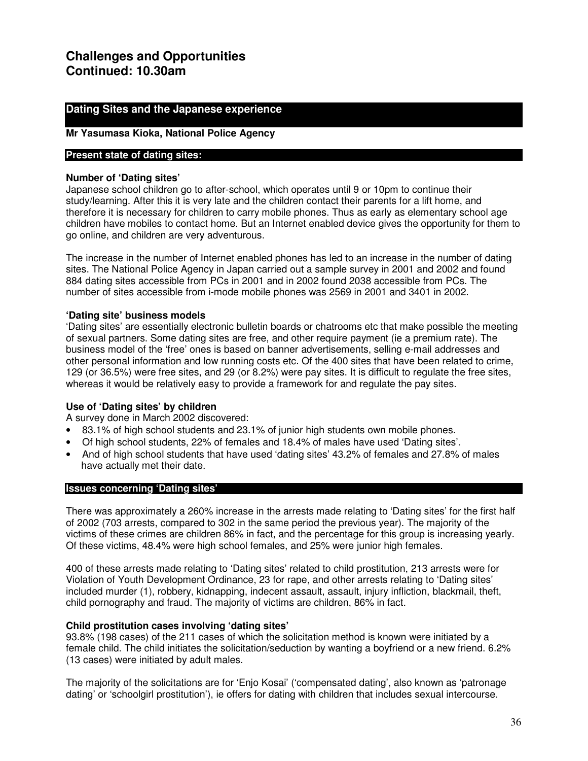# Challenges and Opportunities Continued: 10.30am

## Dating Sites and the Japanese experience

**Mr Yasumasa Kioka, National Police Agency**

### Present state of dating sites:

**Number of 'Dating sites'**

Japanese school children go to after-school, which operates until 9 or 10pm to continue their study/learning. After this it is very late and the children contact their parents for a lift home, and therefore it is necessary for children to carry mobile phones. Thus as early as elementary school age children have mobiles to contact home. But an Internet enabled device gives the opportunity for them to go online, and children are very adventurous.

The increase in the number of Internet enabled phones has led to an increase in the number of dating sites. The National Police Agency in Japan carried out a sample survey in 2001 and 2002 and found 884 dating sites accessible from PCs in 2001 and in 2002 found 2038 accessible from PCs. The number of sites accessible from i-mode mobile phones was 2569 in 2001 and 3401 in 2002.

**'Dating site' business models**

'Dating sites' are essentially electronic bulletin boards or chatrooms etc that make possible the meeting of sexual partners. Some dating sites are free, and other require payment (ie a premium rate). The business model of the 'free' ones is based on banner advertisements, selling e-mail addresses and other personal information and low running costs etc. Of the 400 sites that have been related to crime, 129 (or 36.5%) were free sites, and 29 (or 8.2%) were pay sites. It is difficult to regulate the free sites, whereas it would be relatively easy to provide a framework for and regulate the pay sites.

**Use of 'Dating sites' by children**

A survey done in March 2002 discovered:

- 83.1% of high school students and 23.1% of junior high students own mobile phones.
- Of high school students, 22% of females and 18.4% of males have used 'Dating sites'.
- And of high school students that have used 'dating sites' 43.2% of females and 27.8% of males have actually met their date.

### Issues concerning 'Dating sites'

There was approximately a 260% increase in the arrests made relating to 'Dating sites' for the first half of 2002 (703 arrests, compared to 302 in the same period the previous year). The majority of the victims of these crimes are children 86% in fact, and the percentage for this group is increasing yearly. Of these victims, 48.4% were high school females, and 25% were junior high females.

400 of these arrests made relating to 'Dating sites' related to child prostitution, 213 arrests were for Violation of Youth Development Ordinance, 23 for rape, and other arrests relating to 'Dating sites' included murder (1), robbery, kidnapping, indecent assault, assault, injury infliction, blackmail, theft, child pornography and fraud. The majority of victims are children, 86% in fact.

**Child prostitution cases involving 'dating sites'**

93.8% (198 cases) of the 211 cases of which the solicitation method is known were initiated by a female child. The child initiates the solicitation/seduction by wanting a boyfriend or a new friend. 6.2% (13 cases) were initiated by adult males.

The majority of the solicitations are for 'Enjo Kosai' ('compensated dating', also known as 'patronage dating' or 'schoolgirl prostitution'), ie offers for dating with children that includes sexual intercourse.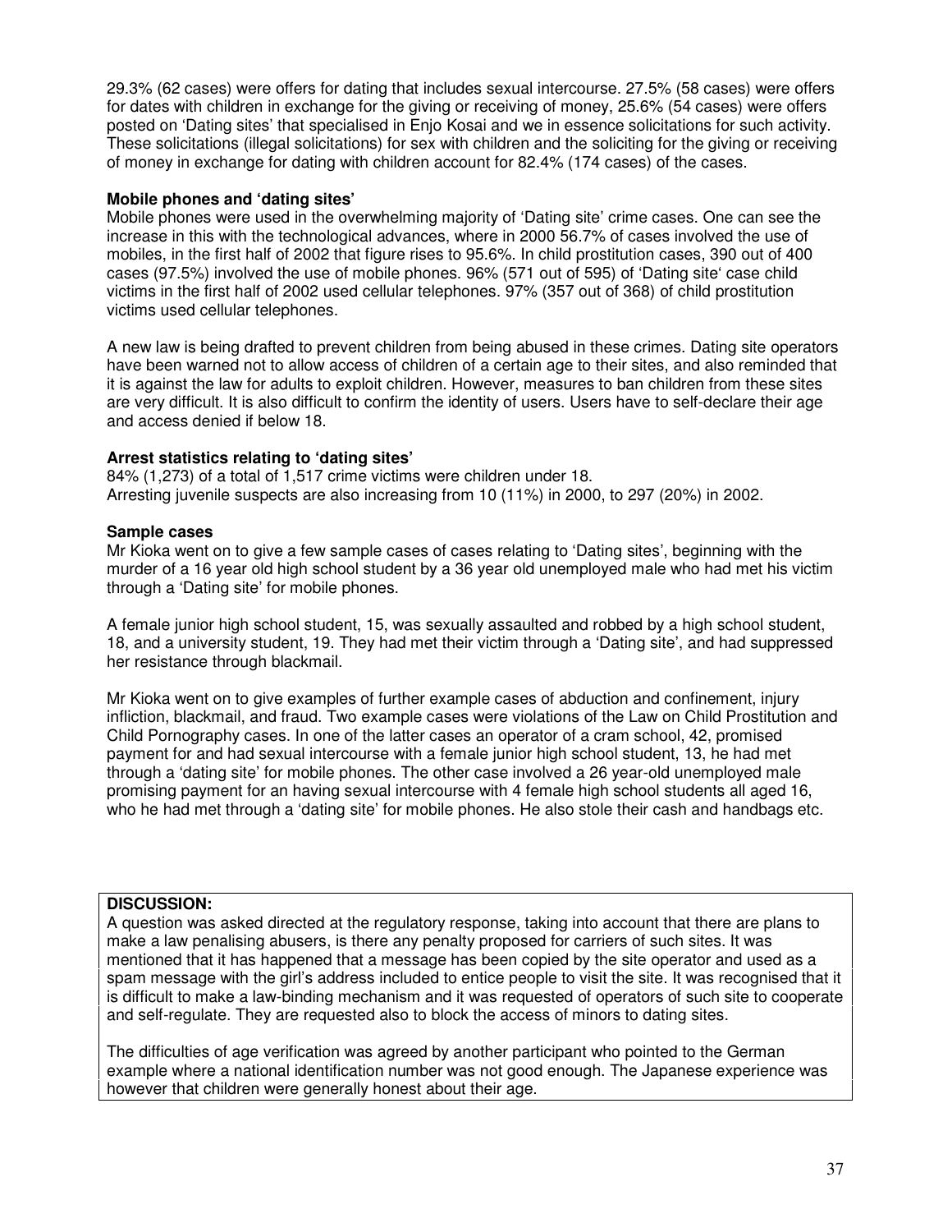29.3% (62 cases) were offers for dating that includes sexual intercourse. 27.5% (58 cases) were offers for dates with children in exchange for the giving or receiving of money, 25.6% (54 cases) were offers posted on 'Dating sites' that specialised in Enjo Kosai and we in essence solicitations for such activity. These solicitations (illegal solicitations) for sex with children and the soliciting for the giving or receiving of money in exchange for dating with children account for 82.4% (174 cases) of the cases.

**Mobile phones and 'dating sites'**

Mobile phones were used in the overwhelming majority of 'Dating site' crime cases. One can see the increase in this with the technological advances, where in 2000 56.7% of cases involved the use of mobiles, in the first half of 2002 that figure rises to 95.6%. In child prostitution cases, 390 out of 400 cases (97.5%) involved the use of mobile phones. 96% (571 out of 595) of 'Dating site' case child victims in the first half of 2002 used cellular telephones. 97% (357 out of 368) of child prostitution victims used cellular telephones.

A new law is being drafted to prevent children from being abused in these crimes. Dating site operators have been warned not to allow access of children of a certain age to their sites, and also reminded that it is against the law for adults to exploit children. However, measures to ban children from these sites are very difficult. It is also difficult to confirm the identity of users. Users have to self-declare their age and access denied if below 18.

**Arrest statistics relating to 'dating sites'**

84% (1,273) of a total of 1,517 crime victims were children under 18.
Arresting juvenile suspects are also increasing from 10 (11%) in 2000, to 297 (20%) in 2002.

**Sample cases**

Mr Kioka went on to give a few sample cases of cases relating to 'Dating sites', beginning with the murder of a 16 year old high school student by a 36 year old unemployed male who had met his victim through a 'Dating site' for mobile phones.

A female junior high school student, 15, was sexually assaulted and robbed by a high school student, 18, and a university student, 19. They had met their victim through a 'Dating site', and had suppressed her resistance through blackmail.

Mr Kioka went on to give examples of further example cases of abduction and confinement, injury infliction, blackmail, and fraud. Two example cases were violations of the Law on Child Prostitution and Child Pornography cases. In one of the latter cases an operator of a cram school, 42, promised payment for and had sexual intercourse with a female junior high school student, 13, he had met through a 'dating site' for mobile phones. The other case involved a 26 year-old unemployed male promising payment for an having sexual intercourse with 4 female high school students all aged 16, who he had met through a 'dating site' for mobile phones. He also stole their cash and handbags etc.

**DISCUSSION:**

A question was asked directed at the regulatory response, taking into account that there are plans to make a law penalising abusers, is there any penalty proposed for carriers of such sites. It was mentioned that it has happened that a message has been copied by the site operator and used as a spam message with the girl's address included to entice people to visit the site. It was recognised that it is difficult to make a law-binding mechanism and it was requested of operators of such site to cooperate and self-regulate. They are requested also to block the access of minors to dating sites.

The difficulties of age verification was agreed by another participant who pointed to the German example where a national identification number was not good enough. The Japanese experience was however that children were generally honest about their age.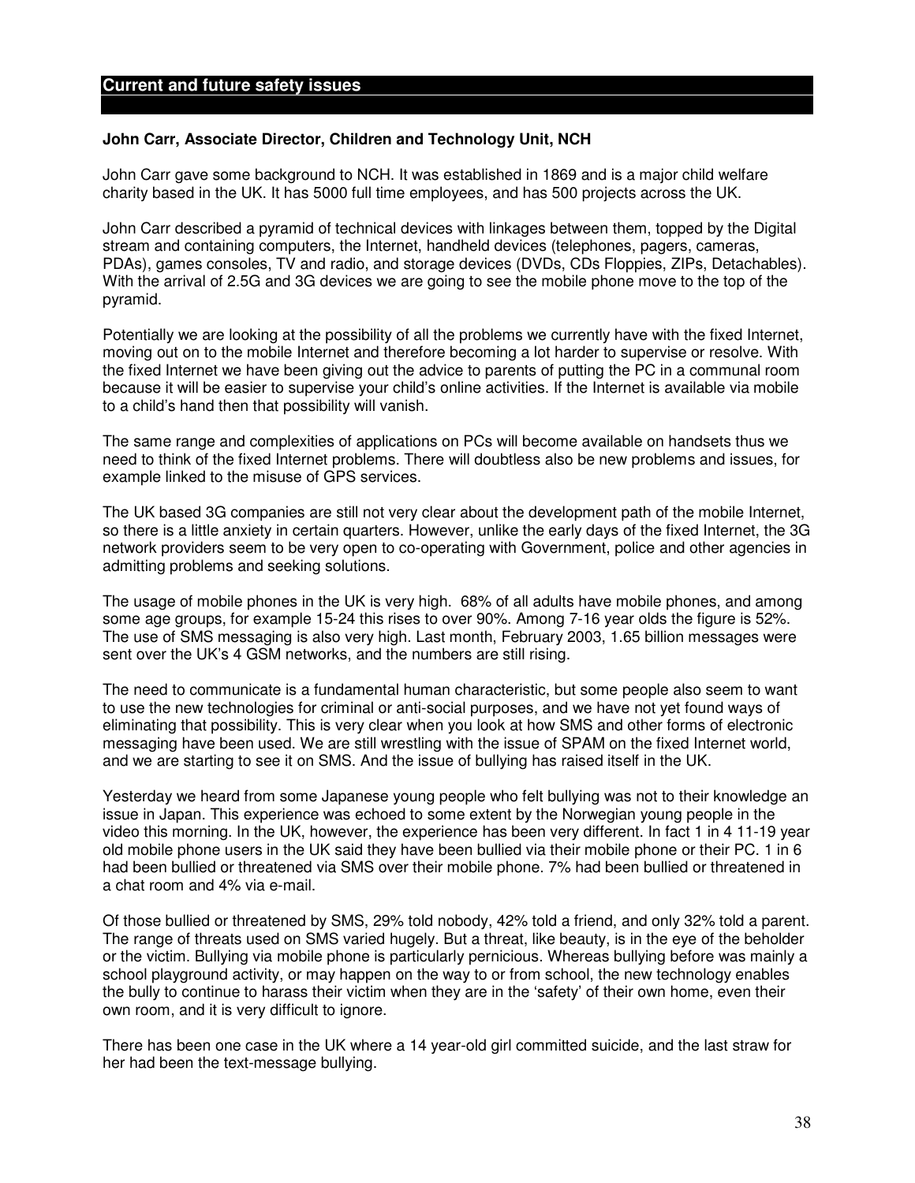## Current and future safety issues

**John Carr, Associate Director, Children and Technology Unit, NCH**

John Carr gave some background to NCH. It was established in 1869 and is a major child welfare charity based in the UK. It has 5000 full time employees, and has 500 projects across the UK.

John Carr described a pyramid of technical devices with linkages between them, topped by the Digital stream and containing computers, the Internet, handheld devices (telephones, pagers, cameras, PDAs), games consoles, TV and radio, and storage devices (DVDs, CDs Floppies, ZIPs, Detachables). With the arrival of 2.5G and 3G devices we are going to see the mobile phone move to the top of the pyramid.

Potentially we are looking at the possibility of all the problems we currently have with the fixed Internet, moving out on to the mobile Internet and therefore becoming a lot harder to supervise or resolve. With the fixed Internet we have been giving out the advice to parents of putting the PC in a communal room because it will be easier to supervise your child's online activities. If the Internet is available via mobile to a child's hand then that possibility will vanish.

The same range and complexities of applications on PCs will become available on handsets thus we need to think of the fixed Internet problems. There will doubtless also be new problems and issues, for example linked to the misuse of GPS services.

The UK based 3G companies are still not very clear about the development path of the mobile Internet, so there is a little anxiety in certain quarters. However, unlike the early days of the fixed Internet, the 3G network providers seem to be very open to co-operating with Government, police and other agencies in admitting problems and seeking solutions.

The usage of mobile phones in the UK is very high. 68% of all adults have mobile phones, and among some age groups, for example 15-24 this rises to over 90%. Among 7-16 year olds the figure is 52%. The use of SMS messaging is also very high. Last month, February 2003, 1.65 billion messages were sent over the UK's 4 GSM networks, and the numbers are still rising.

The need to communicate is a fundamental human characteristic, but some people also seem to want to use the new technologies for criminal or anti-social purposes, and we have not yet found ways of eliminating that possibility. This is very clear when you look at how SMS and other forms of electronic messaging have been used. We are still wrestling with the issue of SPAM on the fixed Internet world, and we are starting to see it on SMS. And the issue of bullying has raised itself in the UK.

Yesterday we heard from some Japanese young people who felt bullying was not to their knowledge an issue in Japan. This experience was echoed to some extent by the Norwegian young people in the video this morning. In the UK, however, the experience has been very different. In fact 1 in 4 11-19 year old mobile phone users in the UK said they have been bullied via their mobile phone or their PC. 1 in 6 had been bullied or threatened via SMS over their mobile phone. 7% had been bullied or threatened in a chat room and 4% via e-mail.

Of those bullied or threatened by SMS, 29% told nobody, 42% told a friend, and only 32% told a parent. The range of threats used on SMS varied hugely. But a threat, like beauty, is in the eye of the beholder or the victim. Bullying via mobile phone is particularly pernicious. Whereas bullying before was mainly a school playground activity, or may happen on the way to or from school, the new technology enables the bully to continue to harass their victim when they are in the 'safety' of their own home, even their own room, and it is very difficult to ignore.

There has been one case in the UK where a 14 year-old girl committed suicide, and the last straw for her had been the text-message bullying.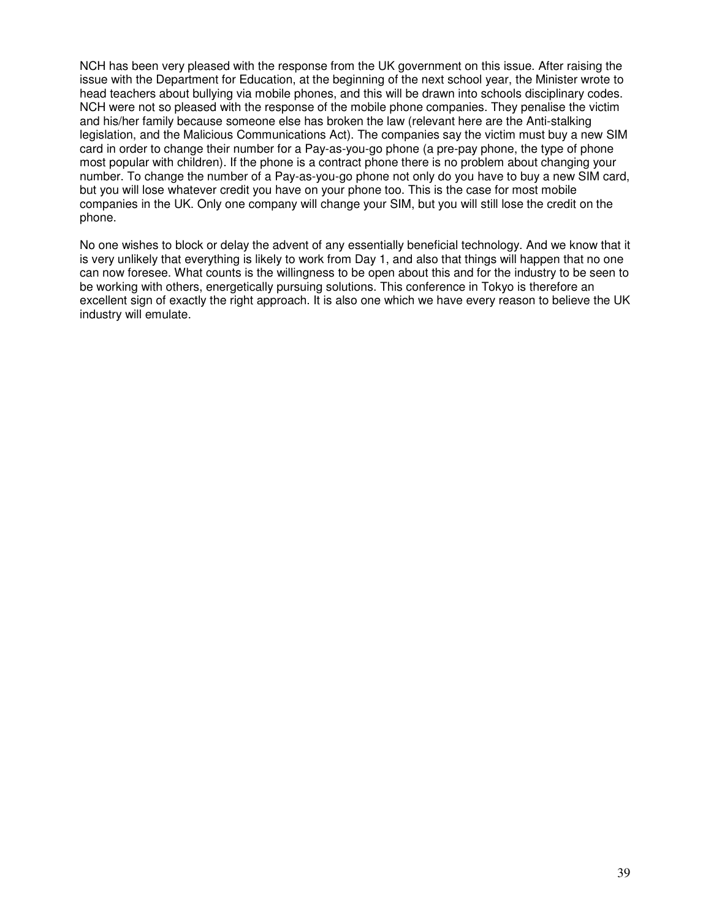NCH has been very pleased with the response from the UK government on this issue. After raising the issue with the Department for Education, at the beginning of the next school year, the Minister wrote to head teachers about bullying via mobile phones, and this will be drawn into schools disciplinary codes. NCH were not so pleased with the response of the mobile phone companies. They penalise the victim and his/her family because someone else has broken the law (relevant here are the Anti-stalking legislation, and the Malicious Communications Act). The companies say the victim must buy a new SIM card in order to change their number for a Pay-as-you-go phone (a pre-pay phone, the type of phone most popular with children). If the phone is a contract phone there is no problem about changing your number. To change the number of a Pay-as-you-go phone not only do you have to buy a new SIM card, but you will lose whatever credit you have on your phone too. This is the case for most mobile companies in the UK. Only one company will change your SIM, but you will still lose the credit on the phone.

No one wishes to block or delay the advent of any essentially beneficial technology. And we know that it is very unlikely that everything is likely to work from Day 1, and also that things will happen that no one can now foresee. What counts is the willingness to be open about this and for the industry to be seen to be working with others, energetically pursuing solutions. This conference in Tokyo is therefore an excellent sign of exactly the right approach. It is also one which we have every reason to believe the UK industry will emulate.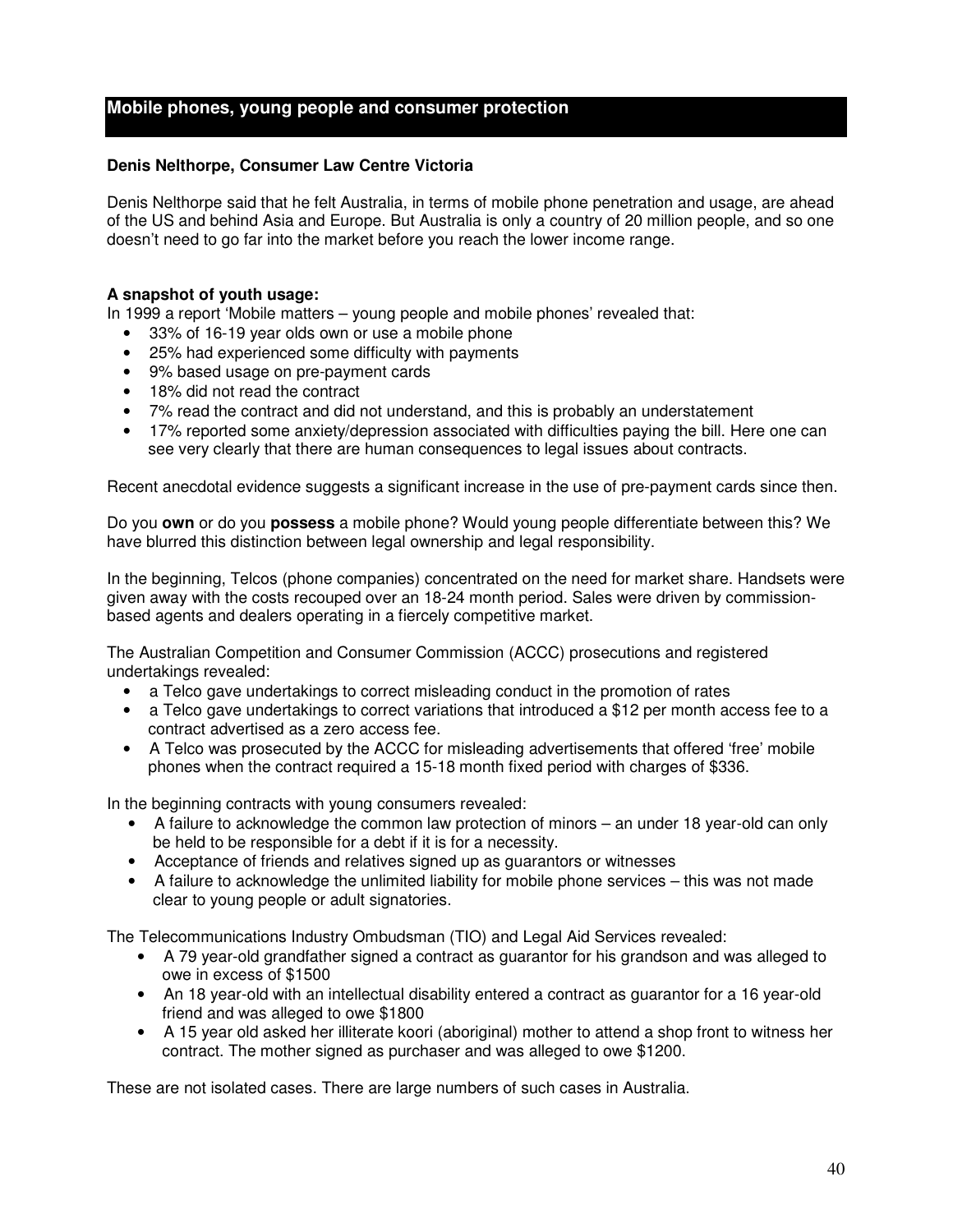## Mobile phones, young people and consumer protection

**Denis Nelthorpe, Consumer Law Centre Victoria**

Denis Nelthorpe said that he felt Australia, in terms of mobile phone penetration and usage, are ahead of the US and behind Asia and Europe. But Australia is only a country of 20 million people, and so one doesn't need to go far into the market before you reach the lower income range.

**A snapshot of youth usage:**

In 1999 a report 'Mobile matters – young people and mobile phones' revealed that:

- 33% of 16-19 year olds own or use a mobile phone
- 25% had experienced some difficulty with payments
- 9% based usage on pre-payment cards
- 18% did not read the contract
- 7% read the contract and did not understand, and this is probably an understatement
- 17% reported some anxiety/depression associated with difficulties paying the bill. Here one can see very clearly that there are human consequences to legal issues about contracts.

Recent anecdotal evidence suggests a significant increase in the use of pre-payment cards since then.

Do you **own** or do you **possess** a mobile phone? Would young people differentiate between this? We have blurred this distinction between legal ownership and legal responsibility.

In the beginning, Telcos (phone companies) concentrated on the need for market share. Handsets were given away with the costs recouped over an 18-24 month period. Sales were driven by commission-based agents and dealers operating in a fiercely competitive market.

The Australian Competition and Consumer Commission (ACCC) prosecutions and registered undertakings revealed:

- a Telco gave undertakings to correct misleading conduct in the promotion of rates
- a Telco gave undertakings to correct variations that introduced a $12 per month access fee to a contract advertised as a zero access fee.
- A Telco was prosecuted by the ACCC for misleading advertisements that offered 'free' mobile phones when the contract required a 15-18 month fixed period with charges of $336.

In the beginning contracts with young consumers revealed:

- A failure to acknowledge the common law protection of minors – an under 18 year-old can only be held to be responsible for a debt if it is for a necessity.
- Acceptance of friends and relatives signed up as guarantors or witnesses
- A failure to acknowledge the unlimited liability for mobile phone services – this was not made clear to young people or adult signatories.

The Telecommunications Industry Ombudsman (TIO) and Legal Aid Services revealed:

- A 79 year-old grandfather signed a contract as guarantor for his grandson and was alleged to owe in excess of $1500
- An 18 year-old with an intellectual disability entered a contract as guarantor for a 16 year-old friend and was alleged to owe $1800
- A 15 year old asked her illiterate koori (aboriginal) mother to attend a shop front to witness her contract. The mother signed as purchaser and was alleged to owe $1200.

These are not isolated cases. There are large numbers of such cases in Australia.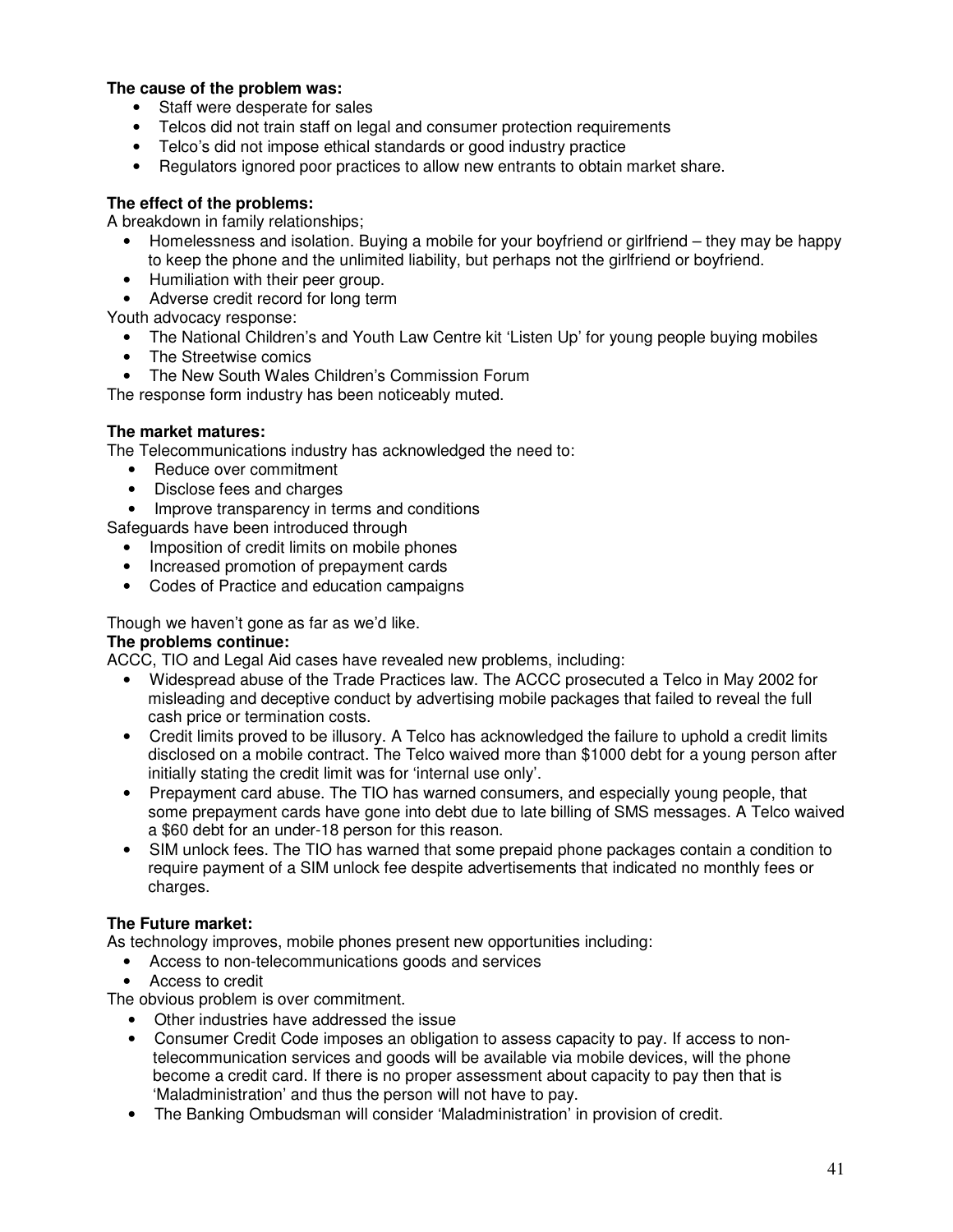**The cause of the problem was:**

- Staff were desperate for sales
- Telcos did not train staff on legal and consumer protection requirements
- Telco's did not impose ethical standards or good industry practice
- Regulators ignored poor practices to allow new entrants to obtain market share.

**The effect of the problems:**

A breakdown in family relationships;

- Homelessness and isolation. Buying a mobile for your boyfriend or girlfriend – they may be happy to keep the phone and the unlimited liability, but perhaps not the girlfriend or boyfriend.
- Humiliation with their peer group.
- Adverse credit record for long term

Youth advocacy response:

- The National Children's and Youth Law Centre kit 'Listen Up' for young people buying mobiles
- The Streetwise comics
- The New South Wales Children's Commission Forum

The response form industry has been noticeably muted.

**The market matures:**

The Telecommunications industry has acknowledged the need to:

- Reduce over commitment
- Disclose fees and charges
- Improve transparency in terms and conditions

Safeguards have been introduced through

- Imposition of credit limits on mobile phones
- Increased promotion of prepayment cards
- Codes of Practice and education campaigns

Though we haven't gone as far as we'd like.

**The problems continue:**

ACCC, TIO and Legal Aid cases have revealed new problems, including:

- Widespread abuse of the Trade Practices law. The ACCC prosecuted a Telco in May 2002 for misleading and deceptive conduct by advertising mobile packages that failed to reveal the full cash price or termination costs.
- Credit limits proved to be illusory. A Telco has acknowledged the failure to uphold a credit limits disclosed on a mobile contract. The Telco waived more than $1000 debt for a young person after initially stating the credit limit was for 'internal use only'.
- Prepayment card abuse. The TIO has warned consumers, and especially young people, that some prepayment cards have gone into debt due to late billing of SMS messages. A Telco waived a $60 debt for an under-18 person for this reason.
- SIM unlock fees. The TIO has warned that some prepaid phone packages contain a condition to require payment of a SIM unlock fee despite advertisements that indicated no monthly fees or charges.

**The Future market:**

As technology improves, mobile phones present new opportunities including:

- Access to non-telecommunications goods and services
- Access to credit

The obvious problem is over commitment.

- Other industries have addressed the issue
- Consumer Credit Code imposes an obligation to assess capacity to pay. If access to non-telecommunication services and goods will be available via mobile devices, will the phone become a credit card. If there is no proper assessment about capacity to pay then that is 'Maladministration' and thus the person will not have to pay.
- The Banking Ombudsman will consider 'Maladministration' in provision of credit.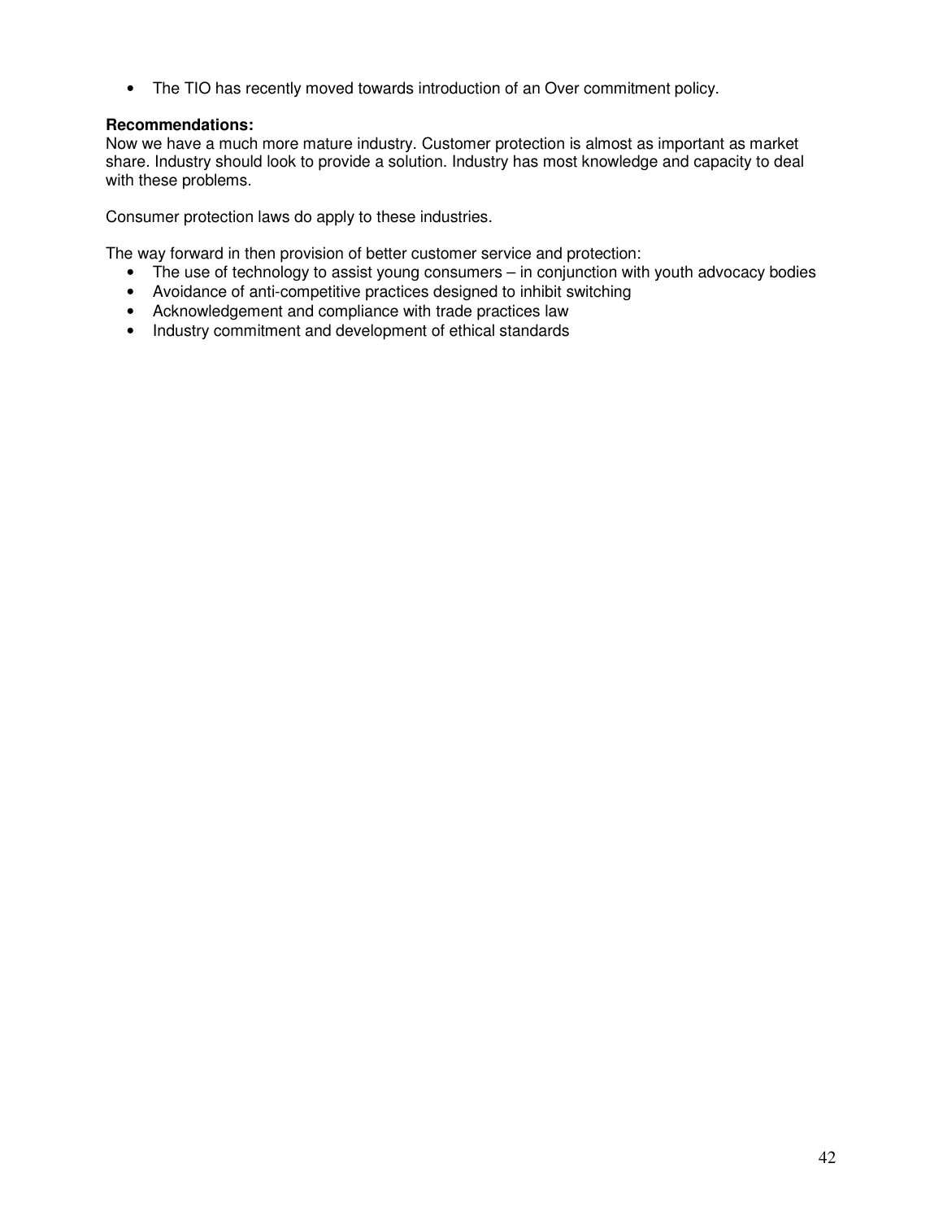- The TIO has recently moved towards introduction of an Over commitment policy.

**Recommendations:**
Now we have a much more mature industry. Customer protection is almost as important as market share. Industry should look to provide a solution. Industry has most knowledge and capacity to deal with these problems.

Consumer protection laws do apply to these industries.

The way forward in then provision of better customer service and protection:

- The use of technology to assist young consumers – in conjunction with youth advocacy bodies
- Avoidance of anti-competitive practices designed to inhibit switching
- Acknowledgement and compliance with trade practices law
- Industry commitment and development of ethical standards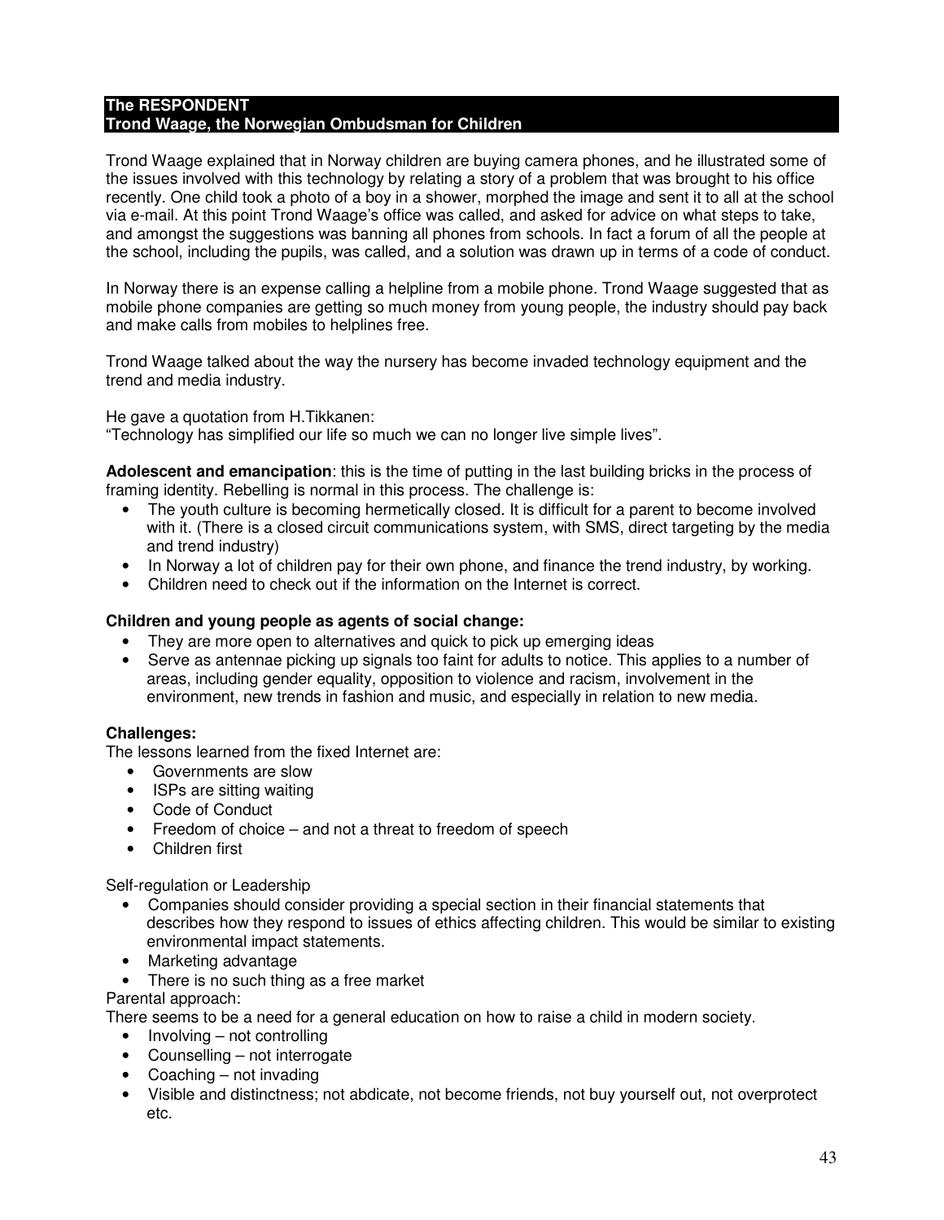## The RESPONDENT
## Trond Waage, the Norwegian Ombudsman for Children

Trond Waage explained that in Norway children are buying camera phones, and he illustrated some of the issues involved with this technology by relating a story of a problem that was brought to his office recently. One child took a photo of a boy in a shower, morphed the image and sent it to all at the school via e-mail. At this point Trond Waage's office was called, and asked for advice on what steps to take, and amongst the suggestions was banning all phones from schools. In fact a forum of all the people at the school, including the pupils, was called, and a solution was drawn up in terms of a code of conduct.

In Norway there is an expense calling a helpline from a mobile phone. Trond Waage suggested that as mobile phone companies are getting so much money from young people, the industry should pay back and make calls from mobiles to helplines free.

Trond Waage talked about the way the nursery has become invaded technology equipment and the trend and media industry.

He gave a quotation from H.Tikkanen:
"Technology has simplified our life so much we can no longer live simple lives".

**Adolescent and emancipation**: this is the time of putting in the last building bricks in the process of framing identity. Rebelling is normal in this process. The challenge is:

- The youth culture is becoming hermetically closed. It is difficult for a parent to become involved with it. (There is a closed circuit communications system, with SMS, direct targeting by the media and trend industry)
- In Norway a lot of children pay for their own phone, and finance the trend industry, by working.
- Children need to check out if the information on the Internet is correct.

**Children and young people as agents of social change:**

- They are more open to alternatives and quick to pick up emerging ideas
- Serve as antennae picking up signals too faint for adults to notice. This applies to a number of areas, including gender equality, opposition to violence and racism, involvement in the environment, new trends in fashion and music, and especially in relation to new media.

**Challenges:**

The lessons learned from the fixed Internet are:

- Governments are slow
- ISPs are sitting waiting
- Code of Conduct
- Freedom of choice – and not a threat to freedom of speech
- Children first

Self-regulation or Leadership

- Companies should consider providing a special section in their financial statements that describes how they respond to issues of ethics affecting children. This would be similar to existing environmental impact statements.
- Marketing advantage
- There is no such thing as a free market

Parental approach:

There seems to be a need for a general education on how to raise a child in modern society.

- Involving – not controlling
- Counselling – not interrogate
- Coaching – not invading
- Visible and distinctness; not abdicate, not become friends, not buy yourself out, not overprotect etc.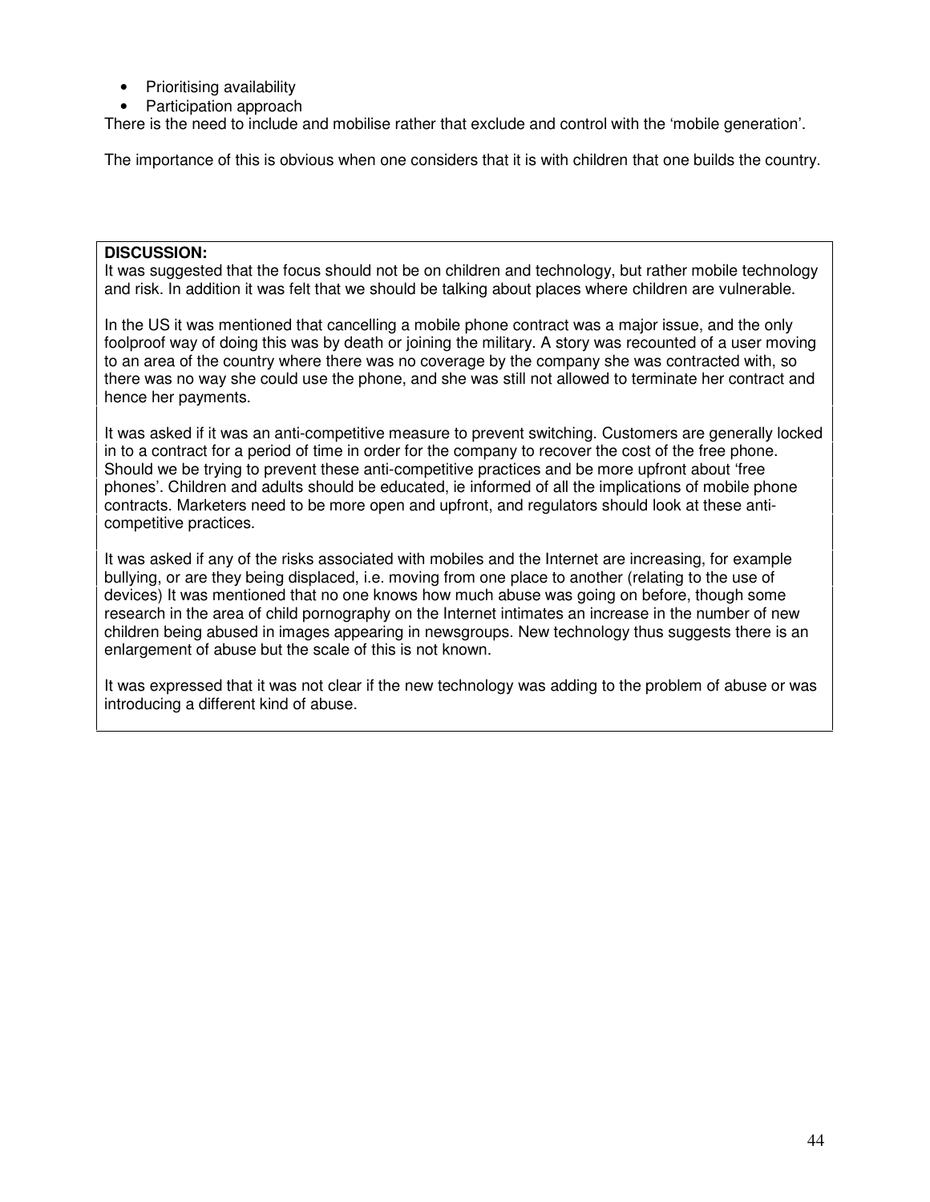- Prioritising availability
- Participation approach

There is the need to include and mobilise rather that exclude and control with the 'mobile generation'.

The importance of this is obvious when one considers that it is with children that one builds the country.

**DISCUSSION:**

It was suggested that the focus should not be on children and technology, but rather mobile technology and risk. In addition it was felt that we should be talking about places where children are vulnerable.

In the US it was mentioned that cancelling a mobile phone contract was a major issue, and the only foolproof way of doing this was by death or joining the military. A story was recounted of a user moving to an area of the country where there was no coverage by the company she was contracted with, so there was no way she could use the phone, and she was still not allowed to terminate her contract and hence her payments.

It was asked if it was an anti-competitive measure to prevent switching. Customers are generally locked in to a contract for a period of time in order for the company to recover the cost of the free phone. Should we be trying to prevent these anti-competitive practices and be more upfront about 'free phones'. Children and adults should be educated, ie informed of all the implications of mobile phone contracts. Marketers need to be more open and upfront, and regulators should look at these anti-competitive practices.

It was asked if any of the risks associated with mobiles and the Internet are increasing, for example bullying, or are they being displaced, i.e. moving from one place to another (relating to the use of devices) It was mentioned that no one knows how much abuse was going on before, though some research in the area of child pornography on the Internet intimates an increase in the number of new children being abused in images appearing in newsgroups. New technology thus suggests there is an enlargement of abuse but the scale of this is not known.

It was expressed that it was not clear if the new technology was adding to the problem of abuse or was introducing a different kind of abuse.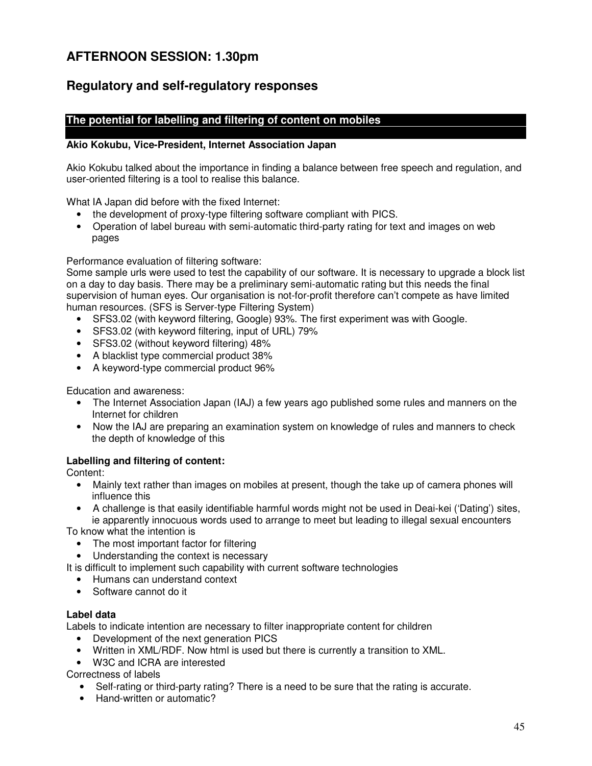# AFTERNOON SESSION: 1.30pm

## Regulatory and self-regulatory responses

### The potential for labelling and filtering of content on mobiles

**Akio Kokubu, Vice-President, Internet Association Japan**

Akio Kokubu talked about the importance in finding a balance between free speech and regulation, and user-oriented filtering is a tool to realise this balance.

What IA Japan did before with the fixed Internet:

- the development of proxy-type filtering software compliant with PICS.
- Operation of label bureau with semi-automatic third-party rating for text and images on web pages

Performance evaluation of filtering software:
Some sample urls were used to test the capability of our software. It is necessary to upgrade a block list on a day to day basis. There may be a preliminary semi-automatic rating but this needs the final supervision of human eyes. Our organisation is not-for-profit therefore can't compete as have limited human resources. (SFS is Server-type Filtering System)

- SFS3.02 (with keyword filtering, Google) 93%. The first experiment was with Google.
- SFS3.02 (with keyword filtering, input of URL) 79%
- SFS3.02 (without keyword filtering) 48%
- A blacklist type commercial product 38%
- A keyword-type commercial product 96%

Education and awareness:

- The Internet Association Japan (IAJ) a few years ago published some rules and manners on the Internet for children
- Now the IAJ are preparing an examination system on knowledge of rules and manners to check the depth of knowledge of this

**Labelling and filtering of content:**
Content:

- Mainly text rather than images on mobiles at present, though the take up of camera phones will influence this
- A challenge is that easily identifiable harmful words might not be used in Deai-kei ('Dating') sites, ie apparently innocuous words used to arrange to meet but leading to illegal sexual encounters

To know what the intention is

- The most important factor for filtering
- Understanding the context is necessary

It is difficult to implement such capability with current software technologies

- Humans can understand context
- Software cannot do it

**Label data**
Labels to indicate intention are necessary to filter inappropriate content for children

- Development of the next generation PICS
- Written in XML/RDF. Now html is used but there is currently a transition to XML.
- W3C and ICRA are interested

Correctness of labels

- Self-rating or third-party rating? There is a need to be sure that the rating is accurate.
- Hand-written or automatic?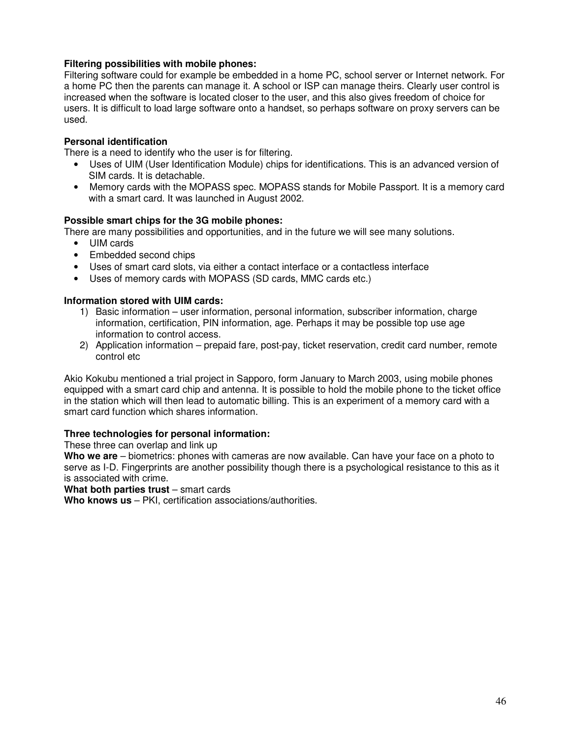**Filtering possibilities with mobile phones:**
Filtering software could for example be embedded in a home PC, school server or Internet network. For a home PC then the parents can manage it. A school or ISP can manage theirs. Clearly user control is increased when the software is located closer to the user, and this also gives freedom of choice for users. It is difficult to load large software onto a handset, so perhaps software on proxy servers can be used.

**Personal identification**
There is a need to identify who the user is for filtering.

- Uses of UIM (User Identification Module) chips for identifications. This is an advanced version of SIM cards. It is detachable.
- Memory cards with the MOPASS spec. MOPASS stands for Mobile Passport. It is a memory card with a smart card. It was launched in August 2002.

**Possible smart chips for the 3G mobile phones:**
There are many possibilities and opportunities, and in the future we will see many solutions.

- UIM cards
- Embedded second chips
- Uses of smart card slots, via either a contact interface or a contactless interface
- Uses of memory cards with MOPASS (SD cards, MMC cards etc.)

**Information stored with UIM cards:**

1) Basic information – user information, personal information, subscriber information, charge information, certification, PIN information, age. Perhaps it may be possible top use age information to control access.
2) Application information – prepaid fare, post-pay, ticket reservation, credit card number, remote control etc

Akio Kokubu mentioned a trial project in Sapporo, form January to March 2003, using mobile phones equipped with a smart card chip and antenna. It is possible to hold the mobile phone to the ticket office in the station which will then lead to automatic billing. This is an experiment of a memory card with a smart card function which shares information.

**Three technologies for personal information:**
These three can overlap and link up
**Who we are** – biometrics: phones with cameras are now available. Can have your face on a photo to serve as I-D. Fingerprints are another possibility though there is a psychological resistance to this as it is associated with crime.
**What both parties trust** – smart cards
**Who knows us** – PKI, certification associations/authorities.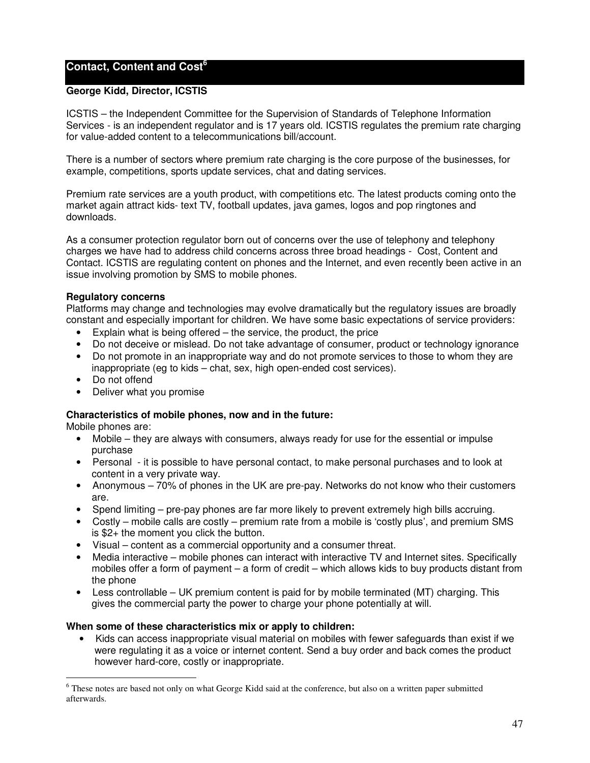## Contact, Content and Cost[6]

**George Kidd, Director, ICSTIS**

ICSTIS – the Independent Committee for the Supervision of Standards of Telephone Information Services - is an independent regulator and is 17 years old. ICSTIS regulates the premium rate charging for value-added content to a telecommunications bill/account.

There is a number of sectors where premium rate charging is the core purpose of the businesses, for example, competitions, sports update services, chat and dating services.

Premium rate services are a youth product, with competitions etc. The latest products coming onto the market again attract kids- text TV, football updates, java games, logos and pop ringtones and downloads.

As a consumer protection regulator born out of concerns over the use of telephony and telephony charges we have had to address child concerns across three broad headings - Cost, Content and Contact. ICSTIS are regulating content on phones and the Internet, and even recently been active in an issue involving promotion by SMS to mobile phones.

**Regulatory concerns**

Platforms may change and technologies may evolve dramatically but the regulatory issues are broadly constant and especially important for children. We have some basic expectations of service providers:

- Explain what is being offered – the service, the product, the price
- Do not deceive or mislead. Do not take advantage of consumer, product or technology ignorance
- Do not promote in an inappropriate way and do not promote services to those to whom they are inappropriate (eg to kids – chat, sex, high open-ended cost services).
- Do not offend
- Deliver what you promise

**Characteristics of mobile phones, now and in the future:**

Mobile phones are:

- Mobile – they are always with consumers, always ready for use for the essential or impulse purchase
- Personal - it is possible to have personal contact, to make personal purchases and to look at content in a very private way.
- Anonymous – 70% of phones in the UK are pre-pay. Networks do not know who their customers are.
- Spend limiting – pre-pay phones are far more likely to prevent extremely high bills accruing.
- Costly – mobile calls are costly – premium rate from a mobile is 'costly plus', and premium SMS is $2+ the moment you click the button.
- Visual – content as a commercial opportunity and a consumer threat.
- Media interactive – mobile phones can interact with interactive TV and Internet sites. Specifically mobiles offer a form of payment – a form of credit – which allows kids to buy products distant from the phone
- Less controllable – UK premium content is paid for by mobile terminated (MT) charging. This gives the commercial party the power to charge your phone potentially at will.

**When some of these characteristics mix or apply to children:**

- Kids can access inappropriate visual material on mobiles with fewer safeguards than exist if we were regulating it as a voice or internet content. Send a buy order and back comes the product however hard-core, costly or inappropriate.

---

[6] These notes are based not only on what George Kidd said at the conference, but also on a written paper submitted afterwards.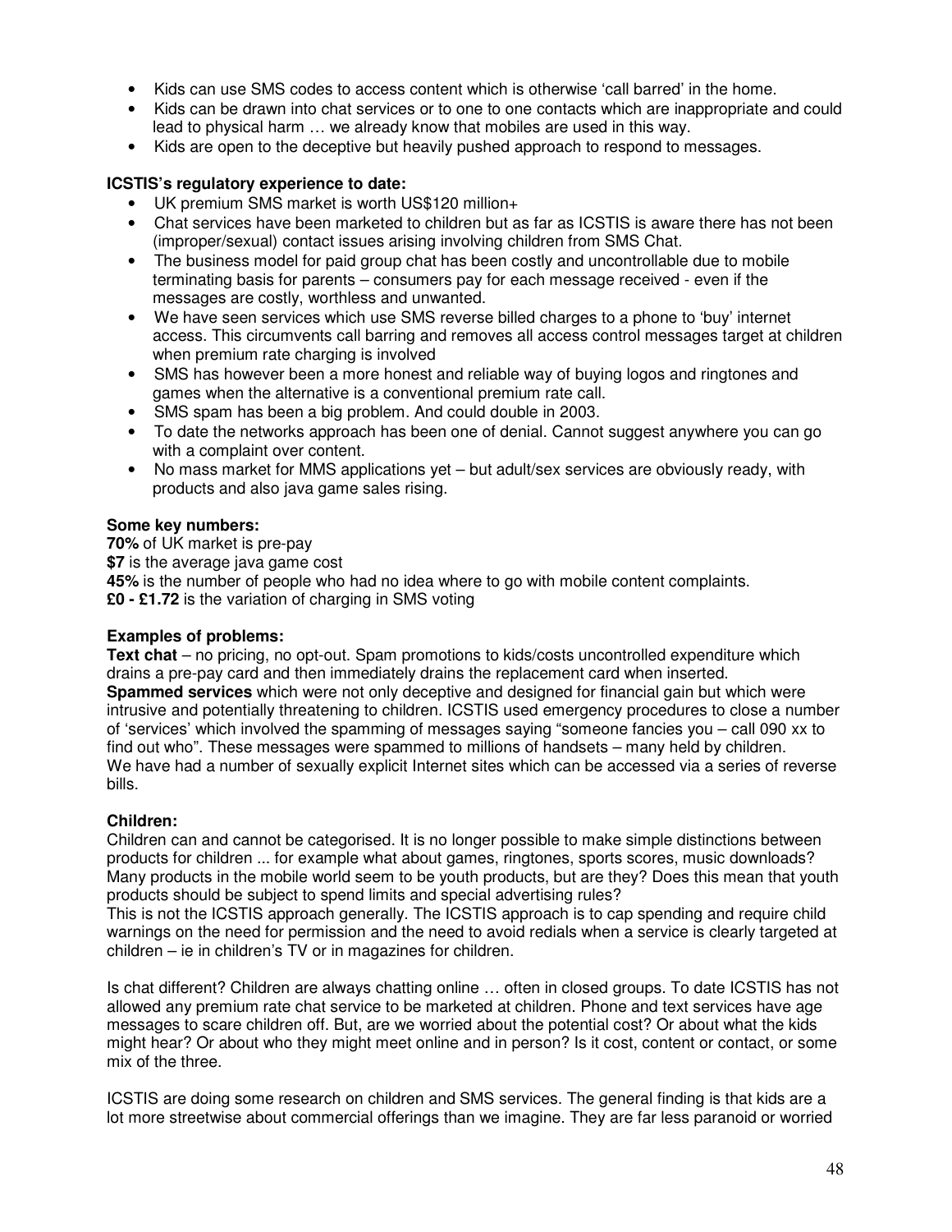- Kids can use SMS codes to access content which is otherwise 'call barred' in the home.
- Kids can be drawn into chat services or to one to one contacts which are inappropriate and could lead to physical harm … we already know that mobiles are used in this way.
- Kids are open to the deceptive but heavily pushed approach to respond to messages.

**ICSTIS's regulatory experience to date:**

- UK premium SMS market is worth US$120 million+
- Chat services have been marketed to children but as far as ICSTIS is aware there has not been (improper/sexual) contact issues arising involving children from SMS Chat.
- The business model for paid group chat has been costly and uncontrollable due to mobile terminating basis for parents – consumers pay for each message received - even if the messages are costly, worthless and unwanted.
- We have seen services which use SMS reverse billed charges to a phone to 'buy' internet access. This circumvents call barring and removes all access control messages target at children when premium rate charging is involved
- SMS has however been a more honest and reliable way of buying logos and ringtones and games when the alternative is a conventional premium rate call.
- SMS spam has been a big problem. And could double in 2003.
- To date the networks approach has been one of denial. Cannot suggest anywhere you can go with a complaint over content.
- No mass market for MMS applications yet – but adult/sex services are obviously ready, with products and also java game sales rising.

**Some key numbers:**

**70%** of UK market is pre-pay
**$7** is the average java game cost
**45%** is the number of people who had no idea where to go with mobile content complaints.
**£0 - £1.72** is the variation of charging in SMS voting

**Examples of problems:**

**Text chat** – no pricing, no opt-out. Spam promotions to kids/costs uncontrolled expenditure which drains a pre-pay card and then immediately drains the replacement card when inserted.
**Spammed services** which were not only deceptive and designed for financial gain but which were intrusive and potentially threatening to children. ICSTIS used emergency procedures to close a number of 'services' which involved the spamming of messages saying "someone fancies you – call 090 xx to find out who". These messages were spammed to millions of handsets – many held by children.
We have had a number of sexually explicit Internet sites which can be accessed via a series of reverse bills.

**Children:**

Children can and cannot be categorised. It is no longer possible to make simple distinctions between products for children ... for example what about games, ringtones, sports scores, music downloads? Many products in the mobile world seem to be youth products, but are they? Does this mean that youth products should be subject to spend limits and special advertising rules?
This is not the ICSTIS approach generally. The ICSTIS approach is to cap spending and require child warnings on the need for permission and the need to avoid redials when a service is clearly targeted at children – ie in children's TV or in magazines for children.

Is chat different? Children are always chatting online … often in closed groups. To date ICSTIS has not allowed any premium rate chat service to be marketed at children. Phone and text services have age messages to scare children off. But, are we worried about the potential cost? Or about what the kids might hear? Or about who they might meet online and in person? Is it cost, content or contact, or some mix of the three.

ICSTIS are doing some research on children and SMS services. The general finding is that kids are a lot more streetwise about commercial offerings than we imagine. They are far less paranoid or worried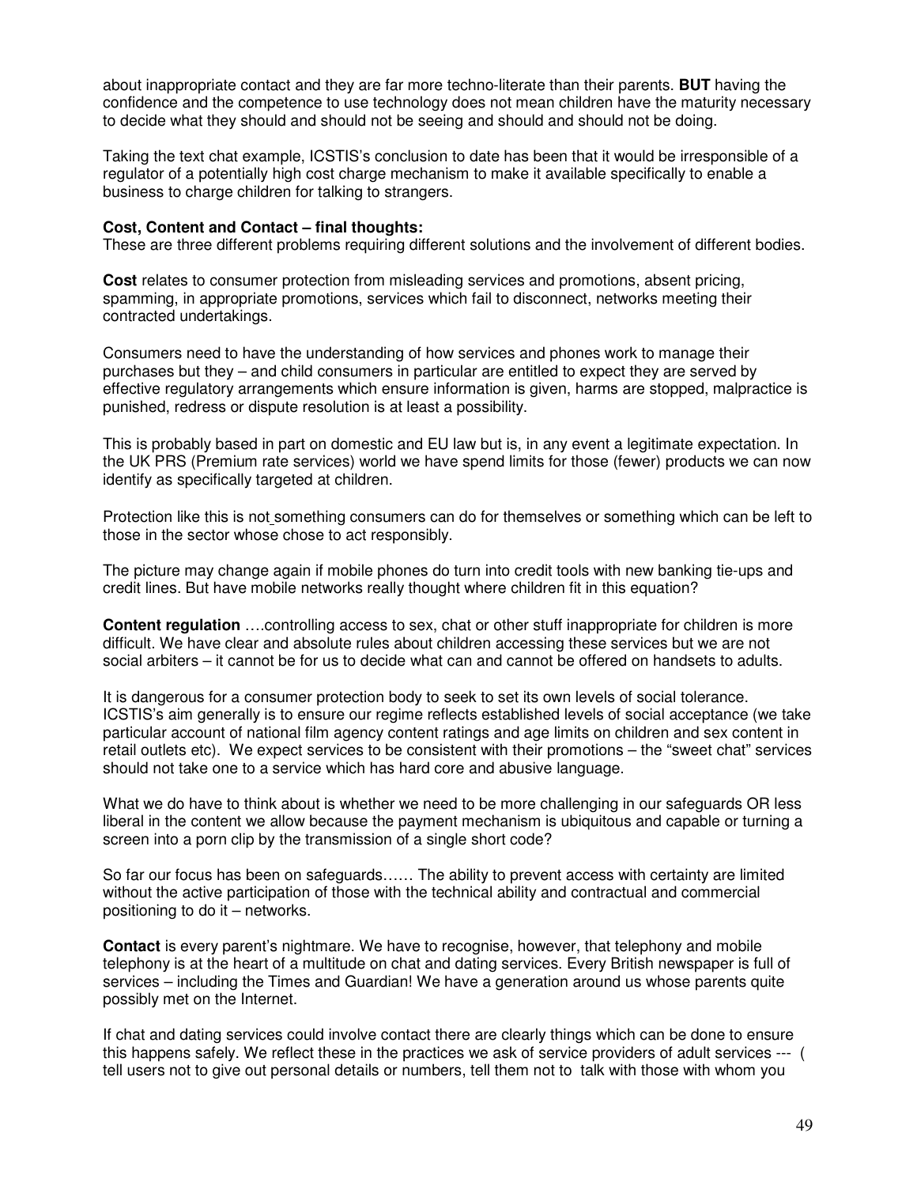about inappropriate contact and they are far more techno-literate than their parents. **BUT** having the confidence and the competence to use technology does not mean children have the maturity necessary to decide what they should and should not be seeing and should and should not be doing.

Taking the text chat example, ICSTIS's conclusion to date has been that it would be irresponsible of a regulator of a potentially high cost charge mechanism to make it available specifically to enable a business to charge children for talking to strangers.

**Cost, Content and Contact – final thoughts:**
These are three different problems requiring different solutions and the involvement of different bodies.

**Cost** relates to consumer protection from misleading services and promotions, absent pricing, spamming, in appropriate promotions, services which fail to disconnect, networks meeting their contracted undertakings.

Consumers need to have the understanding of how services and phones work to manage their purchases but they – and child consumers in particular are entitled to expect they are served by effective regulatory arrangements which ensure information is given, harms are stopped, malpractice is punished, redress or dispute resolution is at least a possibility.

This is probably based in part on domestic and EU law but is, in any event a legitimate expectation. In the UK PRS (Premium rate services) world we have spend limits for those (fewer) products we can now identify as specifically targeted at children.

Protection like this is not something consumers can do for themselves or something which can be left to those in the sector whose chose to act responsibly.

The picture may change again if mobile phones do turn into credit tools with new banking tie-ups and credit lines. But have mobile networks really thought where children fit in this equation?

**Content regulation** ….controlling access to sex, chat or other stuff inappropriate for children is more difficult. We have clear and absolute rules about children accessing these services but we are not social arbiters – it cannot be for us to decide what can and cannot be offered on handsets to adults.

It is dangerous for a consumer protection body to seek to set its own levels of social tolerance. ICSTIS's aim generally is to ensure our regime reflects established levels of social acceptance (we take particular account of national film agency content ratings and age limits on children and sex content in retail outlets etc). We expect services to be consistent with their promotions – the "sweet chat" services should not take one to a service which has hard core and abusive language.

What we do have to think about is whether we need to be more challenging in our safeguards OR less liberal in the content we allow because the payment mechanism is ubiquitous and capable or turning a screen into a porn clip by the transmission of a single short code?

So far our focus has been on safeguards…… The ability to prevent access with certainty are limited without the active participation of those with the technical ability and contractual and commercial positioning to do it – networks.

**Contact** is every parent's nightmare. We have to recognise, however, that telephony and mobile telephony is at the heart of a multitude on chat and dating services. Every British newspaper is full of services – including the Times and Guardian! We have a generation around us whose parents quite possibly met on the Internet.

If chat and dating services could involve contact there are clearly things which can be done to ensure this happens safely. We reflect these in the practices we ask of service providers of adult services --- ( tell users not to give out personal details or numbers, tell them not to talk with those with whom you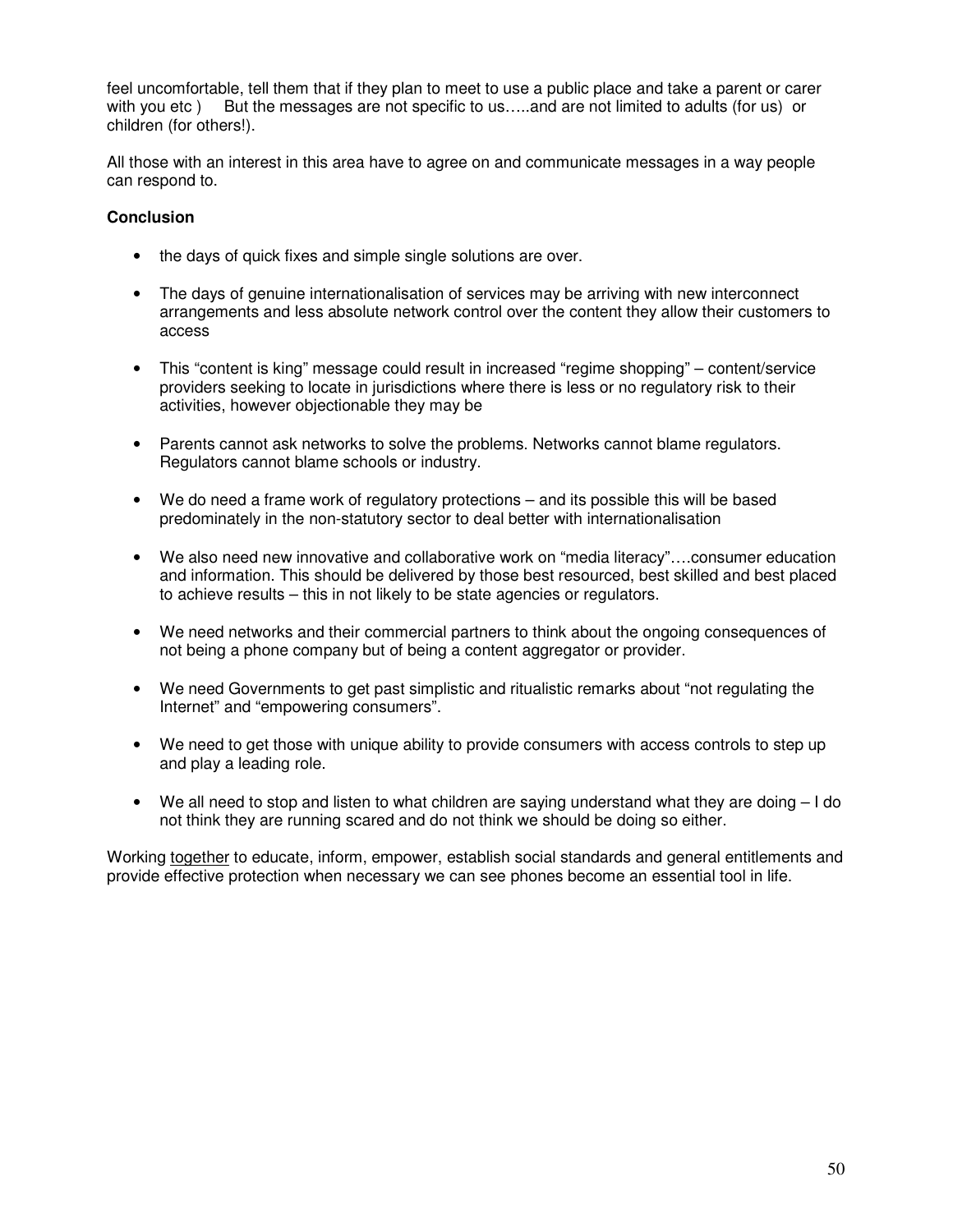feel uncomfortable, tell them that if they plan to meet to use a public place and take a parent or carer with you etc )    But the messages are not specific to us…..and are not limited to adults (for us) or children (for others!).

All those with an interest in this area have to agree on and communicate messages in a way people can respond to.

**Conclusion**

- the days of quick fixes and simple single solutions are over.
- The days of genuine internationalisation of services may be arriving with new interconnect arrangements and less absolute network control over the content they allow their customers to access
- This "content is king" message could result in increased "regime shopping" – content/service providers seeking to locate in jurisdictions where there is less or no regulatory risk to their activities, however objectionable they may be
- Parents cannot ask networks to solve the problems. Networks cannot blame regulators. Regulators cannot blame schools or industry.
- We do need a frame work of regulatory protections – and its possible this will be based predominately in the non-statutory sector to deal better with internationalisation
- We also need new innovative and collaborative work on "media literacy"….consumer education and information. This should be delivered by those best resourced, best skilled and best placed to achieve results – this in not likely to be state agencies or regulators.
- We need networks and their commercial partners to think about the ongoing consequences of not being a phone company but of being a content aggregator or provider.
- We need Governments to get past simplistic and ritualistic remarks about "not regulating the Internet" and "empowering consumers".
- We need to get those with unique ability to provide consumers with access controls to step up and play a leading role.
- We all need to stop and listen to what children are saying understand what they are doing – I do not think they are running scared and do not think we should be doing so either.

Working <u>together</u> to educate, inform, empower, establish social standards and general entitlements and provide effective protection when necessary we can see phones become an essential tool in life.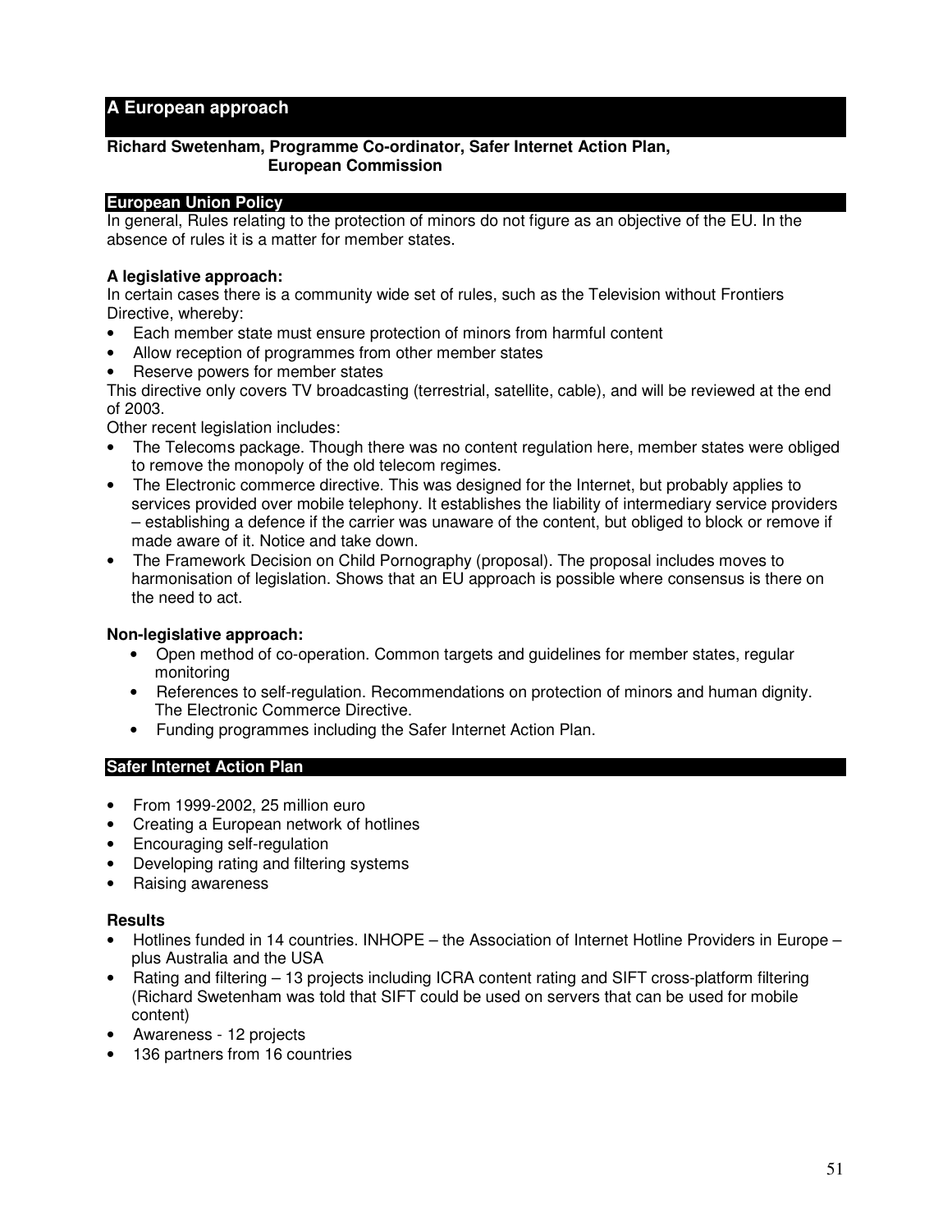# A European approach

**Richard Swetenham, Programme Co-ordinator, Safer Internet Action Plan, European Commission**

## European Union Policy

In general, Rules relating to the protection of minors do not figure as an objective of the EU. In the absence of rules it is a matter for member states.

### A legislative approach:

In certain cases there is a community wide set of rules, such as the Television without Frontiers Directive, whereby:

- Each member state must ensure protection of minors from harmful content
- Allow reception of programmes from other member states
- Reserve powers for member states

This directive only covers TV broadcasting (terrestrial, satellite, cable), and will be reviewed at the end of 2003.

Other recent legislation includes:

- The Telecoms package. Though there was no content regulation here, member states were obliged to remove the monopoly of the old telecom regimes.
- The Electronic commerce directive. This was designed for the Internet, but probably applies to services provided over mobile telephony. It establishes the liability of intermediary service providers – establishing a defence if the carrier was unaware of the content, but obliged to block or remove if made aware of it. Notice and take down.
- The Framework Decision on Child Pornography (proposal). The proposal includes moves to harmonisation of legislation. Shows that an EU approach is possible where consensus is there on the need to act.

### Non-legislative approach:

- Open method of co-operation. Common targets and guidelines for member states, regular monitoring
- References to self-regulation. Recommendations on protection of minors and human dignity. The Electronic Commerce Directive.
- Funding programmes including the Safer Internet Action Plan.

## Safer Internet Action Plan

- From 1999-2002, 25 million euro
- Creating a European network of hotlines
- Encouraging self-regulation
- Developing rating and filtering systems
- Raising awareness

### Results

- Hotlines funded in 14 countries. INHOPE – the Association of Internet Hotline Providers in Europe – plus Australia and the USA
- Rating and filtering – 13 projects including ICRA content rating and SIFT cross-platform filtering (Richard Swetenham was told that SIFT could be used on servers that can be used for mobile content)
- Awareness - 12 projects
- 136 partners from 16 countries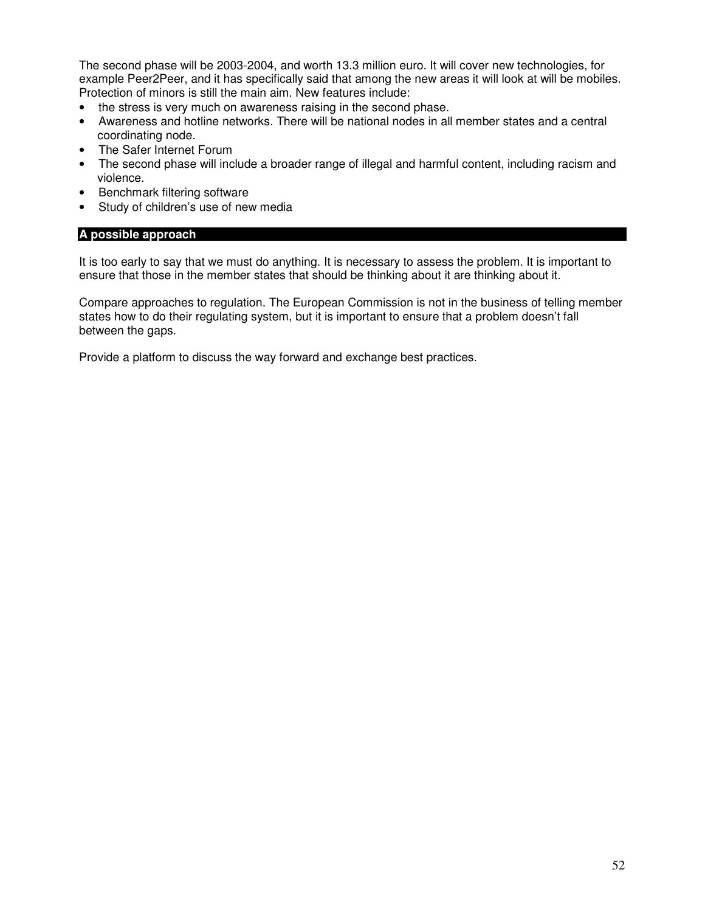The second phase will be 2003-2004, and worth 13.3 million euro. It will cover new technologies, for example Peer2Peer, and it has specifically said that among the new areas it will look at will be mobiles. Protection of minors is still the main aim. New features include:

- the stress is very much on awareness raising in the second phase.
- Awareness and hotline networks. There will be national nodes in all member states and a central coordinating node.
- The Safer Internet Forum
- The second phase will include a broader range of illegal and harmful content, including racism and violence.
- Benchmark filtering software
- Study of children's use of new media

## A possible approach

It is too early to say that we must do anything. It is necessary to assess the problem. It is important to ensure that those in the member states that should be thinking about it are thinking about it.

Compare approaches to regulation. The European Commission is not in the business of telling member states how to do their regulating system, but it is important to ensure that a problem doesn't fall between the gaps.

Provide a platform to discuss the way forward and exchange best practices.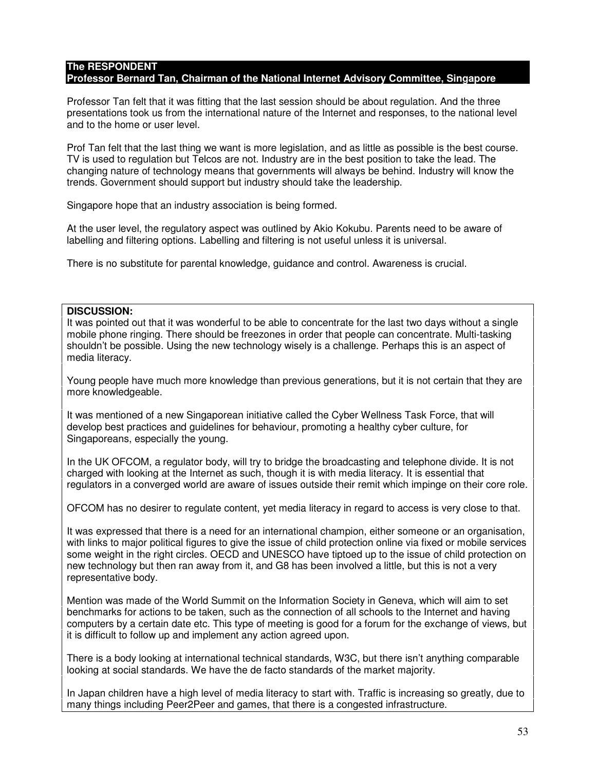## The RESPONDENT
## Professor Bernard Tan, Chairman of the National Internet Advisory Committee, Singapore

Professor Tan felt that it was fitting that the last session should be about regulation. And the three presentations took us from the international nature of the Internet and responses, to the national level and to the home or user level.

Prof Tan felt that the last thing we want is more legislation, and as little as possible is the best course. TV is used to regulation but Telcos are not. Industry are in the best position to take the lead. The changing nature of technology means that governments will always be behind. Industry will know the trends. Government should support but industry should take the leadership.

Singapore hope that an industry association is being formed.

At the user level, the regulatory aspect was outlined by Akio Kokubu. Parents need to be aware of labelling and filtering options. Labelling and filtering is not useful unless it is universal.

There is no substitute for parental knowledge, guidance and control. Awareness is crucial.

**DISCUSSION:**

It was pointed out that it was wonderful to be able to concentrate for the last two days without a single mobile phone ringing. There should be freezones in order that people can concentrate. Multi-tasking shouldn't be possible. Using the new technology wisely is a challenge. Perhaps this is an aspect of media literacy.

Young people have much more knowledge than previous generations, but it is not certain that they are more knowledgeable.

It was mentioned of a new Singaporean initiative called the Cyber Wellness Task Force, that will develop best practices and guidelines for behaviour, promoting a healthy cyber culture, for Singaporeans, especially the young.

In the UK OFCOM, a regulator body, will try to bridge the broadcasting and telephone divide. It is not charged with looking at the Internet as such, though it is with media literacy. It is essential that regulators in a converged world are aware of issues outside their remit which impinge on their core role.

OFCOM has no desirer to regulate content, yet media literacy in regard to access is very close to that.

It was expressed that there is a need for an international champion, either someone or an organisation, with links to major political figures to give the issue of child protection online via fixed or mobile services some weight in the right circles. OECD and UNESCO have tiptoed up to the issue of child protection on new technology but then ran away from it, and G8 has been involved a little, but this is not a very representative body.

Mention was made of the World Summit on the Information Society in Geneva, which will aim to set benchmarks for actions to be taken, such as the connection of all schools to the Internet and having computers by a certain date etc. This type of meeting is good for a forum for the exchange of views, but it is difficult to follow up and implement any action agreed upon.

There is a body looking at international technical standards, W3C, but there isn't anything comparable looking at social standards. We have the de facto standards of the market majority.

In Japan children have a high level of media literacy to start with. Traffic is increasing so greatly, due to many things including Peer2Peer and games, that there is a congested infrastructure.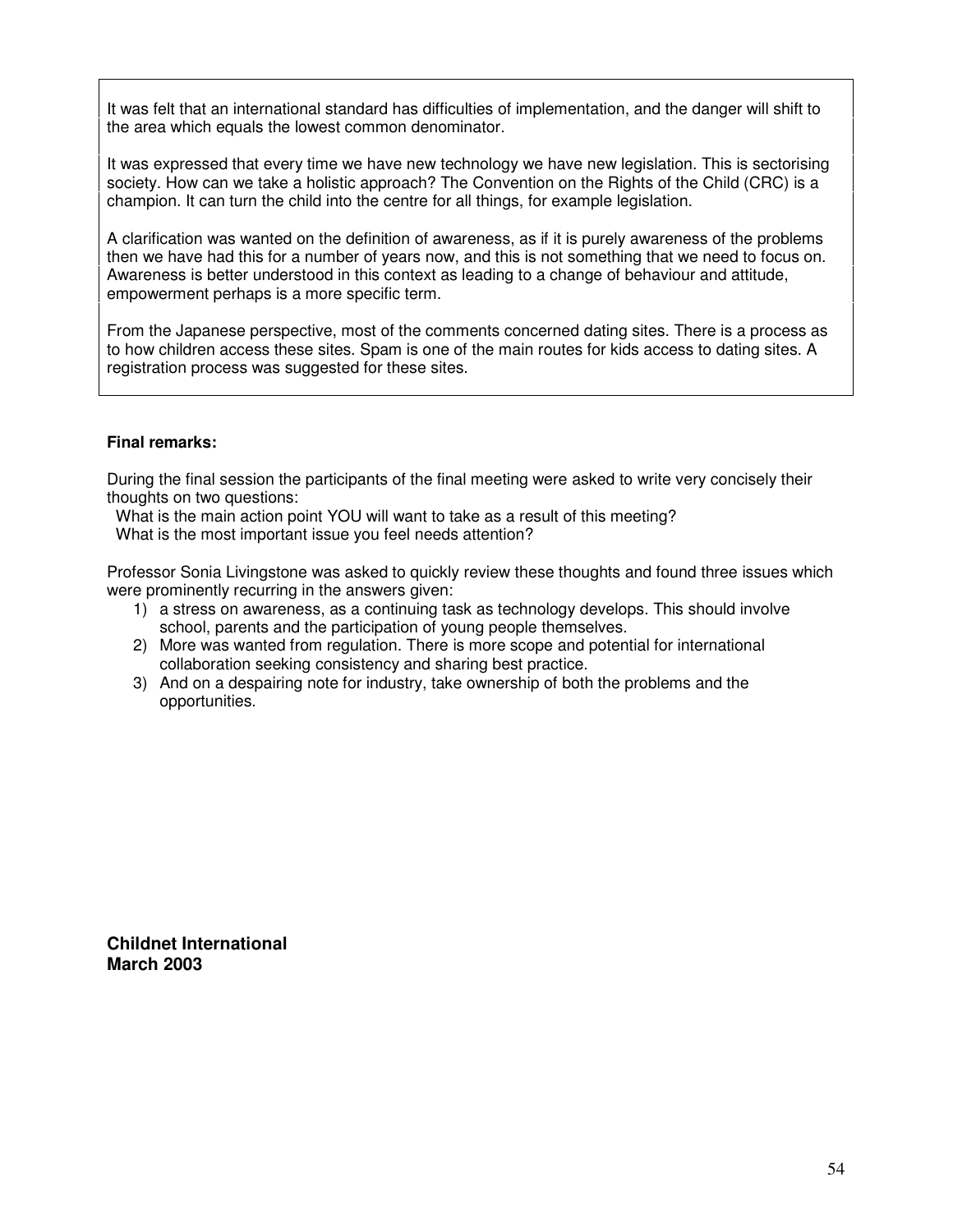It was felt that an international standard has difficulties of implementation, and the danger will shift to the area which equals the lowest common denominator.

It was expressed that every time we have new technology we have new legislation. This is sectorising society. How can we take a holistic approach? The Convention on the Rights of the Child (CRC) is a champion. It can turn the child into the centre for all things, for example legislation.

A clarification was wanted on the definition of awareness, as if it is purely awareness of the problems then we have had this for a number of years now, and this is not something that we need to focus on. Awareness is better understood in this context as leading to a change of behaviour and attitude, empowerment perhaps is a more specific term.

From the Japanese perspective, most of the comments concerned dating sites. There is a process as to how children access these sites. Spam is one of the main routes for kids access to dating sites. A registration process was suggested for these sites.

**Final remarks:**

During the final session the participants of the final meeting were asked to write very concisely their thoughts on two questions:

- What is the main action point YOU will want to take as a result of this meeting?
- What is the most important issue you feel needs attention?

Professor Sonia Livingstone was asked to quickly review these thoughts and found three issues which were prominently recurring in the answers given:

1) a stress on awareness, as a continuing task as technology develops. This should involve school, parents and the participation of young people themselves.
2) More was wanted from regulation. There is more scope and potential for international collaboration seeking consistency and sharing best practice.
3) And on a despairing note for industry, take ownership of both the problems and the opportunities.

**Childnet International**
**March 2003**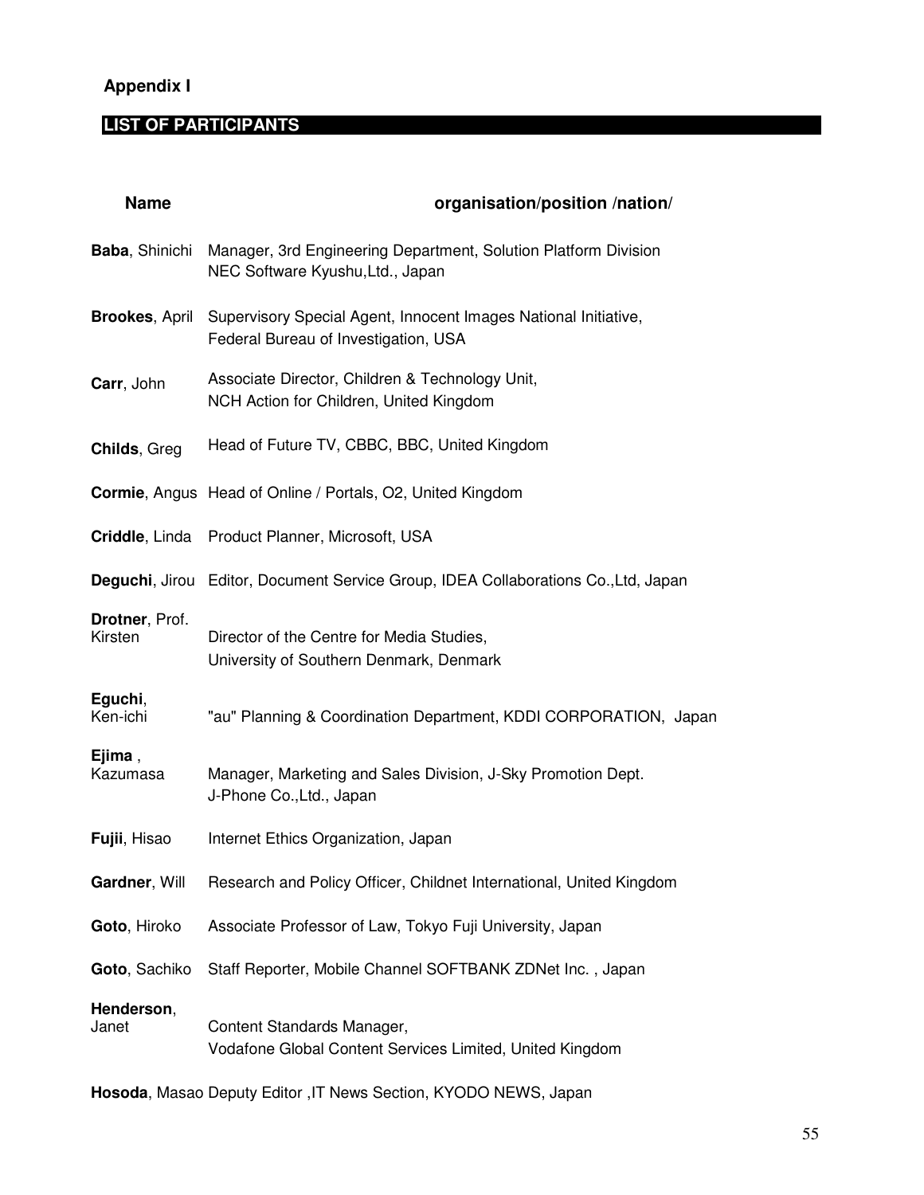**Appendix I**

## LIST OF PARTICIPANTS

| Name | organisation/position /nation/ |
|---|---|
| **Baba**, Shinichi | Manager, 3rd Engineering Department, Solution Platform Division NEC Software Kyushu,Ltd., Japan |
| **Brookes**, April | Supervisory Special Agent, Innocent Images National Initiative, Federal Bureau of Investigation, USA |
| **Carr**, John | Associate Director, Children & Technology Unit, NCH Action for Children, United Kingdom |
| **Childs**, Greg | Head of Future TV, CBBC, BBC, United Kingdom |
| **Cormie**, Angus | Head of Online / Portals, O2, United Kingdom |
| **Criddle**, Linda | Product Planner, Microsoft, USA |
| **Deguchi**, Jirou | Editor, Document Service Group, IDEA Collaborations Co.,Ltd, Japan |
| **Drotner**, Prof. Kirsten | Director of the Centre for Media Studies, University of Southern Denmark, Denmark |
| **Eguchi**, Ken-ichi | "au" Planning & Coordination Department, KDDI CORPORATION, Japan |
| **Ejima** , Kazumasa | Manager, Marketing and Sales Division, J-Sky Promotion Dept. J-Phone Co.,Ltd., Japan |
| **Fujii**, Hisao | Internet Ethics Organization, Japan |
| **Gardner**, Will | Research and Policy Officer, Childnet International, United Kingdom |
| **Goto**, Hiroko | Associate Professor of Law, Tokyo Fuji University, Japan |
| **Goto**, Sachiko | Staff Reporter, Mobile Channel SOFTBANK ZDNet Inc. , Japan |
| **Henderson**, Janet | Content Standards Manager, Vodafone Global Content Services Limited, United Kingdom |
| **Hosoda**, Masao | Deputy Editor ,IT News Section, KYODO NEWS, Japan |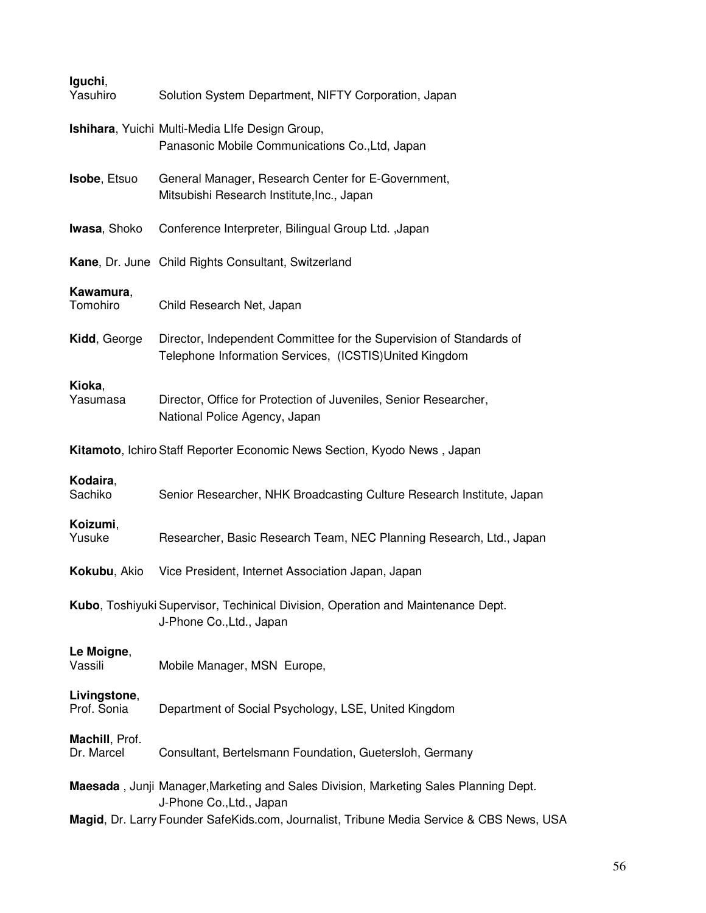**Iguchi**, Yasuhiro — Solution System Department, NIFTY Corporation, Japan

**Ishihara**, Yuichi — Multi-Media LIfe Design Group, Panasonic Mobile Communications Co.,Ltd, Japan

**Isobe**, Etsuo — General Manager, Research Center for E-Government, Mitsubishi Research Institute,Inc., Japan

**Iwasa**, Shoko — Conference Interpreter, Bilingual Group Ltd. ,Japan

**Kane**, Dr. June — Child Rights Consultant, Switzerland

**Kawamura**, Tomohiro — Child Research Net, Japan

**Kidd**, George — Director, Independent Committee for the Supervision of Standards of Telephone Information Services, (ICSTIS)United Kingdom

**Kioka**, Yasumasa — Director, Office for Protection of Juveniles, Senior Researcher, National Police Agency, Japan

**Kitamoto**, Ichiro — Staff Reporter Economic News Section, Kyodo News , Japan

**Kodaira**, Sachiko — Senior Researcher, NHK Broadcasting Culture Research Institute, Japan

**Koizumi**, Yusuke — Researcher, Basic Research Team, NEC Planning Research, Ltd., Japan

**Kokubu**, Akio — Vice President, Internet Association Japan, Japan

**Kubo**, Toshiyuki — Supervisor, Techinical Division, Operation and Maintenance Dept. J-Phone Co.,Ltd., Japan

**Le Moigne**, Vassili — Mobile Manager, MSN Europe,

**Livingstone**, Prof. Sonia — Department of Social Psychology, LSE, United Kingdom

**Machill**, Prof. Dr. Marcel — Consultant, Bertelsmann Foundation, Guetersloh, Germany

**Maesada** , Junji — Manager,Marketing and Sales Division, Marketing Sales Planning Dept. J-Phone Co.,Ltd., Japan

**Magid**, Dr. Larry — Founder SafeKids.com, Journalist, Tribune Media Service & CBS News, USA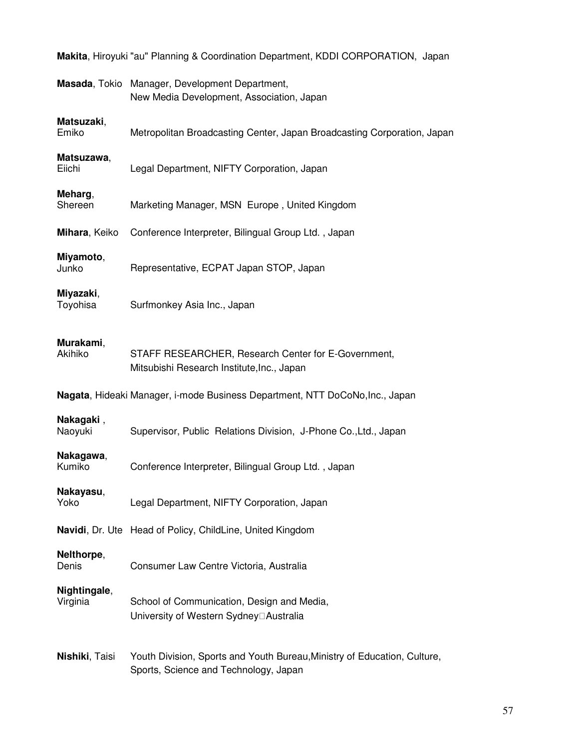**Makita**, Hiroyuki "au" Planning & Coordination Department, KDDI CORPORATION, Japan

**Masada**, Tokio Manager, Development Department,
New Media Development, Association, Japan

**Matsuzaki**, Emiko Metropolitan Broadcasting Center, Japan Broadcasting Corporation, Japan

**Matsuzawa**, Eiichi Legal Department, NIFTY Corporation, Japan

**Meharg**, Shereen Marketing Manager, MSN Europe , United Kingdom

**Mihara**, Keiko Conference Interpreter, Bilingual Group Ltd. , Japan

**Miyamoto**, Junko Representative, ECPAT Japan STOP, Japan

**Miyazaki**, Toyohisa Surfmonkey Asia Inc., Japan

**Murakami**, Akihiko STAFF RESEARCHER, Research Center for E-Government,
Mitsubishi Research Institute,Inc., Japan

**Nagata**, Hideaki Manager, i-mode Business Department, NTT DoCoNo,Inc., Japan

**Nakagaki** , Naoyuki Supervisor, Public Relations Division, J-Phone Co.,Ltd., Japan

**Nakagawa**, Kumiko Conference Interpreter, Bilingual Group Ltd. , Japan

**Nakayasu**, Yoko Legal Department, NIFTY Corporation, Japan

**Navidi**, Dr. Ute Head of Policy, ChildLine, United Kingdom

**Nelthorpe**, Denis Consumer Law Centre Victoria, Australia

**Nightingale**, Virginia School of Communication, Design and Media,
University of Western Sydney Australia

**Nishiki**, Taisi Youth Division, Sports and Youth Bureau,Ministry of Education, Culture,
Sports, Science and Technology, Japan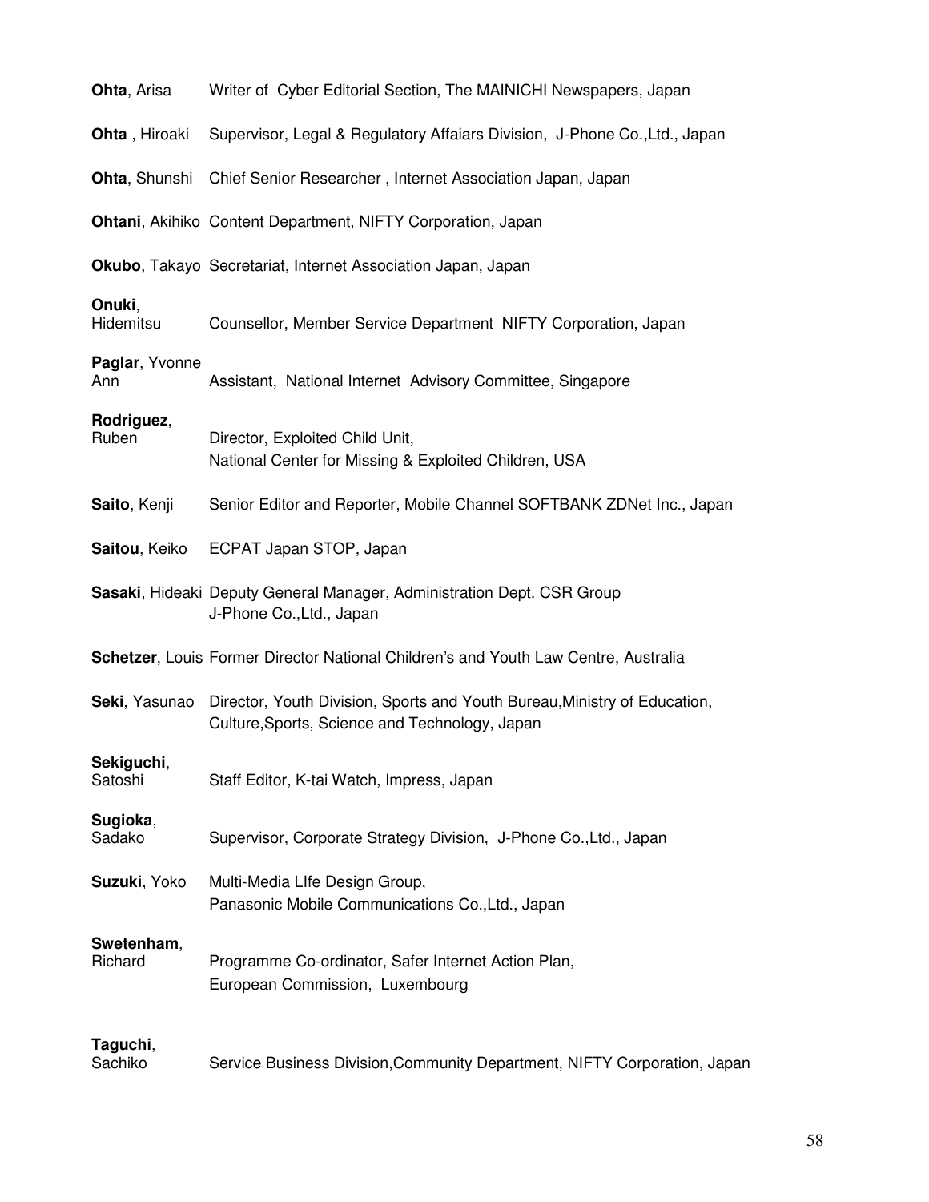**Ohta**, Arisa Writer of Cyber Editorial Section, The MAINICHI Newspapers, Japan

**Ohta** , Hiroaki Supervisor, Legal & Regulatory Affaiars Division, J-Phone Co.,Ltd., Japan

**Ohta**, Shunshi Chief Senior Researcher , Internet Association Japan, Japan

**Ohtani**, Akihiko Content Department, NIFTY Corporation, Japan

**Okubo**, Takayo Secretariat, Internet Association Japan, Japan

**Onuki**, Hidemitsu Counsellor, Member Service Department NIFTY Corporation, Japan

**Paglar**, Yvonne Ann Assistant, National Internet Advisory Committee, Singapore

**Rodriguez**, Ruben Director, Exploited Child Unit,
National Center for Missing & Exploited Children, USA

**Saito**, Kenji Senior Editor and Reporter, Mobile Channel SOFTBANK ZDNet Inc., Japan

**Saitou**, Keiko ECPAT Japan STOP, Japan

**Sasaki**, Hideaki Deputy General Manager, Administration Dept. CSR Group
J-Phone Co.,Ltd., Japan

**Schetzer**, Louis Former Director National Children's and Youth Law Centre, Australia

**Seki**, Yasunao Director, Youth Division, Sports and Youth Bureau,Ministry of Education, Culture,Sports, Science and Technology, Japan

**Sekiguchi**, Satoshi Staff Editor, K-tai Watch, Impress, Japan

**Sugioka**, Sadako Supervisor, Corporate Strategy Division, J-Phone Co.,Ltd., Japan

**Suzuki**, Yoko Multi-Media LIfe Design Group,
Panasonic Mobile Communications Co.,Ltd., Japan

**Swetenham**, Richard Programme Co-ordinator, Safer Internet Action Plan,
European Commission, Luxembourg

**Taguchi**, Sachiko Service Business Division,Community Department, NIFTY Corporation, Japan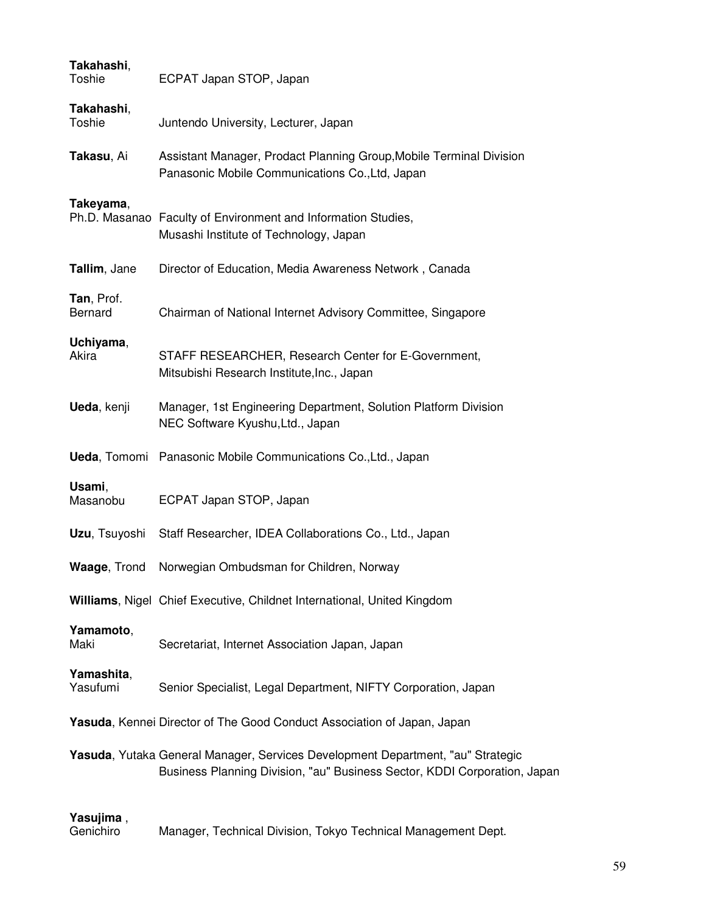**Takahashi**, Toshie — ECPAT Japan STOP, Japan

**Takahashi**, Toshie — Juntendo University, Lecturer, Japan

**Takasu**, Ai — Assistant Manager, Prodact Planning Group,Mobile Terminal Division
Panasonic Mobile Communications Co.,Ltd, Japan

**Takeyama**, Ph.D. Masanao — Faculty of Environment and Information Studies,
Musashi Institute of Technology, Japan

**Tallim**, Jane — Director of Education, Media Awareness Network , Canada

**Tan**, Prof. Bernard — Chairman of National Internet Advisory Committee, Singapore

**Uchiyama**, Akira — STAFF RESEARCHER, Research Center for E-Government,
Mitsubishi Research Institute,Inc., Japan

**Ueda**, kenji — Manager, 1st Engineering Department, Solution Platform Division
NEC Software Kyushu,Ltd., Japan

**Ueda**, Tomomi — Panasonic Mobile Communications Co.,Ltd., Japan

**Usami**, Masanobu — ECPAT Japan STOP, Japan

**Uzu**, Tsuyoshi — Staff Researcher, IDEA Collaborations Co., Ltd., Japan

**Waage**, Trond — Norwegian Ombudsman for Children, Norway

**Williams**, Nigel — Chief Executive, Childnet International, United Kingdom

**Yamamoto**, Maki — Secretariat, Internet Association Japan, Japan

**Yamashita**, Yasufumi — Senior Specialist, Legal Department, NIFTY Corporation, Japan

**Yasuda**, Kennei — Director of The Good Conduct Association of Japan, Japan

**Yasuda**, Yutaka — General Manager, Services Development Department, "au" Strategic
Business Planning Division, "au" Business Sector, KDDI Corporation, Japan

**Yasujima** , Genichiro — Manager, Technical Division, Tokyo Technical Management Dept.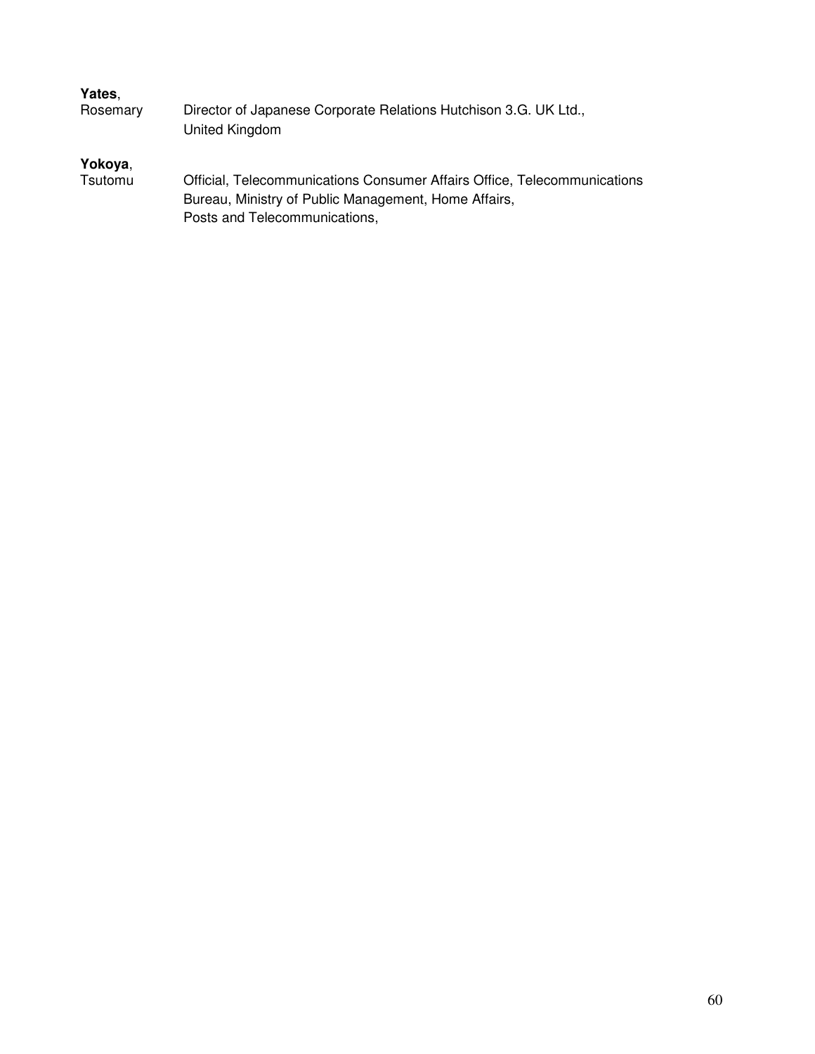**Yates**,
Rosemary	Director of Japanese Corporate Relations Hutchison 3.G. UK Ltd., United Kingdom

**Yokoya**,
Tsutomu	Official, Telecommunications Consumer Affairs Office, Telecommunications Bureau, Ministry of Public Management, Home Affairs, Posts and Telecommunications,